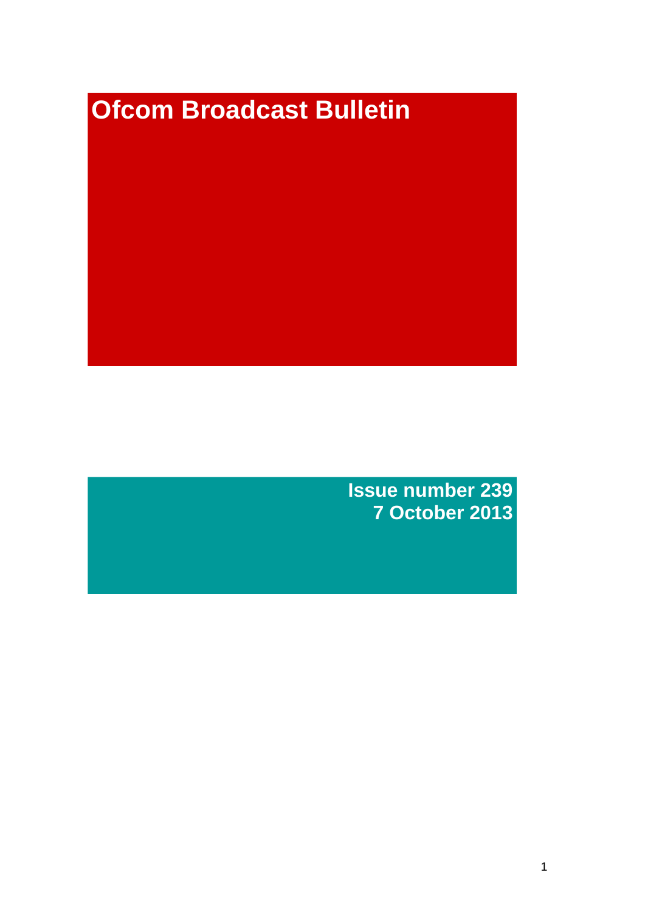# Ofcom Broadcast Bulletin

**Issue number 239**
**7 October 2013**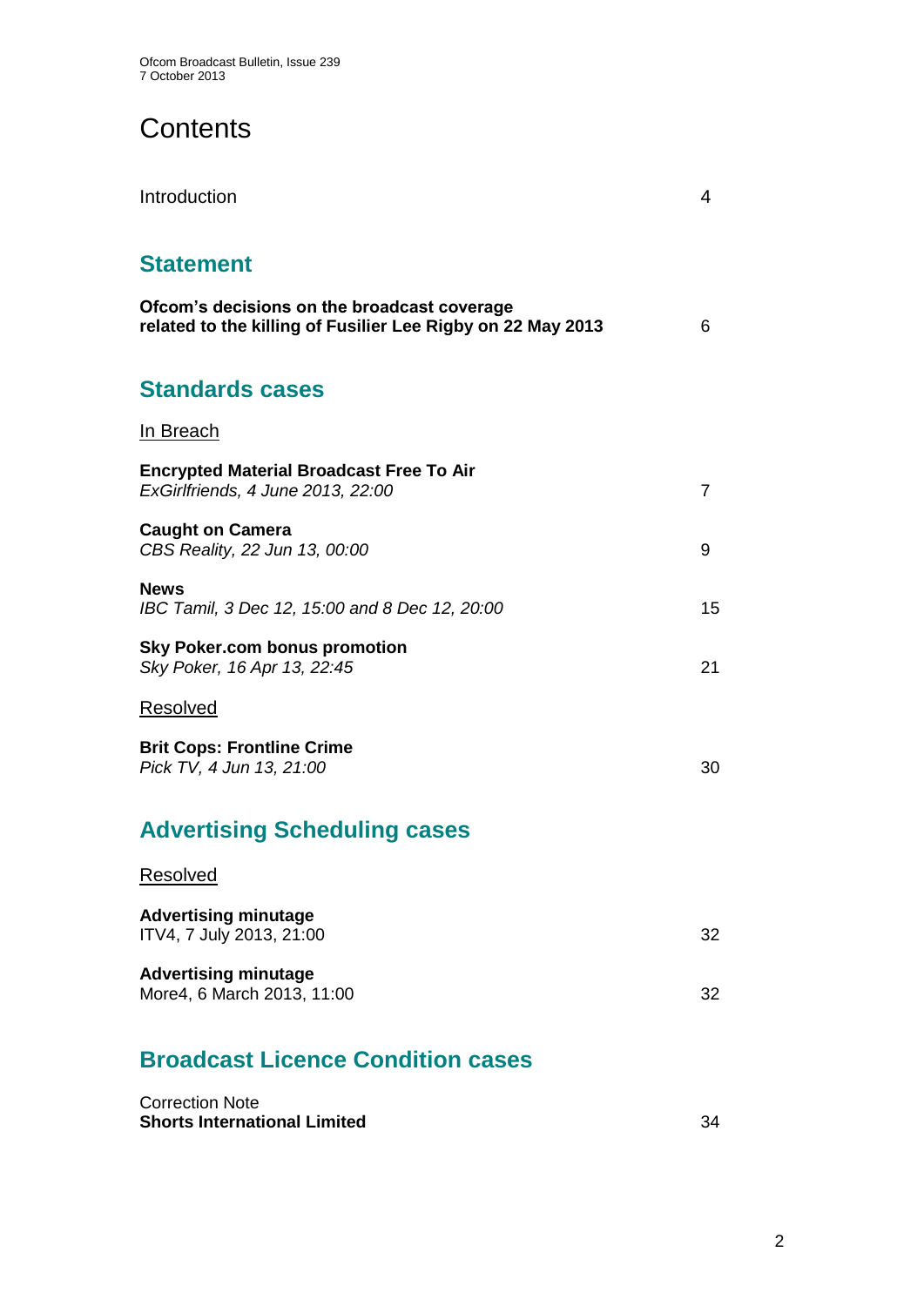# Contents

| | |
|---|---|
| Introduction | 4 |

## Statement

| | |
|---|---|
| **Ofcom's decisions on the broadcast coverage related to the killing of Fusilier Lee Rigby on 22 May 2013** | 6 |

## Standards cases

In Breach

| | |
|---|---|
| **Encrypted Material Broadcast Free To Air**<br>*ExGirlfriends, 4 June 2013, 22:00* | 7 |
| **Caught on Camera**<br>*CBS Reality, 22 Jun 13, 00:00* | 9 |
| **News**<br>*IBC Tamil, 3 Dec 12, 15:00 and 8 Dec 12, 20:00* | 15 |
| **Sky Poker.com bonus promotion**<br>*Sky Poker, 16 Apr 13, 22:45* | 21 |

Resolved

| | |
|---|---|
| **Brit Cops: Frontline Crime**<br>*Pick TV, 4 Jun 13, 21:00* | 30 |

## Advertising Scheduling cases

Resolved

| | |
|---|---|
| **Advertising minutage**<br>ITV4, 7 July 2013, 21:00 | 32 |
| **Advertising minutage**<br>More4, 6 March 2013, 11:00 | 32 |

## Broadcast Licence Condition cases

| | |
|---|---|
| Correction Note<br>**Shorts International Limited** | 34 |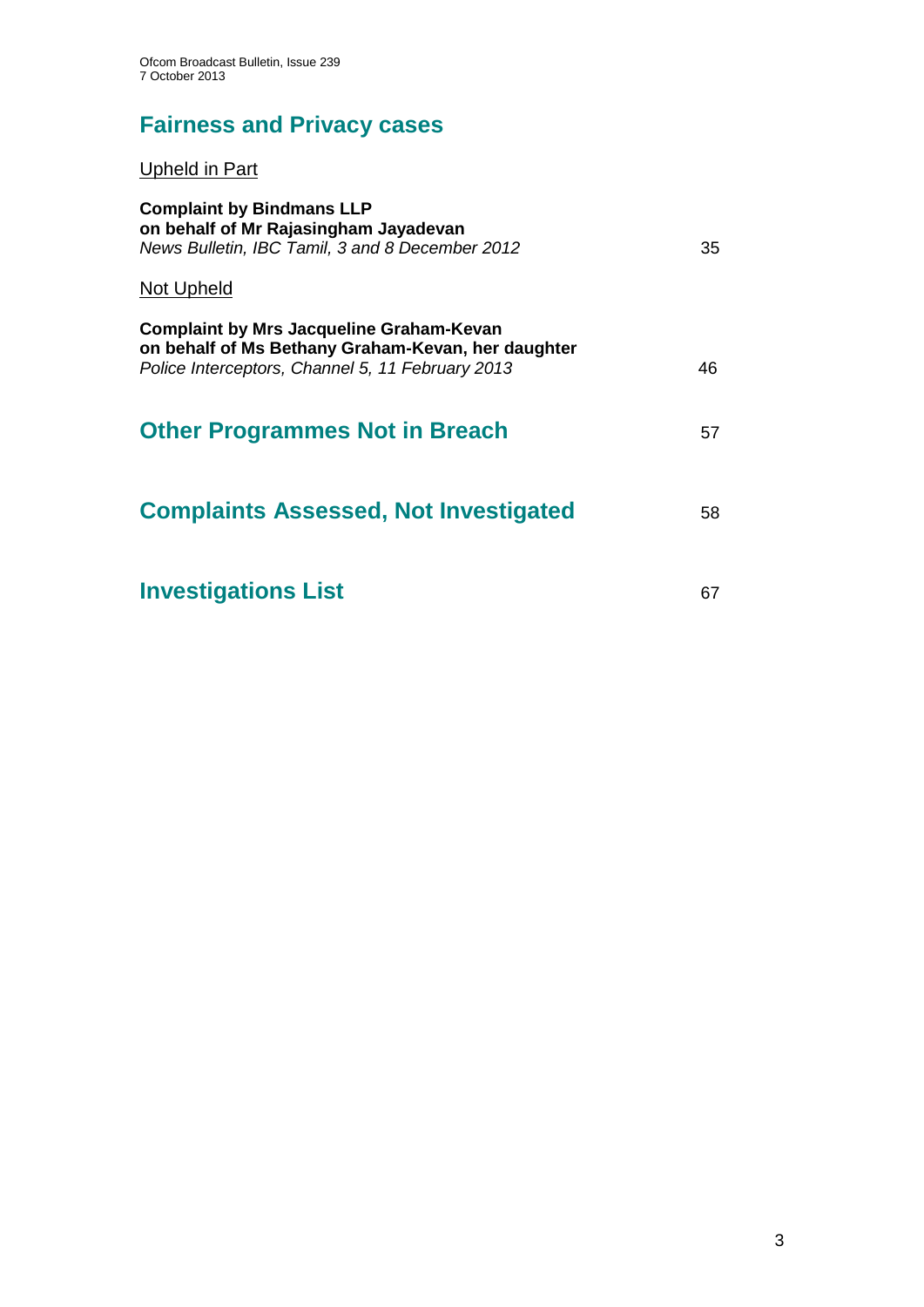## Fairness and Privacy cases

Upheld in Part

**Complaint by Bindmans LLP on behalf of Mr Rajasingham Jayadevan**
*News Bulletin, IBC Tamil, 3 and 8 December 2012* 35

Not Upheld

**Complaint by Mrs Jacqueline Graham-Kevan on behalf of Ms Bethany Graham-Kevan, her daughter**
*Police Interceptors, Channel 5, 11 February 2013* 46

## Other Programmes Not in Breach 57

## Complaints Assessed, Not Investigated 58

## Investigations List 67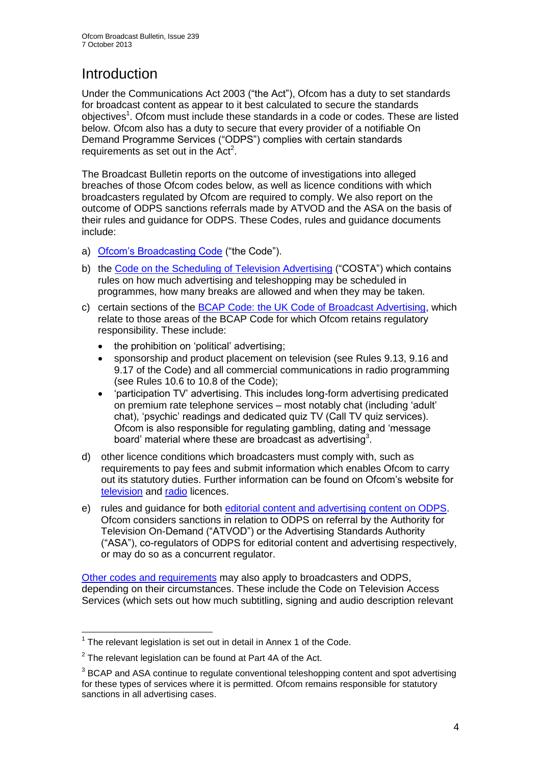# Introduction

Under the Communications Act 2003 ("the Act"), Ofcom has a duty to set standards for broadcast content as appear to it best calculated to secure the standards objectives[1]. Ofcom must include these standards in a code or codes. These are listed below. Ofcom also has a duty to secure that every provider of a notifiable On Demand Programme Services ("ODPS") complies with certain standards requirements as set out in the Act[2].

The Broadcast Bulletin reports on the outcome of investigations into alleged breaches of those Ofcom codes below, as well as licence conditions with which broadcasters regulated by Ofcom are required to comply. We also report on the outcome of ODPS sanctions referrals made by ATVOD and the ASA on the basis of their rules and guidance for ODPS. These Codes, rules and guidance documents include:

a) Ofcom's Broadcasting Code ("the Code").

b) the Code on the Scheduling of Television Advertising ("COSTA") which contains rules on how much advertising and teleshopping may be scheduled in programmes, how many breaks are allowed and when they may be taken.

c) certain sections of the BCAP Code: the UK Code of Broadcast Advertising, which relate to those areas of the BCAP Code for which Ofcom retains regulatory responsibility. These include:
   - the prohibition on 'political' advertising;
   - sponsorship and product placement on television (see Rules 9.13, 9.16 and 9.17 of the Code) and all commercial communications in radio programming (see Rules 10.6 to 10.8 of the Code);
   - 'participation TV' advertising. This includes long-form advertising predicated on premium rate telephone services – most notably chat (including 'adult' chat), 'psychic' readings and dedicated quiz TV (Call TV quiz services). Ofcom is also responsible for regulating gambling, dating and 'message board' material where these are broadcast as advertising[3].

d) other licence conditions which broadcasters must comply with, such as requirements to pay fees and submit information which enables Ofcom to carry out its statutory duties. Further information can be found on Ofcom's website for television and radio licences.

e) rules and guidance for both editorial content and advertising content on ODPS. Ofcom considers sanctions in relation to ODPS on referral by the Authority for Television On-Demand ("ATVOD") or the Advertising Standards Authority ("ASA"), co-regulators of ODPS for editorial content and advertising respectively, or may do so as a concurrent regulator.

Other codes and requirements may also apply to broadcasters and ODPS, depending on their circumstances. These include the Code on Television Access Services (which sets out how much subtitling, signing and audio description relevant

---

[1] The relevant legislation is set out in detail in Annex 1 of the Code.

[2] The relevant legislation can be found at Part 4A of the Act.

[3] BCAP and ASA continue to regulate conventional teleshopping content and spot advertising for these types of services where it is permitted. Ofcom remains responsible for statutory sanctions in all advertising cases.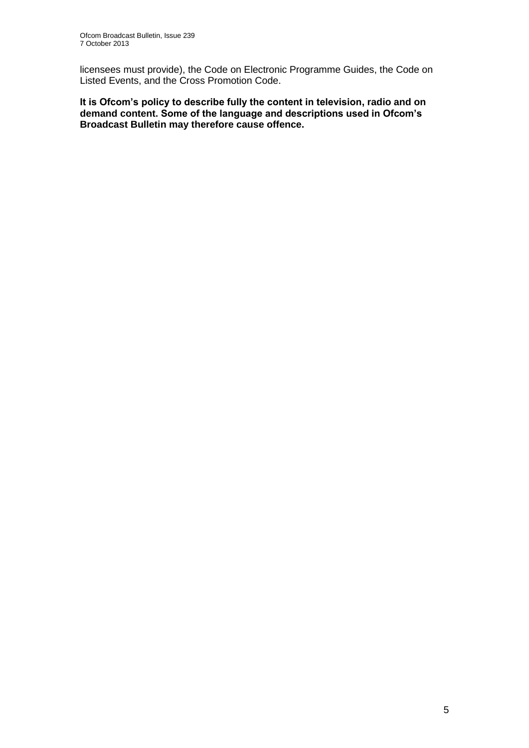licensees must provide), the Code on Electronic Programme Guides, the Code on Listed Events, and the Cross Promotion Code.

**It is Ofcom's policy to describe fully the content in television, radio and on demand content. Some of the language and descriptions used in Ofcom's Broadcast Bulletin may therefore cause offence.**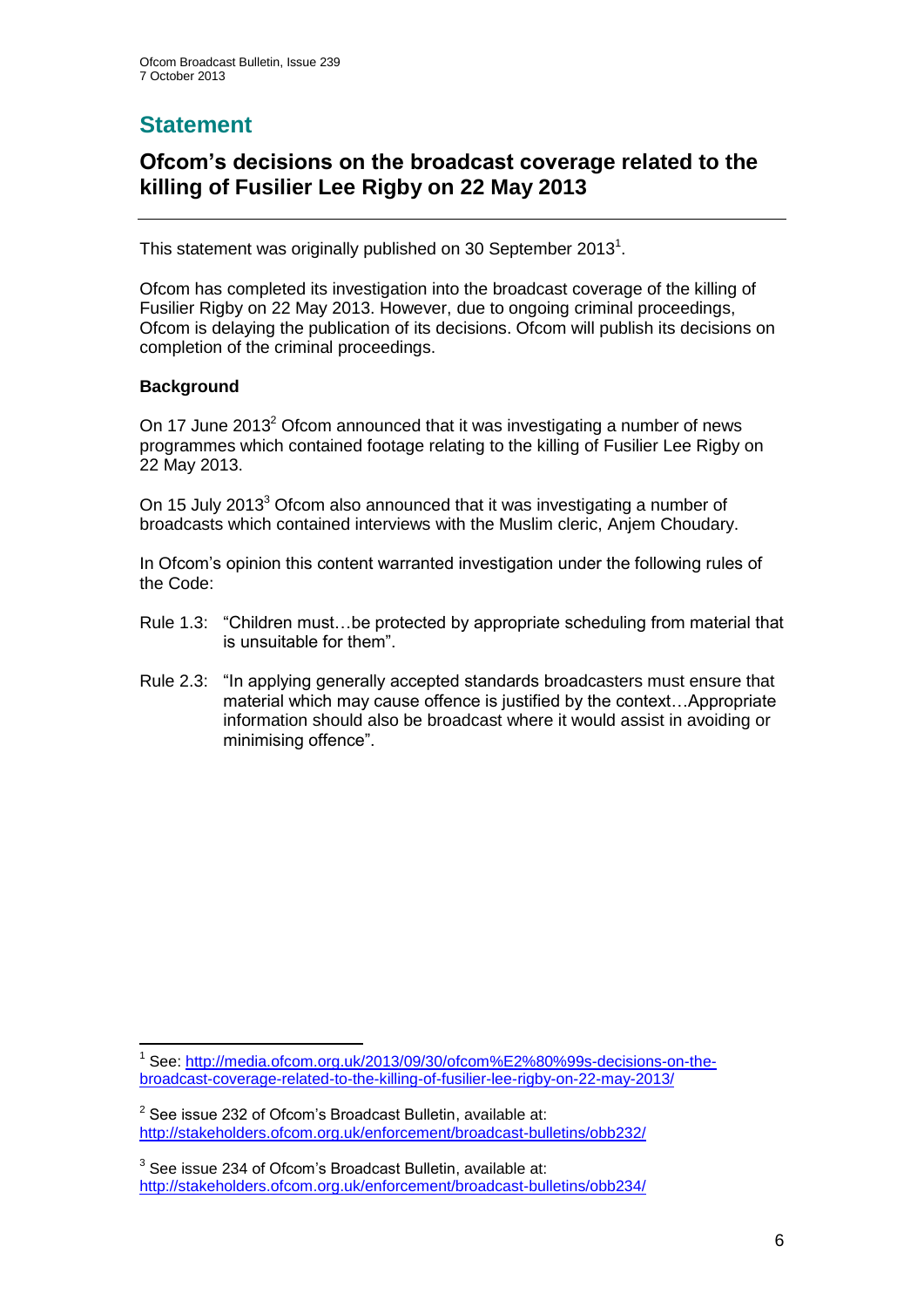# Statement

## Ofcom's decisions on the broadcast coverage related to the killing of Fusilier Lee Rigby on 22 May 2013

This statement was originally published on 30 September 2013[1].

Ofcom has completed its investigation into the broadcast coverage of the killing of Fusilier Rigby on 22 May 2013. However, due to ongoing criminal proceedings, Ofcom is delaying the publication of its decisions. Ofcom will publish its decisions on completion of the criminal proceedings.

**Background**

On 17 June 2013[2] Ofcom announced that it was investigating a number of news programmes which contained footage relating to the killing of Fusilier Lee Rigby on 22 May 2013.

On 15 July 2013[3] Ofcom also announced that it was investigating a number of broadcasts which contained interviews with the Muslim cleric, Anjem Choudary.

In Ofcom's opinion this content warranted investigation under the following rules of the Code:

Rule 1.3: "Children must…be protected by appropriate scheduling from material that is unsuitable for them".

Rule 2.3: "In applying generally accepted standards broadcasters must ensure that material which may cause offence is justified by the context…Appropriate information should also be broadcast where it would assist in avoiding or minimising offence".

---

[1] See: http://media.ofcom.org.uk/2013/09/30/ofcom%E2%80%99s-decisions-on-the-broadcast-coverage-related-to-the-killing-of-fusilier-lee-rigby-on-22-may-2013/

[2] See issue 232 of Ofcom's Broadcast Bulletin, available at: http://stakeholders.ofcom.org.uk/enforcement/broadcast-bulletins/obb232/

[3] See issue 234 of Ofcom's Broadcast Bulletin, available at: http://stakeholders.ofcom.org.uk/enforcement/broadcast-bulletins/obb234/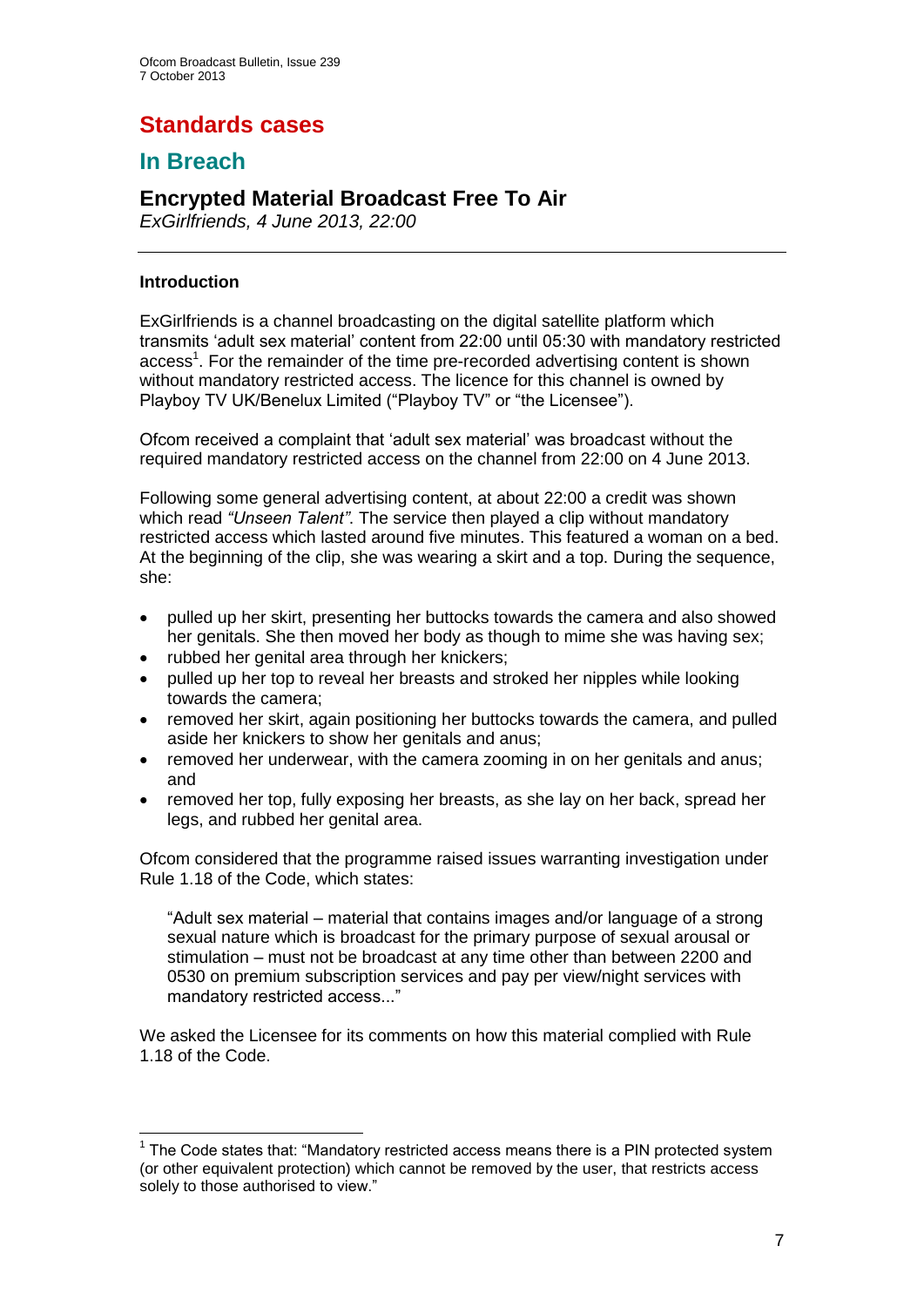# Standards cases

## In Breach

### Encrypted Material Broadcast Free To Air

*ExGirlfriends, 4 June 2013, 22:00*

---

**Introduction**

ExGirlfriends is a channel broadcasting on the digital satellite platform which transmits 'adult sex material' content from 22:00 until 05:30 with mandatory restricted access[1]. For the remainder of the time pre-recorded advertising content is shown without mandatory restricted access. The licence for this channel is owned by Playboy TV UK/Benelux Limited ("Playboy TV" or "the Licensee").

Ofcom received a complaint that 'adult sex material' was broadcast without the required mandatory restricted access on the channel from 22:00 on 4 June 2013.

Following some general advertising content, at about 22:00 a credit was shown which read *"Unseen Talent"*. The service then played a clip without mandatory restricted access which lasted around five minutes. This featured a woman on a bed. At the beginning of the clip, she was wearing a skirt and a top. During the sequence, she:

- pulled up her skirt, presenting her buttocks towards the camera and also showed her genitals. She then moved her body as though to mime she was having sex;
- rubbed her genital area through her knickers;
- pulled up her top to reveal her breasts and stroked her nipples while looking towards the camera;
- removed her skirt, again positioning her buttocks towards the camera, and pulled aside her knickers to show her genitals and anus;
- removed her underwear, with the camera zooming in on her genitals and anus; and
- removed her top, fully exposing her breasts, as she lay on her back, spread her legs, and rubbed her genital area.

Ofcom considered that the programme raised issues warranting investigation under Rule 1.18 of the Code, which states:

> "Adult sex material – material that contains images and/or language of a strong sexual nature which is broadcast for the primary purpose of sexual arousal or stimulation – must not be broadcast at any time other than between 2200 and 0530 on premium subscription services and pay per view/night services with mandatory restricted access..."

We asked the Licensee for its comments on how this material complied with Rule 1.18 of the Code.

---

[1] The Code states that: "Mandatory restricted access means there is a PIN protected system (or other equivalent protection) which cannot be removed by the user, that restricts access solely to those authorised to view."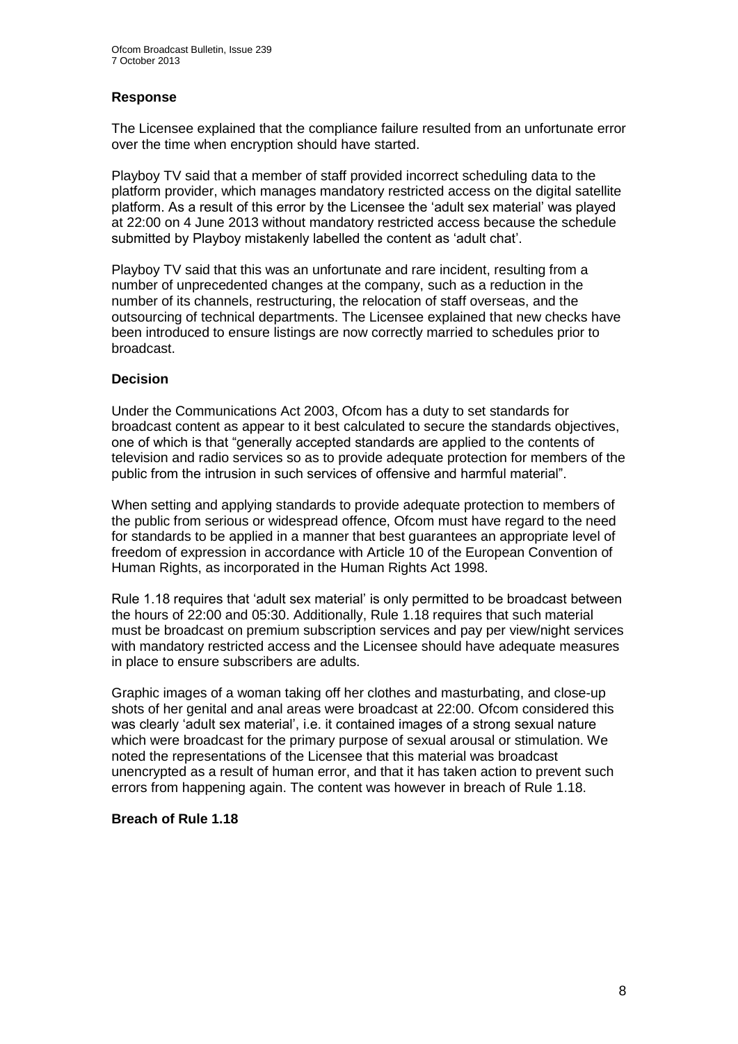### Response

The Licensee explained that the compliance failure resulted from an unfortunate error over the time when encryption should have started.

Playboy TV said that a member of staff provided incorrect scheduling data to the platform provider, which manages mandatory restricted access on the digital satellite platform. As a result of this error by the Licensee the 'adult sex material' was played at 22:00 on 4 June 2013 without mandatory restricted access because the schedule submitted by Playboy mistakenly labelled the content as 'adult chat'.

Playboy TV said that this was an unfortunate and rare incident, resulting from a number of unprecedented changes at the company, such as a reduction in the number of its channels, restructuring, the relocation of staff overseas, and the outsourcing of technical departments. The Licensee explained that new checks have been introduced to ensure listings are now correctly married to schedules prior to broadcast.

### Decision

Under the Communications Act 2003, Ofcom has a duty to set standards for broadcast content as appear to it best calculated to secure the standards objectives, one of which is that "generally accepted standards are applied to the contents of television and radio services so as to provide adequate protection for members of the public from the intrusion in such services of offensive and harmful material".

When setting and applying standards to provide adequate protection to members of the public from serious or widespread offence, Ofcom must have regard to the need for standards to be applied in a manner that best guarantees an appropriate level of freedom of expression in accordance with Article 10 of the European Convention of Human Rights, as incorporated in the Human Rights Act 1998.

Rule 1.18 requires that 'adult sex material' is only permitted to be broadcast between the hours of 22:00 and 05:30. Additionally, Rule 1.18 requires that such material must be broadcast on premium subscription services and pay per view/night services with mandatory restricted access and the Licensee should have adequate measures in place to ensure subscribers are adults.

Graphic images of a woman taking off her clothes and masturbating, and close-up shots of her genital and anal areas were broadcast at 22:00. Ofcom considered this was clearly 'adult sex material', i.e. it contained images of a strong sexual nature which were broadcast for the primary purpose of sexual arousal or stimulation. We noted the representations of the Licensee that this material was broadcast unencrypted as a result of human error, and that it has taken action to prevent such errors from happening again. The content was however in breach of Rule 1.18.

**Breach of Rule 1.18**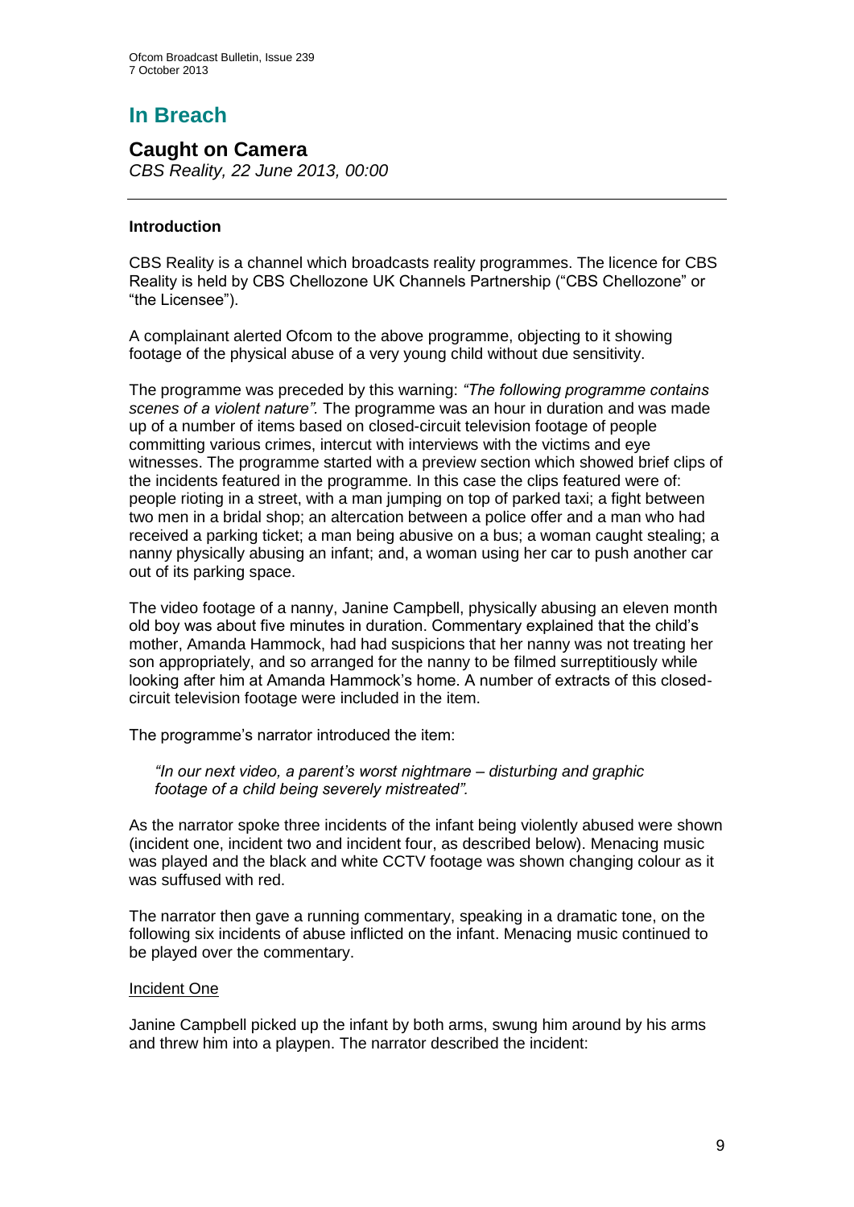# In Breach

## Caught on Camera

*CBS Reality, 22 June 2013, 00:00*

### Introduction

CBS Reality is a channel which broadcasts reality programmes. The licence for CBS Reality is held by CBS Chellozone UK Channels Partnership ("CBS Chellozone" or "the Licensee").

A complainant alerted Ofcom to the above programme, objecting to it showing footage of the physical abuse of a very young child without due sensitivity.

The programme was preceded by this warning: *"The following programme contains scenes of a violent nature".* The programme was an hour in duration and was made up of a number of items based on closed-circuit television footage of people committing various crimes, intercut with interviews with the victims and eye witnesses. The programme started with a preview section which showed brief clips of the incidents featured in the programme. In this case the clips featured were of: people rioting in a street, with a man jumping on top of parked taxi; a fight between two men in a bridal shop; an altercation between a police offer and a man who had received a parking ticket; a man being abusive on a bus; a woman caught stealing; a nanny physically abusing an infant; and, a woman using her car to push another car out of its parking space.

The video footage of a nanny, Janine Campbell, physically abusing an eleven month old boy was about five minutes in duration. Commentary explained that the child's mother, Amanda Hammock, had had suspicions that her nanny was not treating her son appropriately, and so arranged for the nanny to be filmed surreptitiously while looking after him at Amanda Hammock's home. A number of extracts of this closed-circuit television footage were included in the item.

The programme's narrator introduced the item:

> *"In our next video, a parent's worst nightmare – disturbing and graphic footage of a child being severely mistreated".*

As the narrator spoke three incidents of the infant being violently abused were shown (incident one, incident two and incident four, as described below). Menacing music was played and the black and white CCTV footage was shown changing colour as it was suffused with red.

The narrator then gave a running commentary, speaking in a dramatic tone, on the following six incidents of abuse inflicted on the infant. Menacing music continued to be played over the commentary.

<u>Incident One</u>

Janine Campbell picked up the infant by both arms, swung him around by his arms and threw him into a playpen. The narrator described the incident: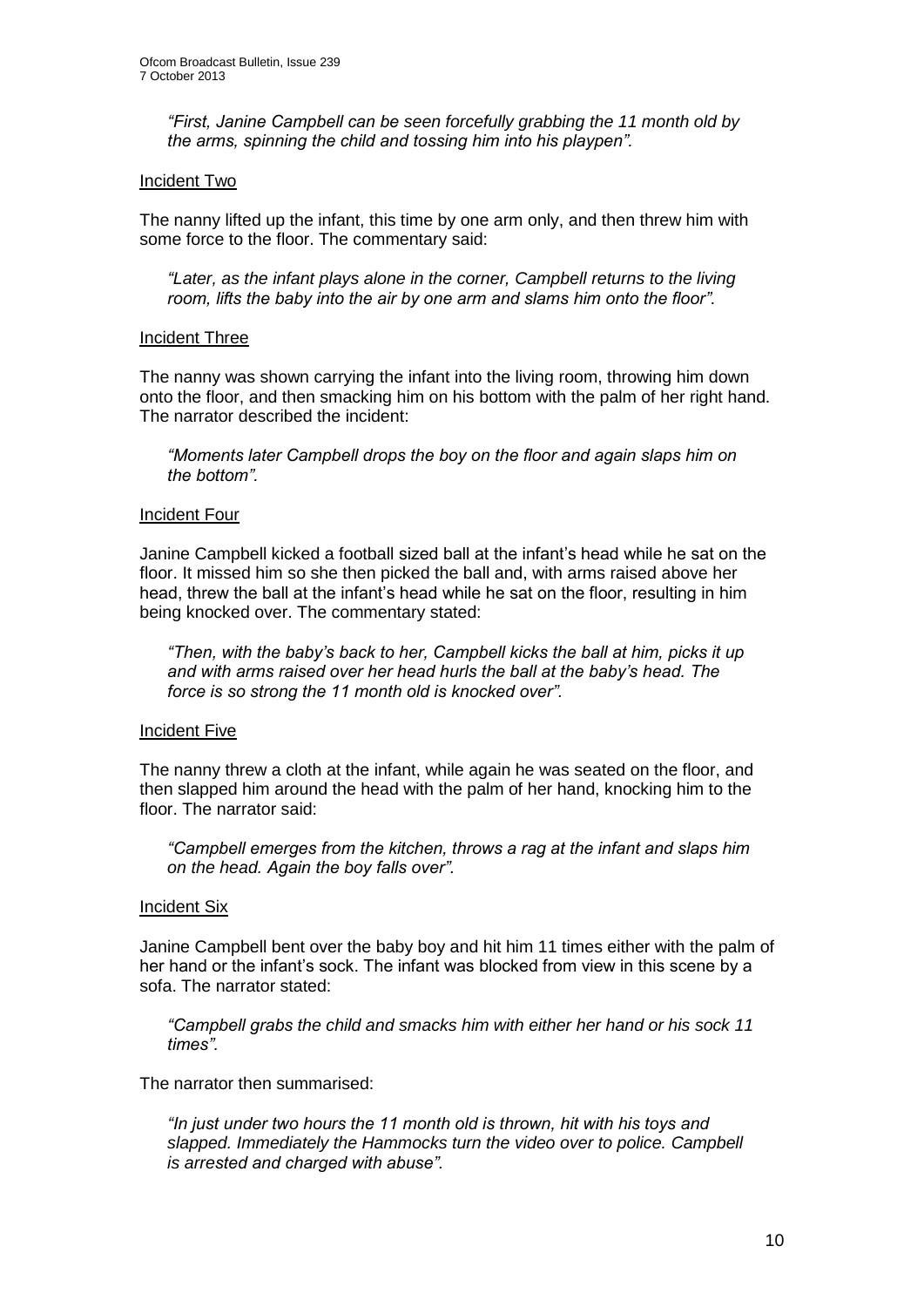*"First, Janine Campbell can be seen forcefully grabbing the 11 month old by the arms, spinning the child and tossing him into his playpen".*

Incident Two

The nanny lifted up the infant, this time by one arm only, and then threw him with some force to the floor. The commentary said:

*"Later, as the infant plays alone in the corner, Campbell returns to the living room, lifts the baby into the air by one arm and slams him onto the floor".*

Incident Three

The nanny was shown carrying the infant into the living room, throwing him down onto the floor, and then smacking him on his bottom with the palm of her right hand. The narrator described the incident:

*"Moments later Campbell drops the boy on the floor and again slaps him on the bottom".*

Incident Four

Janine Campbell kicked a football sized ball at the infant's head while he sat on the floor. It missed him so she then picked the ball and, with arms raised above her head, threw the ball at the infant's head while he sat on the floor, resulting in him being knocked over. The commentary stated:

*"Then, with the baby's back to her, Campbell kicks the ball at him, picks it up and with arms raised over her head hurls the ball at the baby's head. The force is so strong the 11 month old is knocked over".*

Incident Five

The nanny threw a cloth at the infant, while again he was seated on the floor, and then slapped him around the head with the palm of her hand, knocking him to the floor. The narrator said:

*"Campbell emerges from the kitchen, throws a rag at the infant and slaps him on the head. Again the boy falls over".*

Incident Six

Janine Campbell bent over the baby boy and hit him 11 times either with the palm of her hand or the infant's sock. The infant was blocked from view in this scene by a sofa. The narrator stated:

*"Campbell grabs the child and smacks him with either her hand or his sock 11 times".*

The narrator then summarised:

*"In just under two hours the 11 month old is thrown, hit with his toys and slapped. Immediately the Hammocks turn the video over to police. Campbell is arrested and charged with abuse".*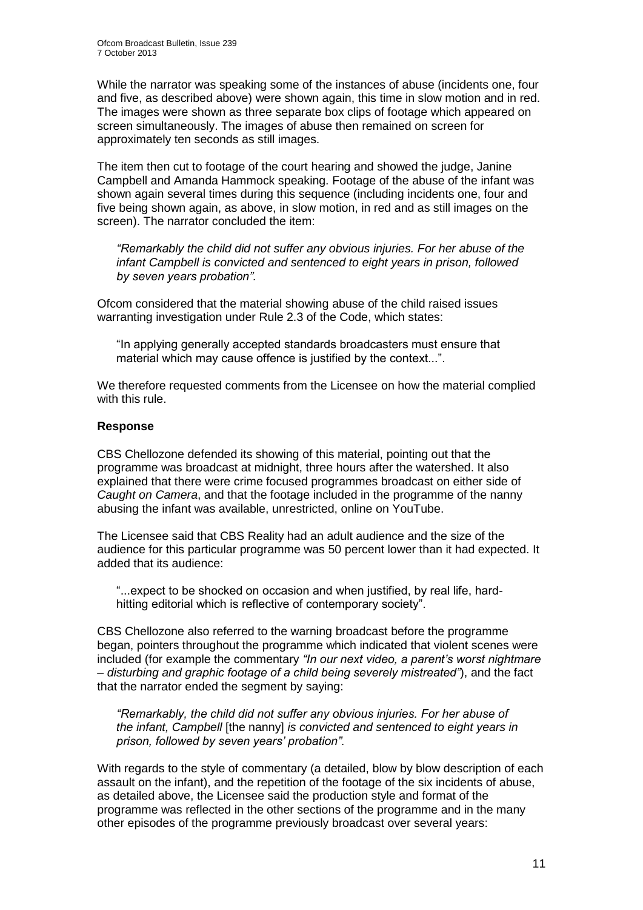While the narrator was speaking some of the instances of abuse (incidents one, four and five, as described above) were shown again, this time in slow motion and in red. The images were shown as three separate box clips of footage which appeared on screen simultaneously. The images of abuse then remained on screen for approximately ten seconds as still images.

The item then cut to footage of the court hearing and showed the judge, Janine Campbell and Amanda Hammock speaking. Footage of the abuse of the infant was shown again several times during this sequence (including incidents one, four and five being shown again, as above, in slow motion, in red and as still images on the screen). The narrator concluded the item:

> *"Remarkably the child did not suffer any obvious injuries. For her abuse of the infant Campbell is convicted and sentenced to eight years in prison, followed by seven years probation".*

Ofcom considered that the material showing abuse of the child raised issues warranting investigation under Rule 2.3 of the Code, which states:

> "In applying generally accepted standards broadcasters must ensure that material which may cause offence is justified by the context...".

We therefore requested comments from the Licensee on how the material complied with this rule.

**Response**

CBS Chellozone defended its showing of this material, pointing out that the programme was broadcast at midnight, three hours after the watershed. It also explained that there were crime focused programmes broadcast on either side of *Caught on Camera*, and that the footage included in the programme of the nanny abusing the infant was available, unrestricted, online on YouTube.

The Licensee said that CBS Reality had an adult audience and the size of the audience for this particular programme was 50 percent lower than it had expected. It added that its audience:

> "...expect to be shocked on occasion and when justified, by real life, hard-hitting editorial which is reflective of contemporary society".

CBS Chellozone also referred to the warning broadcast before the programme began, pointers throughout the programme which indicated that violent scenes were included (for example the commentary *"In our next video, a parent's worst nightmare – disturbing and graphic footage of a child being severely mistreated"*), and the fact that the narrator ended the segment by saying:

> *"Remarkably, the child did not suffer any obvious injuries. For her abuse of the infant, Campbell* [the nanny] *is convicted and sentenced to eight years in prison, followed by seven years' probation".*

With regards to the style of commentary (a detailed, blow by blow description of each assault on the infant), and the repetition of the footage of the six incidents of abuse, as detailed above, the Licensee said the production style and format of the programme was reflected in the other sections of the programme and in the many other episodes of the programme previously broadcast over several years: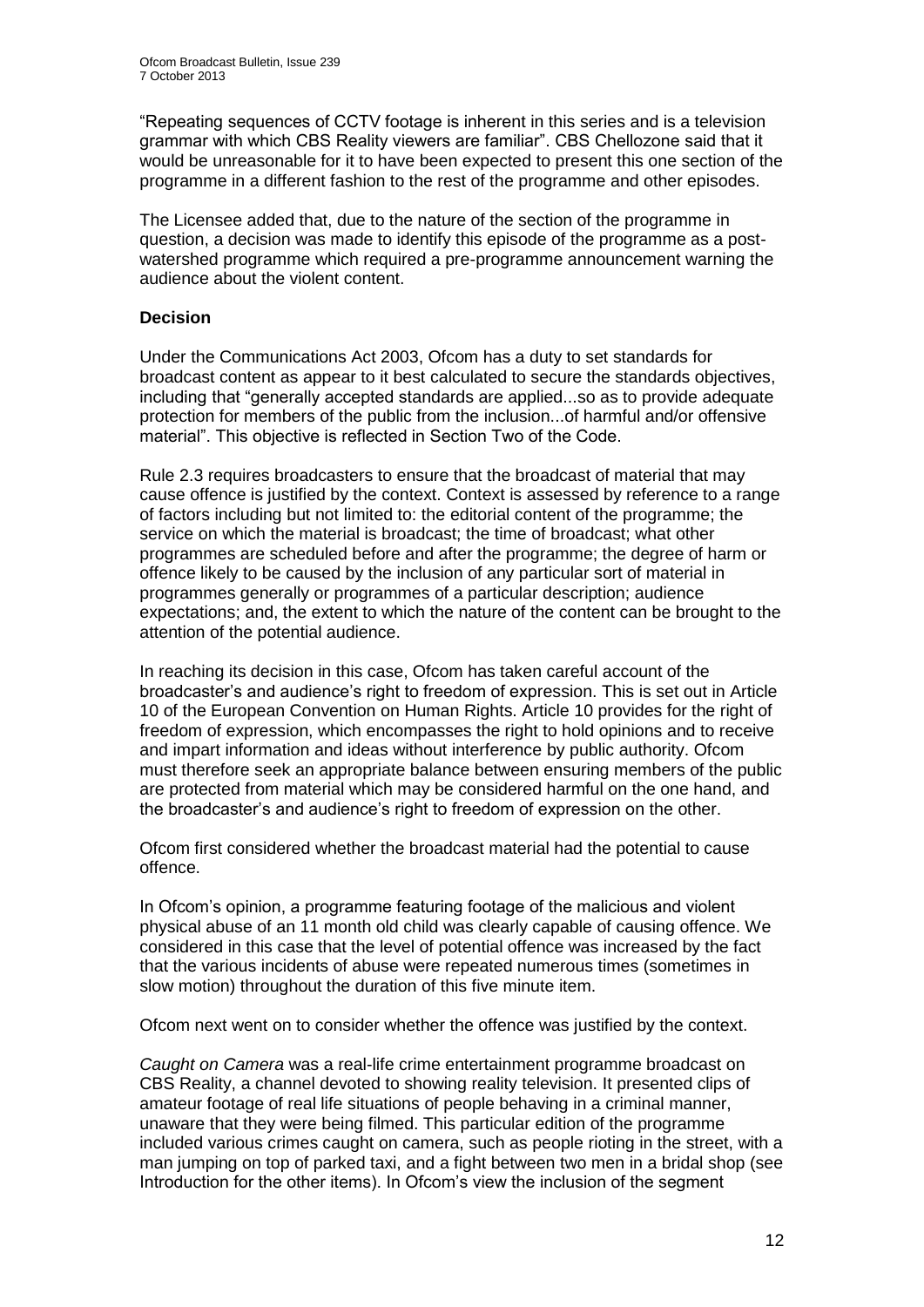"Repeating sequences of CCTV footage is inherent in this series and is a television grammar with which CBS Reality viewers are familiar". CBS Chellozone said that it would be unreasonable for it to have been expected to present this one section of the programme in a different fashion to the rest of the programme and other episodes.

The Licensee added that, due to the nature of the section of the programme in question, a decision was made to identify this episode of the programme as a post-watershed programme which required a pre-programme announcement warning the audience about the violent content.

**Decision**

Under the Communications Act 2003, Ofcom has a duty to set standards for broadcast content as appear to it best calculated to secure the standards objectives, including that "generally accepted standards are applied...so as to provide adequate protection for members of the public from the inclusion...of harmful and/or offensive material". This objective is reflected in Section Two of the Code.

Rule 2.3 requires broadcasters to ensure that the broadcast of material that may cause offence is justified by the context. Context is assessed by reference to a range of factors including but not limited to: the editorial content of the programme; the service on which the material is broadcast; the time of broadcast; what other programmes are scheduled before and after the programme; the degree of harm or offence likely to be caused by the inclusion of any particular sort of material in programmes generally or programmes of a particular description; audience expectations; and, the extent to which the nature of the content can be brought to the attention of the potential audience.

In reaching its decision in this case, Ofcom has taken careful account of the broadcaster's and audience's right to freedom of expression. This is set out in Article 10 of the European Convention on Human Rights. Article 10 provides for the right of freedom of expression, which encompasses the right to hold opinions and to receive and impart information and ideas without interference by public authority. Ofcom must therefore seek an appropriate balance between ensuring members of the public are protected from material which may be considered harmful on the one hand, and the broadcaster's and audience's right to freedom of expression on the other.

Ofcom first considered whether the broadcast material had the potential to cause offence.

In Ofcom's opinion, a programme featuring footage of the malicious and violent physical abuse of an 11 month old child was clearly capable of causing offence. We considered in this case that the level of potential offence was increased by the fact that the various incidents of abuse were repeated numerous times (sometimes in slow motion) throughout the duration of this five minute item.

Ofcom next went on to consider whether the offence was justified by the context.

*Caught on Camera* was a real-life crime entertainment programme broadcast on CBS Reality, a channel devoted to showing reality television. It presented clips of amateur footage of real life situations of people behaving in a criminal manner, unaware that they were being filmed. This particular edition of the programme included various crimes caught on camera, such as people rioting in the street, with a man jumping on top of parked taxi, and a fight between two men in a bridal shop (see Introduction for the other items). In Ofcom's view the inclusion of the segment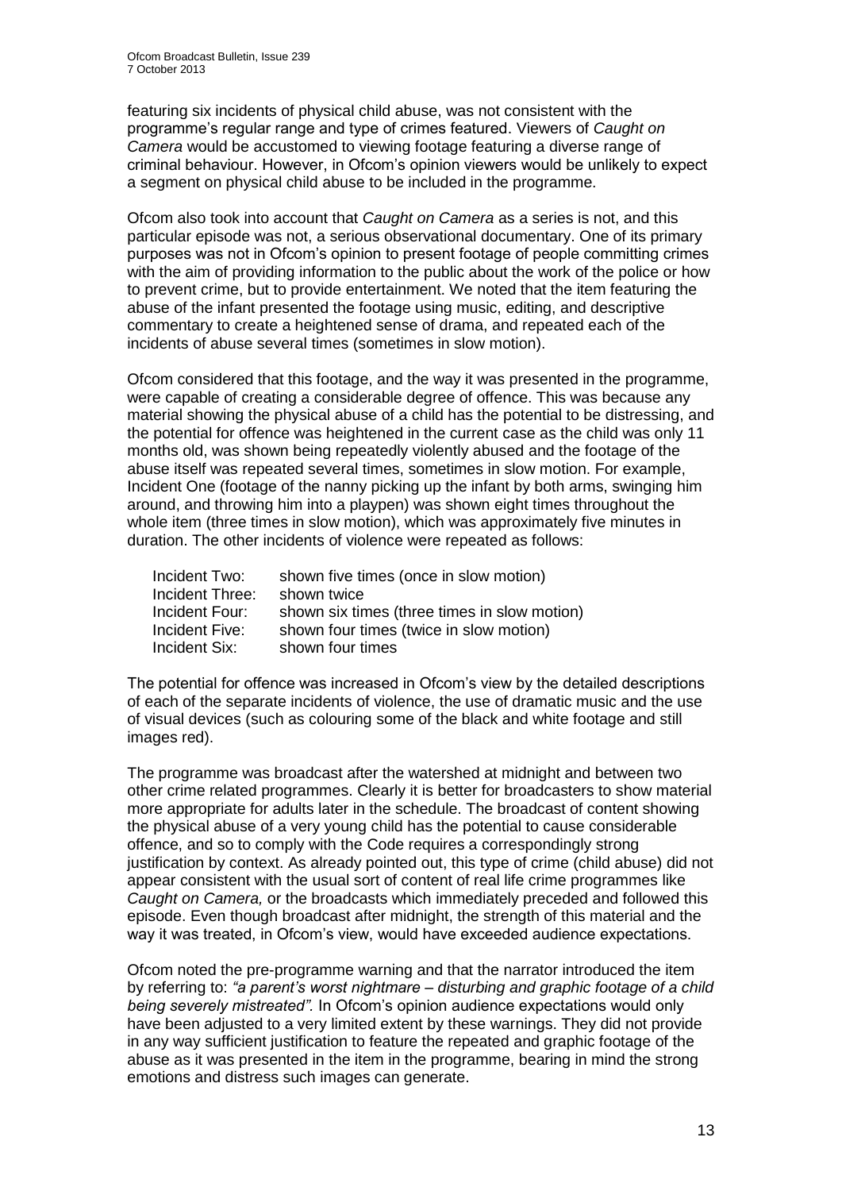featuring six incidents of physical child abuse, was not consistent with the programme's regular range and type of crimes featured. Viewers of *Caught on Camera* would be accustomed to viewing footage featuring a diverse range of criminal behaviour. However, in Ofcom's opinion viewers would be unlikely to expect a segment on physical child abuse to be included in the programme.

Ofcom also took into account that *Caught on Camera* as a series is not, and this particular episode was not, a serious observational documentary. One of its primary purposes was not in Ofcom's opinion to present footage of people committing crimes with the aim of providing information to the public about the work of the police or how to prevent crime, but to provide entertainment. We noted that the item featuring the abuse of the infant presented the footage using music, editing, and descriptive commentary to create a heightened sense of drama, and repeated each of the incidents of abuse several times (sometimes in slow motion).

Ofcom considered that this footage, and the way it was presented in the programme, were capable of creating a considerable degree of offence. This was because any material showing the physical abuse of a child has the potential to be distressing, and the potential for offence was heightened in the current case as the child was only 11 months old, was shown being repeatedly violently abused and the footage of the abuse itself was repeated several times, sometimes in slow motion. For example, Incident One (footage of the nanny picking up the infant by both arms, swinging him around, and throwing him into a playpen) was shown eight times throughout the whole item (three times in slow motion), which was approximately five minutes in duration. The other incidents of violence were repeated as follows:

| | |
|---|---|
| Incident Two: | shown five times (once in slow motion) |
| Incident Three: | shown twice |
| Incident Four: | shown six times (three times in slow motion) |
| Incident Five: | shown four times (twice in slow motion) |
| Incident Six: | shown four times |

The potential for offence was increased in Ofcom's view by the detailed descriptions of each of the separate incidents of violence, the use of dramatic music and the use of visual devices (such as colouring some of the black and white footage and still images red).

The programme was broadcast after the watershed at midnight and between two other crime related programmes. Clearly it is better for broadcasters to show material more appropriate for adults later in the schedule. The broadcast of content showing the physical abuse of a very young child has the potential to cause considerable offence, and so to comply with the Code requires a correspondingly strong justification by context. As already pointed out, this type of crime (child abuse) did not appear consistent with the usual sort of content of real life crime programmes like *Caught on Camera,* or the broadcasts which immediately preceded and followed this episode. Even though broadcast after midnight, the strength of this material and the way it was treated, in Ofcom's view, would have exceeded audience expectations.

Ofcom noted the pre-programme warning and that the narrator introduced the item by referring to: *"a parent's worst nightmare – disturbing and graphic footage of a child being severely mistreated".* In Ofcom's opinion audience expectations would only have been adjusted to a very limited extent by these warnings. They did not provide in any way sufficient justification to feature the repeated and graphic footage of the abuse as it was presented in the item in the programme, bearing in mind the strong emotions and distress such images can generate.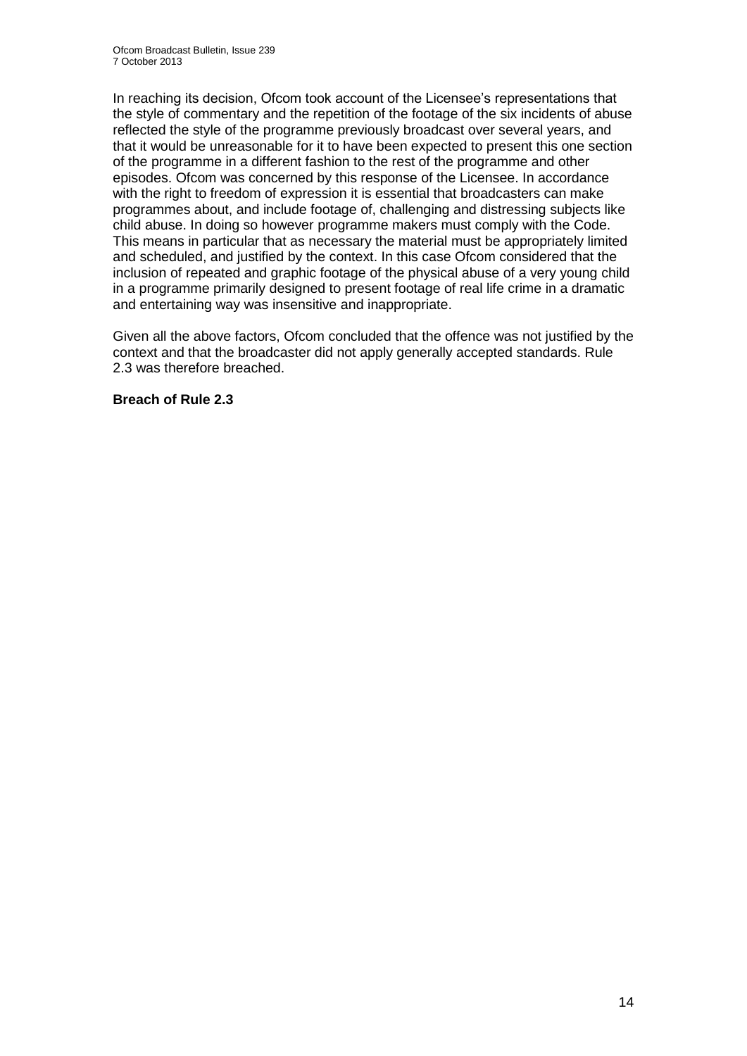In reaching its decision, Ofcom took account of the Licensee's representations that the style of commentary and the repetition of the footage of the six incidents of abuse reflected the style of the programme previously broadcast over several years, and that it would be unreasonable for it to have been expected to present this one section of the programme in a different fashion to the rest of the programme and other episodes. Ofcom was concerned by this response of the Licensee. In accordance with the right to freedom of expression it is essential that broadcasters can make programmes about, and include footage of, challenging and distressing subjects like child abuse. In doing so however programme makers must comply with the Code. This means in particular that as necessary the material must be appropriately limited and scheduled, and justified by the context. In this case Ofcom considered that the inclusion of repeated and graphic footage of the physical abuse of a very young child in a programme primarily designed to present footage of real life crime in a dramatic and entertaining way was insensitive and inappropriate.

Given all the above factors, Ofcom concluded that the offence was not justified by the context and that the broadcaster did not apply generally accepted standards. Rule 2.3 was therefore breached.

**Breach of Rule 2.3**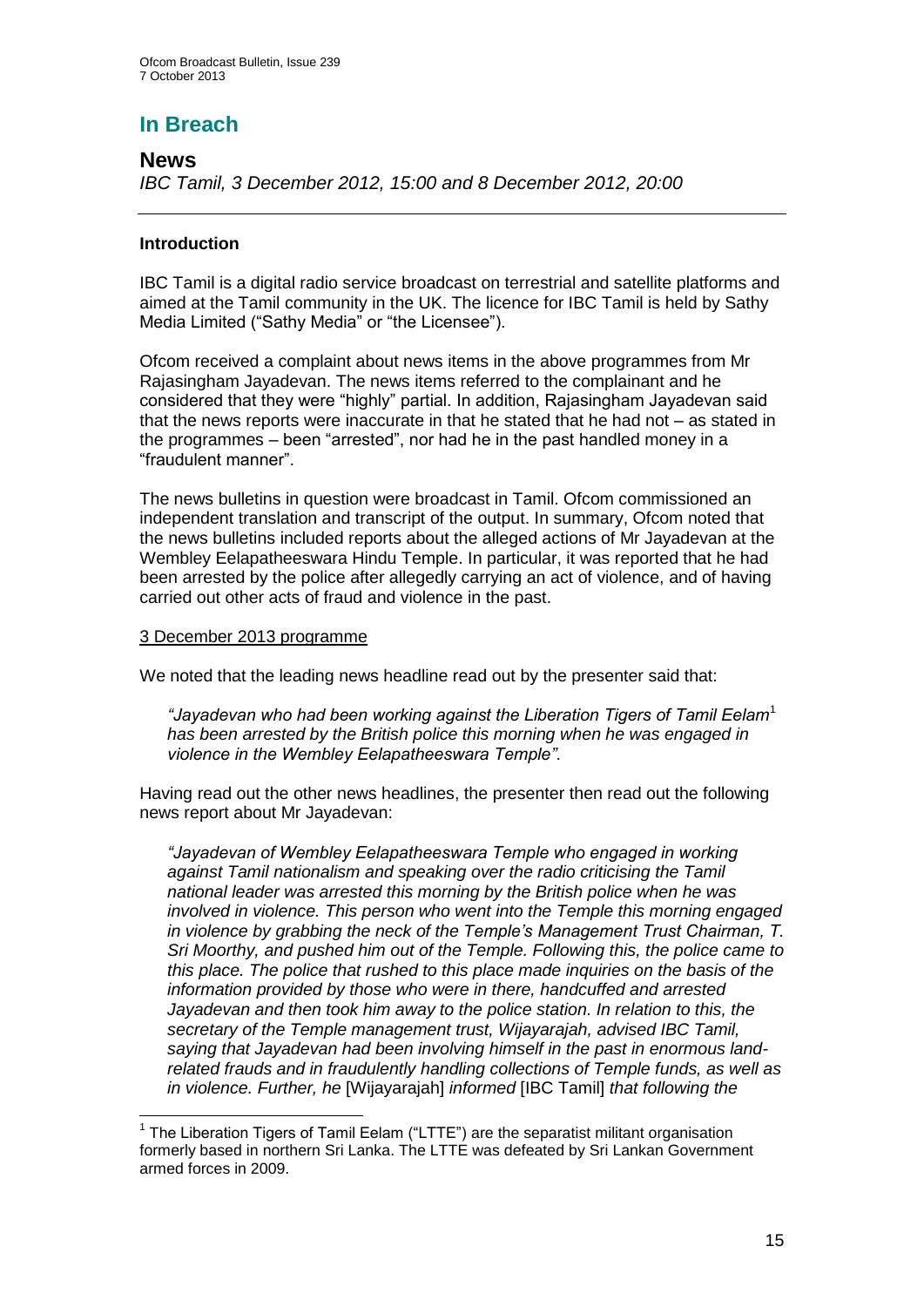# In Breach

## News

*IBC Tamil, 3 December 2012, 15:00 and 8 December 2012, 20:00*

---

**Introduction**

IBC Tamil is a digital radio service broadcast on terrestrial and satellite platforms and aimed at the Tamil community in the UK. The licence for IBC Tamil is held by Sathy Media Limited ("Sathy Media" or "the Licensee").

Ofcom received a complaint about news items in the above programmes from Mr Rajasingham Jayadevan. The news items referred to the complainant and he considered that they were "highly" partial. In addition, Rajasingham Jayadevan said that the news reports were inaccurate in that he stated that he had not – as stated in the programmes – been "arrested", nor had he in the past handled money in a "fraudulent manner".

The news bulletins in question were broadcast in Tamil. Ofcom commissioned an independent translation and transcript of the output. In summary, Ofcom noted that the news bulletins included reports about the alleged actions of Mr Jayadevan at the Wembley Eelapatheeswara Hindu Temple. In particular, it was reported that he had been arrested by the police after allegedly carrying an act of violence, and of having carried out other acts of fraud and violence in the past.

<u>3 December 2013 programme</u>

We noted that the leading news headline read out by the presenter said that:

> *"Jayadevan who had been working against the Liberation Tigers of Tamil Eelam*[1] *has been arrested by the British police this morning when he was engaged in violence in the Wembley Eelapatheeswara Temple".*

Having read out the other news headlines, the presenter then read out the following news report about Mr Jayadevan:

> *"Jayadevan of Wembley Eelapatheeswara Temple who engaged in working against Tamil nationalism and speaking over the radio criticising the Tamil national leader was arrested this morning by the British police when he was involved in violence. This person who went into the Temple this morning engaged in violence by grabbing the neck of the Temple's Management Trust Chairman, T. Sri Moorthy, and pushed him out of the Temple. Following this, the police came to this place. The police that rushed to this place made inquiries on the basis of the information provided by those who were in there, handcuffed and arrested Jayadevan and then took him away to the police station. In relation to this, the secretary of the Temple management trust, Wijayarajah, advised IBC Tamil, saying that Jayadevan had been involving himself in the past in enormous land-related frauds and in fraudulently handling collections of Temple funds, as well as in violence. Further, he* [Wijayarajah] *informed* [IBC Tamil] *that following the*

---

[1] The Liberation Tigers of Tamil Eelam ("LTTE") are the separatist militant organisation formerly based in northern Sri Lanka. The LTTE was defeated by Sri Lankan Government armed forces in 2009.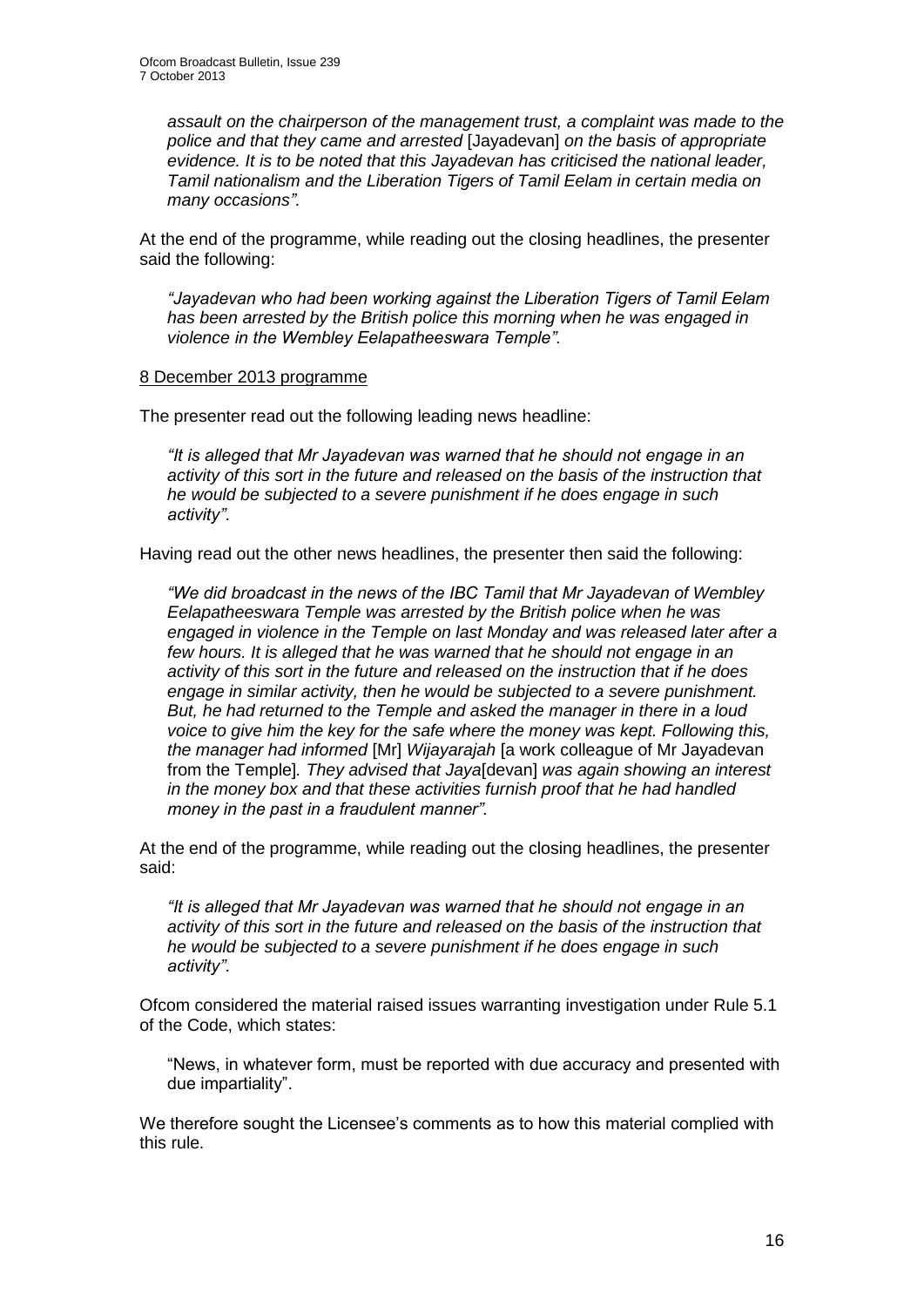*assault on the chairperson of the management trust, a complaint was made to the police and that they came and arrested* [Jayadevan] *on the basis of appropriate evidence. It is to be noted that this Jayadevan has criticised the national leader, Tamil nationalism and the Liberation Tigers of Tamil Eelam in certain media on many occasions".*

At the end of the programme, while reading out the closing headlines, the presenter said the following:

> *"Jayadevan who had been working against the Liberation Tigers of Tamil Eelam has been arrested by the British police this morning when he was engaged in violence in the Wembley Eelapatheeswara Temple".*

8 December 2013 programme

The presenter read out the following leading news headline:

> *"It is alleged that Mr Jayadevan was warned that he should not engage in an activity of this sort in the future and released on the basis of the instruction that he would be subjected to a severe punishment if he does engage in such activity".*

Having read out the other news headlines, the presenter then said the following:

> *"We did broadcast in the news of the IBC Tamil that Mr Jayadevan of Wembley Eelapatheeswara Temple was arrested by the British police when he was engaged in violence in the Temple on last Monday and was released later after a few hours. It is alleged that he was warned that he should not engage in an activity of this sort in the future and released on the instruction that if he does engage in similar activity, then he would be subjected to a severe punishment. But, he had returned to the Temple and asked the manager in there in a loud voice to give him the key for the safe where the money was kept. Following this, the manager had informed* [Mr] *Wijayarajah* [a work colleague of Mr Jayadevan from the Temple]*. They advised that Jaya*[devan] *was again showing an interest in the money box and that these activities furnish proof that he had handled money in the past in a fraudulent manner".*

At the end of the programme, while reading out the closing headlines, the presenter said:

> *"It is alleged that Mr Jayadevan was warned that he should not engage in an activity of this sort in the future and released on the basis of the instruction that he would be subjected to a severe punishment if he does engage in such activity".*

Ofcom considered the material raised issues warranting investigation under Rule 5.1 of the Code, which states:

> "News, in whatever form, must be reported with due accuracy and presented with due impartiality".

We therefore sought the Licensee's comments as to how this material complied with this rule.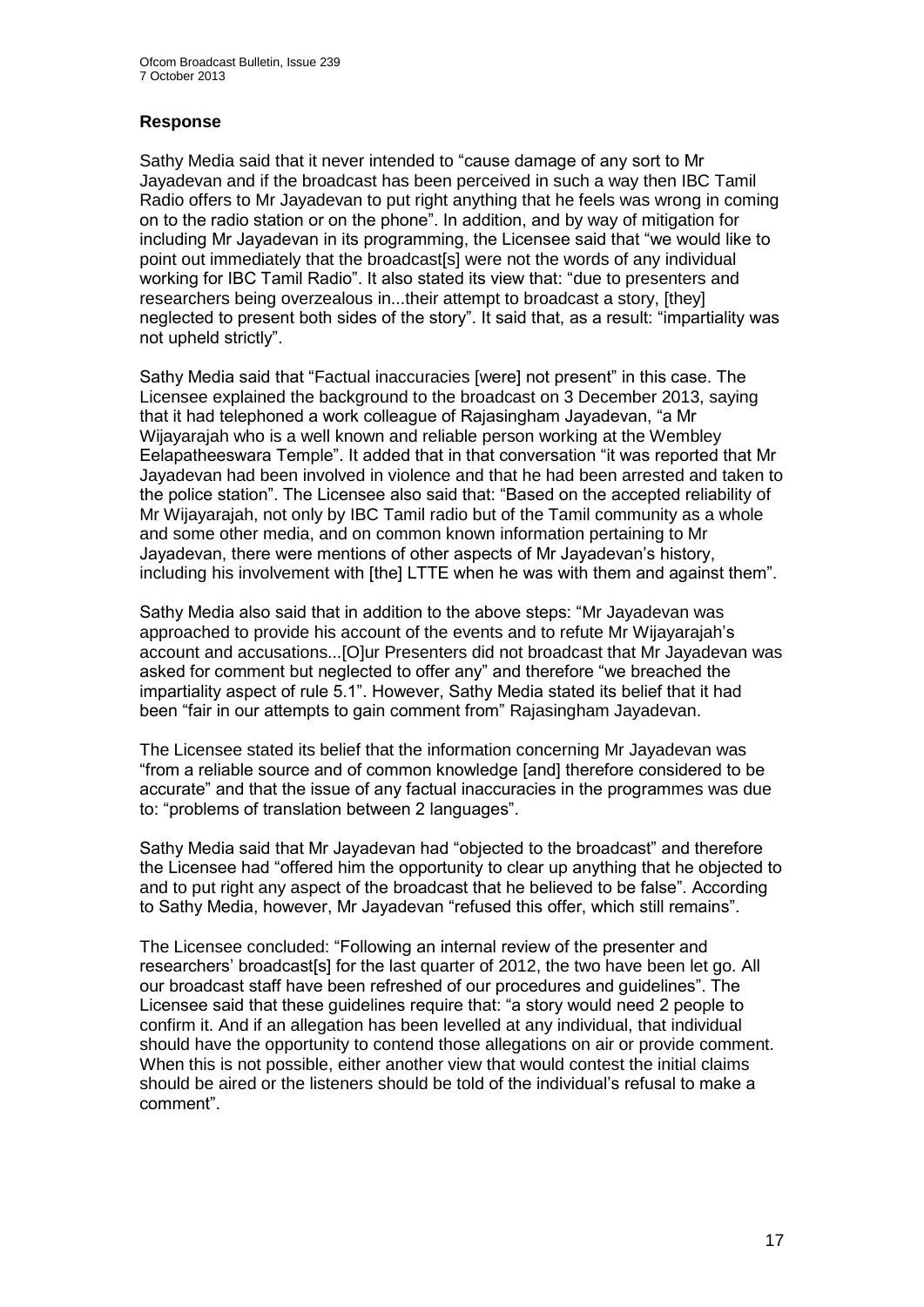## Response

Sathy Media said that it never intended to "cause damage of any sort to Mr Jayadevan and if the broadcast has been perceived in such a way then IBC Tamil Radio offers to Mr Jayadevan to put right anything that he feels was wrong in coming on to the radio station or on the phone". In addition, and by way of mitigation for including Mr Jayadevan in its programming, the Licensee said that "we would like to point out immediately that the broadcast[s] were not the words of any individual working for IBC Tamil Radio". It also stated its view that: "due to presenters and researchers being overzealous in...their attempt to broadcast a story, [they] neglected to present both sides of the story". It said that, as a result: "impartiality was not upheld strictly".

Sathy Media said that "Factual inaccuracies [were] not present" in this case. The Licensee explained the background to the broadcast on 3 December 2013, saying that it had telephoned a work colleague of Rajasingham Jayadevan, "a Mr Wijayarajah who is a well known and reliable person working at the Wembley Eelapatheeswara Temple". It added that in that conversation "it was reported that Mr Jayadevan had been involved in violence and that he had been arrested and taken to the police station". The Licensee also said that: "Based on the accepted reliability of Mr Wijayarajah, not only by IBC Tamil radio but of the Tamil community as a whole and some other media, and on common known information pertaining to Mr Jayadevan, there were mentions of other aspects of Mr Jayadevan's history, including his involvement with [the] LTTE when he was with them and against them".

Sathy Media also said that in addition to the above steps: "Mr Jayadevan was approached to provide his account of the events and to refute Mr Wijayarajah's account and accusations...[O]ur Presenters did not broadcast that Mr Jayadevan was asked for comment but neglected to offer any" and therefore "we breached the impartiality aspect of rule 5.1". However, Sathy Media stated its belief that it had been "fair in our attempts to gain comment from" Rajasingham Jayadevan.

The Licensee stated its belief that the information concerning Mr Jayadevan was "from a reliable source and of common knowledge [and] therefore considered to be accurate" and that the issue of any factual inaccuracies in the programmes was due to: "problems of translation between 2 languages".

Sathy Media said that Mr Jayadevan had "objected to the broadcast" and therefore the Licensee had "offered him the opportunity to clear up anything that he objected to and to put right any aspect of the broadcast that he believed to be false". According to Sathy Media, however, Mr Jayadevan "refused this offer, which still remains".

The Licensee concluded: "Following an internal review of the presenter and researchers' broadcast[s] for the last quarter of 2012, the two have been let go. All our broadcast staff have been refreshed of our procedures and guidelines". The Licensee said that these guidelines require that: "a story would need 2 people to confirm it. And if an allegation has been levelled at any individual, that individual should have the opportunity to contend those allegations on air or provide comment. When this is not possible, either another view that would contest the initial claims should be aired or the listeners should be told of the individual's refusal to make a comment".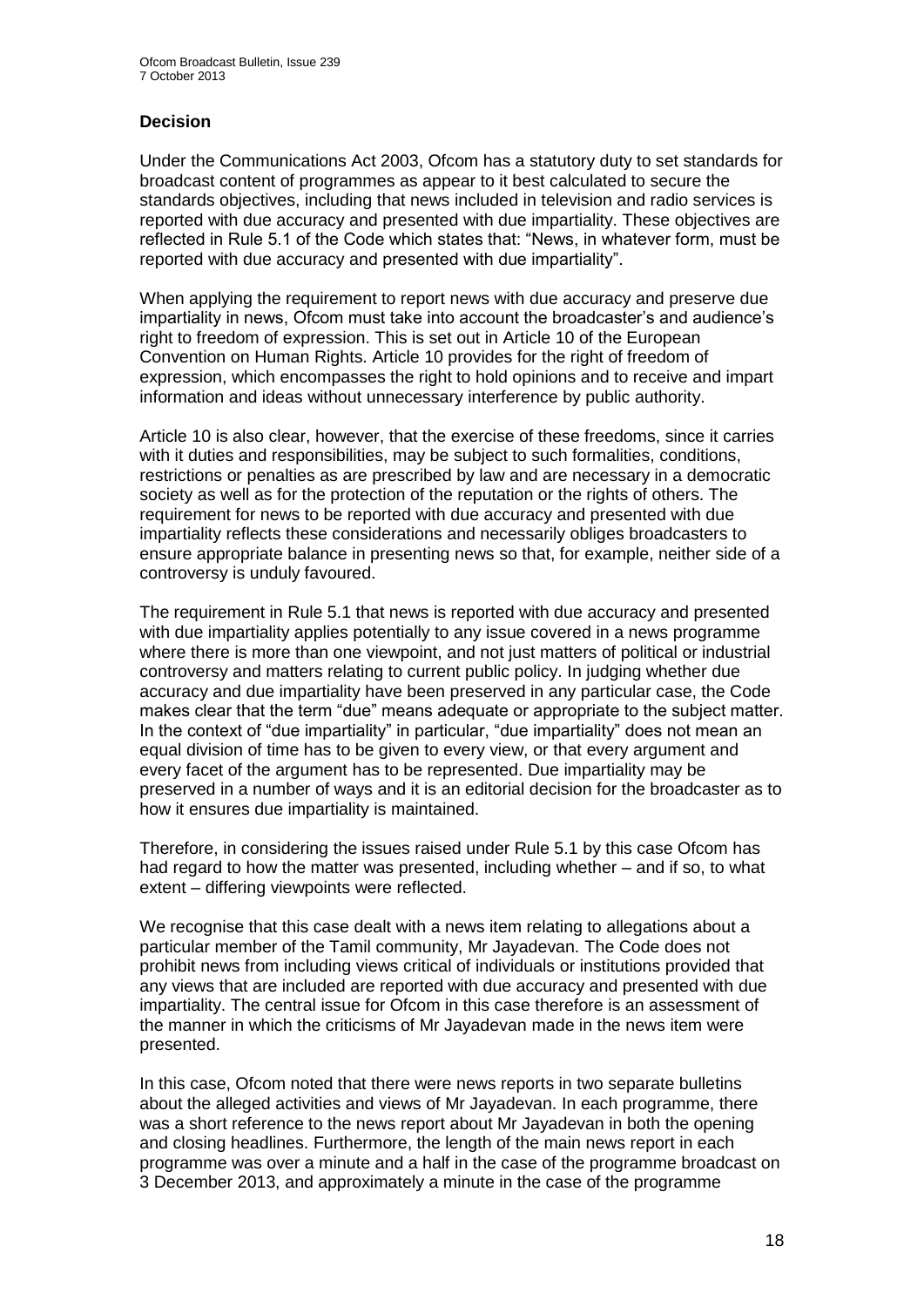### Decision

Under the Communications Act 2003, Ofcom has a statutory duty to set standards for broadcast content of programmes as appear to it best calculated to secure the standards objectives, including that news included in television and radio services is reported with due accuracy and presented with due impartiality. These objectives are reflected in Rule 5.1 of the Code which states that: "News, in whatever form, must be reported with due accuracy and presented with due impartiality".

When applying the requirement to report news with due accuracy and preserve due impartiality in news, Ofcom must take into account the broadcaster's and audience's right to freedom of expression. This is set out in Article 10 of the European Convention on Human Rights. Article 10 provides for the right of freedom of expression, which encompasses the right to hold opinions and to receive and impart information and ideas without unnecessary interference by public authority.

Article 10 is also clear, however, that the exercise of these freedoms, since it carries with it duties and responsibilities, may be subject to such formalities, conditions, restrictions or penalties as are prescribed by law and are necessary in a democratic society as well as for the protection of the reputation or the rights of others. The requirement for news to be reported with due accuracy and presented with due impartiality reflects these considerations and necessarily obliges broadcasters to ensure appropriate balance in presenting news so that, for example, neither side of a controversy is unduly favoured.

The requirement in Rule 5.1 that news is reported with due accuracy and presented with due impartiality applies potentially to any issue covered in a news programme where there is more than one viewpoint, and not just matters of political or industrial controversy and matters relating to current public policy. In judging whether due accuracy and due impartiality have been preserved in any particular case, the Code makes clear that the term "due" means adequate or appropriate to the subject matter. In the context of "due impartiality" in particular, "due impartiality" does not mean an equal division of time has to be given to every view, or that every argument and every facet of the argument has to be represented. Due impartiality may be preserved in a number of ways and it is an editorial decision for the broadcaster as to how it ensures due impartiality is maintained.

Therefore, in considering the issues raised under Rule 5.1 by this case Ofcom has had regard to how the matter was presented, including whether – and if so, to what extent – differing viewpoints were reflected.

We recognise that this case dealt with a news item relating to allegations about a particular member of the Tamil community, Mr Jayadevan. The Code does not prohibit news from including views critical of individuals or institutions provided that any views that are included are reported with due accuracy and presented with due impartiality. The central issue for Ofcom in this case therefore is an assessment of the manner in which the criticisms of Mr Jayadevan made in the news item were presented.

In this case, Ofcom noted that there were news reports in two separate bulletins about the alleged activities and views of Mr Jayadevan. In each programme, there was a short reference to the news report about Mr Jayadevan in both the opening and closing headlines. Furthermore, the length of the main news report in each programme was over a minute and a half in the case of the programme broadcast on 3 December 2013, and approximately a minute in the case of the programme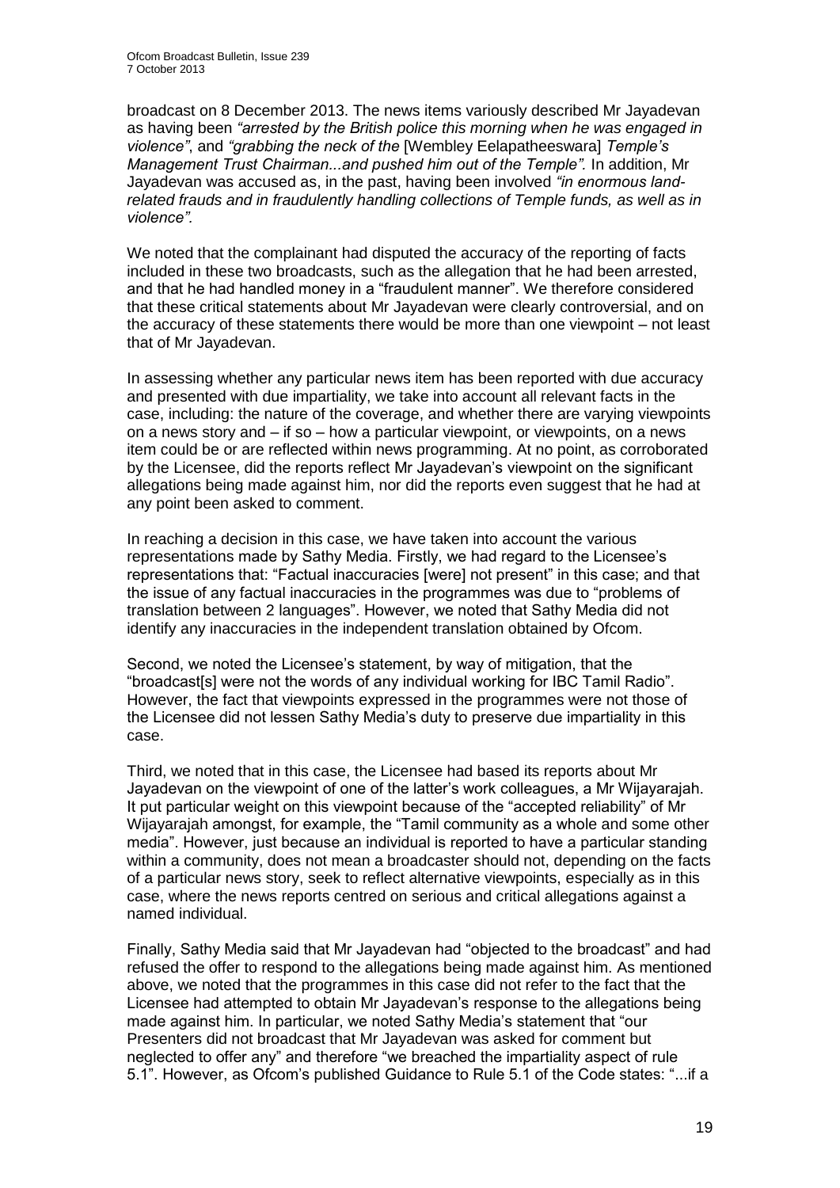broadcast on 8 December 2013. The news items variously described Mr Jayadevan as having been *"arrested by the British police this morning when he was engaged in violence"*, and *"grabbing the neck of the* [Wembley Eelapatheeswara] *Temple's Management Trust Chairman...and pushed him out of the Temple".* In addition, Mr Jayadevan was accused as, in the past, having been involved *"in enormous land-related frauds and in fraudulently handling collections of Temple funds, as well as in violence".*

We noted that the complainant had disputed the accuracy of the reporting of facts included in these two broadcasts, such as the allegation that he had been arrested, and that he had handled money in a "fraudulent manner". We therefore considered that these critical statements about Mr Jayadevan were clearly controversial, and on the accuracy of these statements there would be more than one viewpoint – not least that of Mr Jayadevan.

In assessing whether any particular news item has been reported with due accuracy and presented with due impartiality, we take into account all relevant facts in the case, including: the nature of the coverage, and whether there are varying viewpoints on a news story and – if so – how a particular viewpoint, or viewpoints, on a news item could be or are reflected within news programming. At no point, as corroborated by the Licensee, did the reports reflect Mr Jayadevan's viewpoint on the significant allegations being made against him, nor did the reports even suggest that he had at any point been asked to comment.

In reaching a decision in this case, we have taken into account the various representations made by Sathy Media. Firstly, we had regard to the Licensee's representations that: "Factual inaccuracies [were] not present" in this case; and that the issue of any factual inaccuracies in the programmes was due to "problems of translation between 2 languages". However, we noted that Sathy Media did not identify any inaccuracies in the independent translation obtained by Ofcom.

Second, we noted the Licensee's statement, by way of mitigation, that the "broadcast[s] were not the words of any individual working for IBC Tamil Radio". However, the fact that viewpoints expressed in the programmes were not those of the Licensee did not lessen Sathy Media's duty to preserve due impartiality in this case.

Third, we noted that in this case, the Licensee had based its reports about Mr Jayadevan on the viewpoint of one of the latter's work colleagues, a Mr Wijayarajah. It put particular weight on this viewpoint because of the "accepted reliability" of Mr Wijayarajah amongst, for example, the "Tamil community as a whole and some other media". However, just because an individual is reported to have a particular standing within a community, does not mean a broadcaster should not, depending on the facts of a particular news story, seek to reflect alternative viewpoints, especially as in this case, where the news reports centred on serious and critical allegations against a named individual.

Finally, Sathy Media said that Mr Jayadevan had "objected to the broadcast" and had refused the offer to respond to the allegations being made against him. As mentioned above, we noted that the programmes in this case did not refer to the fact that the Licensee had attempted to obtain Mr Jayadevan's response to the allegations being made against him. In particular, we noted Sathy Media's statement that "our Presenters did not broadcast that Mr Jayadevan was asked for comment but neglected to offer any" and therefore "we breached the impartiality aspect of rule 5.1". However, as Ofcom's published Guidance to Rule 5.1 of the Code states: "...if a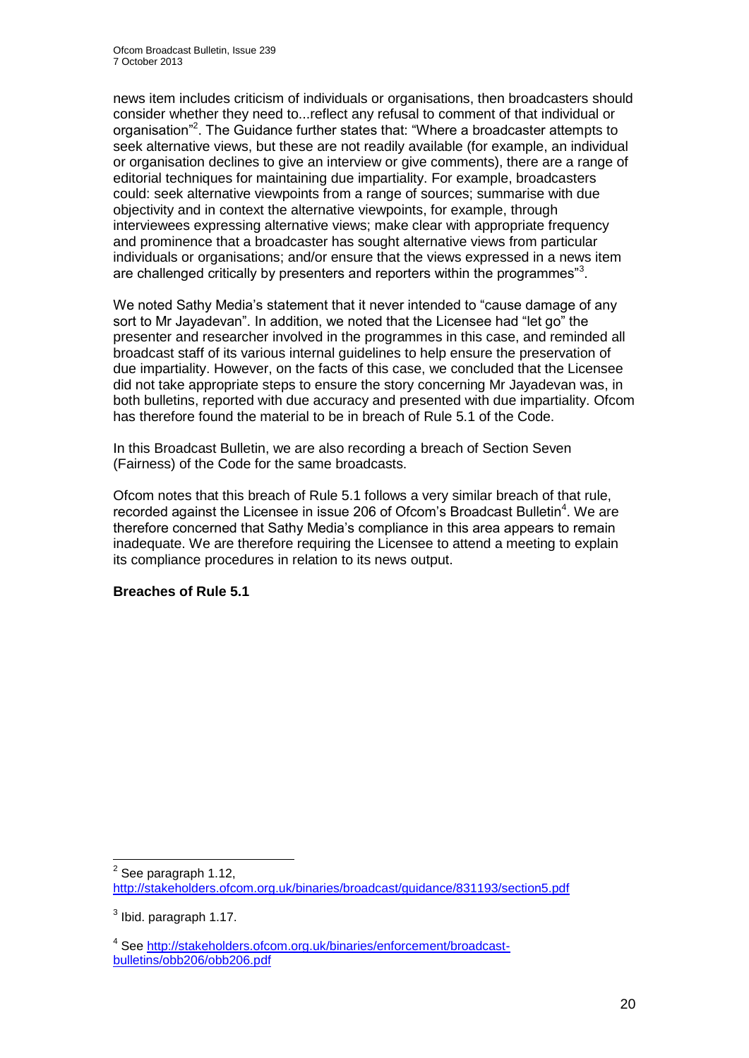news item includes criticism of individuals or organisations, then broadcasters should consider whether they need to...reflect any refusal to comment of that individual or organisation"[2]. The Guidance further states that: "Where a broadcaster attempts to seek alternative views, but these are not readily available (for example, an individual or organisation declines to give an interview or give comments), there are a range of editorial techniques for maintaining due impartiality. For example, broadcasters could: seek alternative viewpoints from a range of sources; summarise with due objectivity and in context the alternative viewpoints, for example, through interviewees expressing alternative views; make clear with appropriate frequency and prominence that a broadcaster has sought alternative views from particular individuals or organisations; and/or ensure that the views expressed in a news item are challenged critically by presenters and reporters within the programmes"[3].

We noted Sathy Media's statement that it never intended to "cause damage of any sort to Mr Jayadevan". In addition, we noted that the Licensee had "let go" the presenter and researcher involved in the programmes in this case, and reminded all broadcast staff of its various internal guidelines to help ensure the preservation of due impartiality. However, on the facts of this case, we concluded that the Licensee did not take appropriate steps to ensure the story concerning Mr Jayadevan was, in both bulletins, reported with due accuracy and presented with due impartiality. Ofcom has therefore found the material to be in breach of Rule 5.1 of the Code.

In this Broadcast Bulletin, we are also recording a breach of Section Seven (Fairness) of the Code for the same broadcasts.

Ofcom notes that this breach of Rule 5.1 follows a very similar breach of that rule, recorded against the Licensee in issue 206 of Ofcom's Broadcast Bulletin[4]. We are therefore concerned that Sathy Media's compliance in this area appears to remain inadequate. We are therefore requiring the Licensee to attend a meeting to explain its compliance procedures in relation to its news output.

**Breaches of Rule 5.1**

---

[2] See paragraph 1.12, http://stakeholders.ofcom.org.uk/binaries/broadcast/guidance/831193/section5.pdf

[3] Ibid. paragraph 1.17.

[4] See http://stakeholders.ofcom.org.uk/binaries/enforcement/broadcast-bulletins/obb206/obb206.pdf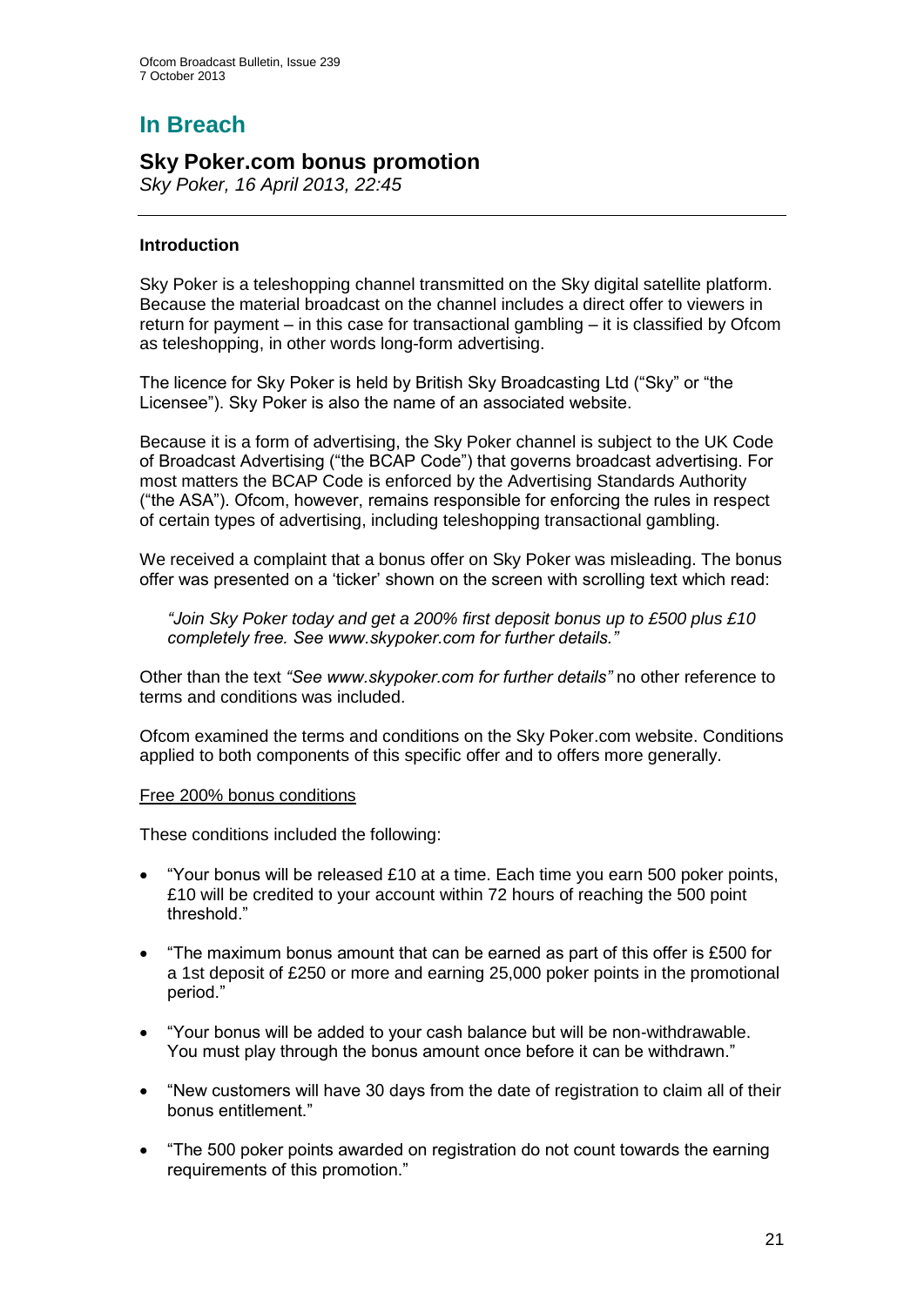# In Breach

## Sky Poker.com bonus promotion

*Sky Poker, 16 April 2013, 22:45*

---

### Introduction

Sky Poker is a teleshopping channel transmitted on the Sky digital satellite platform. Because the material broadcast on the channel includes a direct offer to viewers in return for payment – in this case for transactional gambling – it is classified by Ofcom as teleshopping, in other words long-form advertising.

The licence for Sky Poker is held by British Sky Broadcasting Ltd ("Sky" or "the Licensee"). Sky Poker is also the name of an associated website.

Because it is a form of advertising, the Sky Poker channel is subject to the UK Code of Broadcast Advertising ("the BCAP Code") that governs broadcast advertising. For most matters the BCAP Code is enforced by the Advertising Standards Authority ("the ASA"). Ofcom, however, remains responsible for enforcing the rules in respect of certain types of advertising, including teleshopping transactional gambling.

We received a complaint that a bonus offer on Sky Poker was misleading. The bonus offer was presented on a 'ticker' shown on the screen with scrolling text which read:

> *"Join Sky Poker today and get a 200% first deposit bonus up to £500 plus £10 completely free. See www.skypoker.com for further details."*

Other than the text *"See www.skypoker.com for further details"* no other reference to terms and conditions was included.

Ofcom examined the terms and conditions on the Sky Poker.com website. Conditions applied to both components of this specific offer and to offers more generally.

<u>Free 200% bonus conditions</u>

These conditions included the following:

- "Your bonus will be released £10 at a time. Each time you earn 500 poker points, £10 will be credited to your account within 72 hours of reaching the 500 point threshold."
- "The maximum bonus amount that can be earned as part of this offer is £500 for a 1st deposit of £250 or more and earning 25,000 poker points in the promotional period."
- "Your bonus will be added to your cash balance but will be non-withdrawable. You must play through the bonus amount once before it can be withdrawn."
- "New customers will have 30 days from the date of registration to claim all of their bonus entitlement."
- "The 500 poker points awarded on registration do not count towards the earning requirements of this promotion."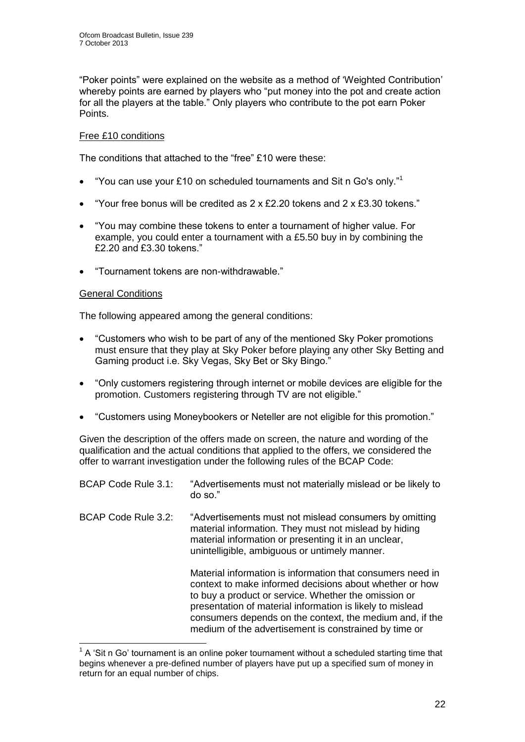"Poker points" were explained on the website as a method of 'Weighted Contribution' whereby points are earned by players who "put money into the pot and create action for all the players at the table." Only players who contribute to the pot earn Poker Points.

Free £10 conditions

The conditions that attached to the "free" £10 were these:

- "You can use your £10 on scheduled tournaments and Sit n Go's only."[1]
- "Your free bonus will be credited as 2 x £2.20 tokens and 2 x £3.30 tokens."
- "You may combine these tokens to enter a tournament of higher value. For example, you could enter a tournament with a £5.50 buy in by combining the £2.20 and £3.30 tokens."
- "Tournament tokens are non-withdrawable."

General Conditions

The following appeared among the general conditions:

- "Customers who wish to be part of any of the mentioned Sky Poker promotions must ensure that they play at Sky Poker before playing any other Sky Betting and Gaming product i.e. Sky Vegas, Sky Bet or Sky Bingo."
- "Only customers registering through internet or mobile devices are eligible for the promotion. Customers registering through TV are not eligible."
- "Customers using Moneybookers or Neteller are not eligible for this promotion."

Given the description of the offers made on screen, the nature and wording of the qualification and the actual conditions that applied to the offers, we considered the offer to warrant investigation under the following rules of the BCAP Code:

BCAP Code Rule 3.1: "Advertisements must not materially mislead or be likely to do so."

BCAP Code Rule 3.2: "Advertisements must not mislead consumers by omitting material information. They must not mislead by hiding material information or presenting it in an unclear, unintelligible, ambiguous or untimely manner.

Material information is information that consumers need in context to make informed decisions about whether or how to buy a product or service. Whether the omission or presentation of material information is likely to mislead consumers depends on the context, the medium and, if the medium of the advertisement is constrained by time or

[1] A 'Sit n Go' tournament is an online poker tournament without a scheduled starting time that begins whenever a pre-defined number of players have put up a specified sum of money in return for an equal number of chips.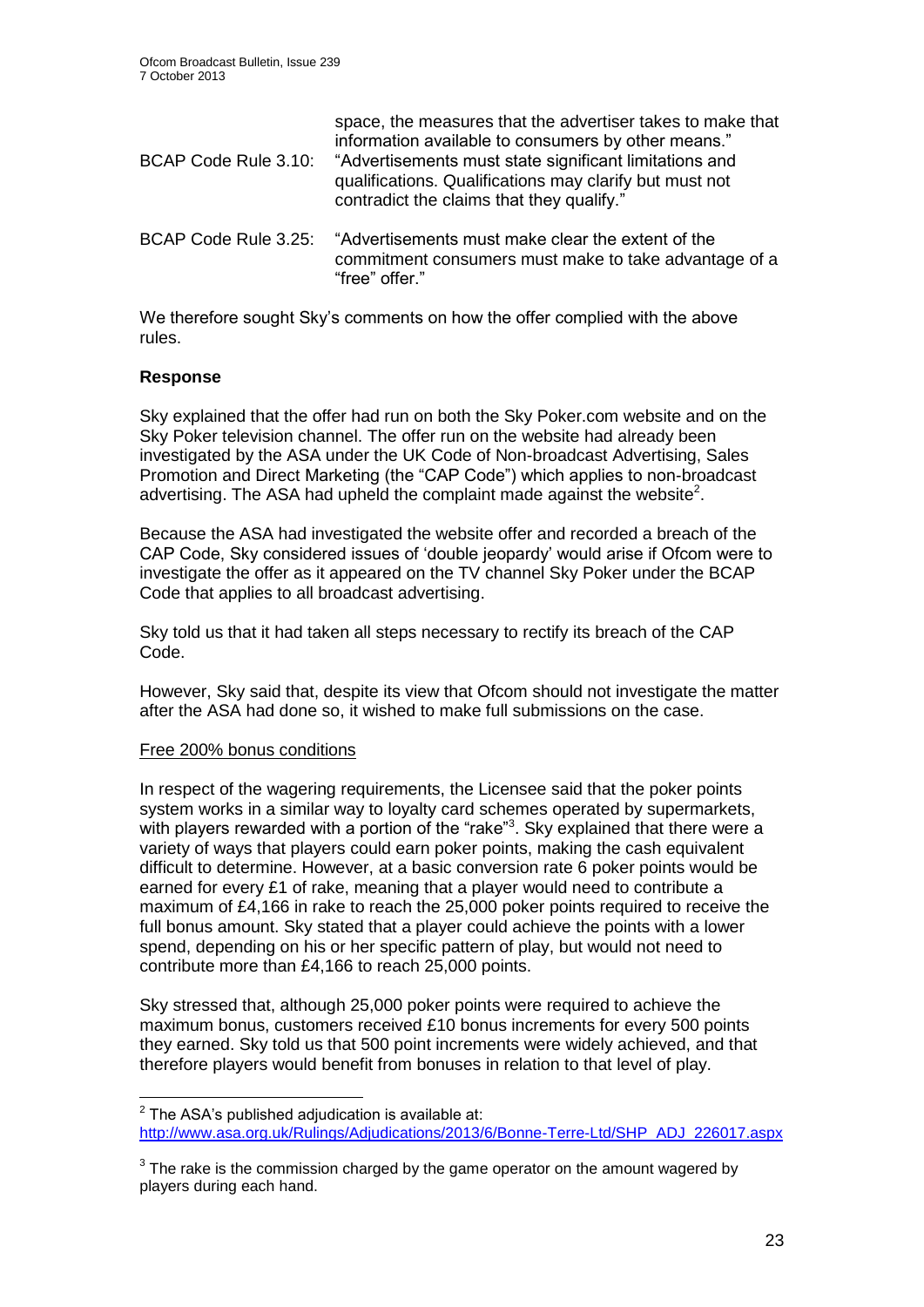space, the measures that the advertiser takes to make that information available to consumers by other means."

BCAP Code Rule 3.10: "Advertisements must state significant limitations and qualifications. Qualifications may clarify but must not contradict the claims that they qualify."

BCAP Code Rule 3.25: "Advertisements must make clear the extent of the commitment consumers must make to take advantage of a "free" offer."

We therefore sought Sky's comments on how the offer complied with the above rules.

**Response**

Sky explained that the offer had run on both the Sky Poker.com website and on the Sky Poker television channel. The offer run on the website had already been investigated by the ASA under the UK Code of Non-broadcast Advertising, Sales Promotion and Direct Marketing (the "CAP Code") which applies to non-broadcast advertising. The ASA had upheld the complaint made against the website[2].

Because the ASA had investigated the website offer and recorded a breach of the CAP Code, Sky considered issues of 'double jeopardy' would arise if Ofcom were to investigate the offer as it appeared on the TV channel Sky Poker under the BCAP Code that applies to all broadcast advertising.

Sky told us that it had taken all steps necessary to rectify its breach of the CAP Code.

However, Sky said that, despite its view that Ofcom should not investigate the matter after the ASA had done so, it wished to make full submissions on the case.

Free 200% bonus conditions

In respect of the wagering requirements, the Licensee said that the poker points system works in a similar way to loyalty card schemes operated by supermarkets, with players rewarded with a portion of the "rake"[3]. Sky explained that there were a variety of ways that players could earn poker points, making the cash equivalent difficult to determine. However, at a basic conversion rate 6 poker points would be earned for every £1 of rake, meaning that a player would need to contribute a maximum of £4,166 in rake to reach the 25,000 poker points required to receive the full bonus amount. Sky stated that a player could achieve the points with a lower spend, depending on his or her specific pattern of play, but would not need to contribute more than £4,166 to reach 25,000 points.

Sky stressed that, although 25,000 poker points were required to achieve the maximum bonus, customers received £10 bonus increments for every 500 points they earned. Sky told us that 500 point increments were widely achieved, and that therefore players would benefit from bonuses in relation to that level of play.

[2] The ASA's published adjudication is available at: http://www.asa.org.uk/Rulings/Adjudications/2013/6/Bonne-Terre-Ltd/SHP_ADJ_226017.aspx

[3] The rake is the commission charged by the game operator on the amount wagered by players during each hand.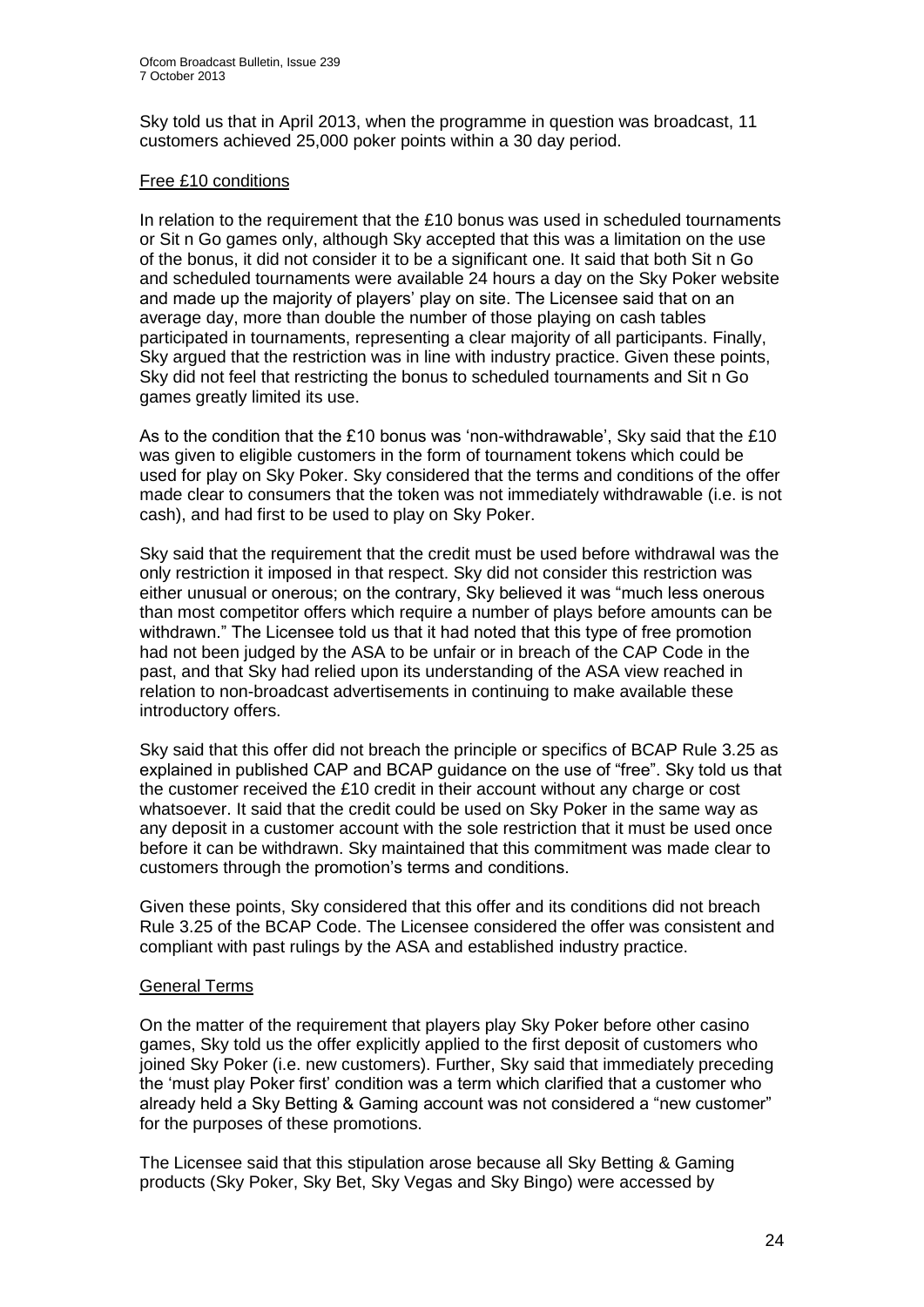Sky told us that in April 2013, when the programme in question was broadcast, 11 customers achieved 25,000 poker points within a 30 day period.

Free £10 conditions

In relation to the requirement that the £10 bonus was used in scheduled tournaments or Sit n Go games only, although Sky accepted that this was a limitation on the use of the bonus, it did not consider it to be a significant one. It said that both Sit n Go and scheduled tournaments were available 24 hours a day on the Sky Poker website and made up the majority of players' play on site. The Licensee said that on an average day, more than double the number of those playing on cash tables participated in tournaments, representing a clear majority of all participants. Finally, Sky argued that the restriction was in line with industry practice. Given these points, Sky did not feel that restricting the bonus to scheduled tournaments and Sit n Go games greatly limited its use.

As to the condition that the £10 bonus was 'non-withdrawable', Sky said that the £10 was given to eligible customers in the form of tournament tokens which could be used for play on Sky Poker. Sky considered that the terms and conditions of the offer made clear to consumers that the token was not immediately withdrawable (i.e. is not cash), and had first to be used to play on Sky Poker.

Sky said that the requirement that the credit must be used before withdrawal was the only restriction it imposed in that respect. Sky did not consider this restriction was either unusual or onerous; on the contrary, Sky believed it was "much less onerous than most competitor offers which require a number of plays before amounts can be withdrawn." The Licensee told us that it had noted that this type of free promotion had not been judged by the ASA to be unfair or in breach of the CAP Code in the past, and that Sky had relied upon its understanding of the ASA view reached in relation to non-broadcast advertisements in continuing to make available these introductory offers.

Sky said that this offer did not breach the principle or specifics of BCAP Rule 3.25 as explained in published CAP and BCAP guidance on the use of "free". Sky told us that the customer received the £10 credit in their account without any charge or cost whatsoever. It said that the credit could be used on Sky Poker in the same way as any deposit in a customer account with the sole restriction that it must be used once before it can be withdrawn. Sky maintained that this commitment was made clear to customers through the promotion's terms and conditions.

Given these points, Sky considered that this offer and its conditions did not breach Rule 3.25 of the BCAP Code. The Licensee considered the offer was consistent and compliant with past rulings by the ASA and established industry practice.

General Terms

On the matter of the requirement that players play Sky Poker before other casino games, Sky told us the offer explicitly applied to the first deposit of customers who joined Sky Poker (i.e. new customers). Further, Sky said that immediately preceding the 'must play Poker first' condition was a term which clarified that a customer who already held a Sky Betting & Gaming account was not considered a "new customer" for the purposes of these promotions.

The Licensee said that this stipulation arose because all Sky Betting & Gaming products (Sky Poker, Sky Bet, Sky Vegas and Sky Bingo) were accessed by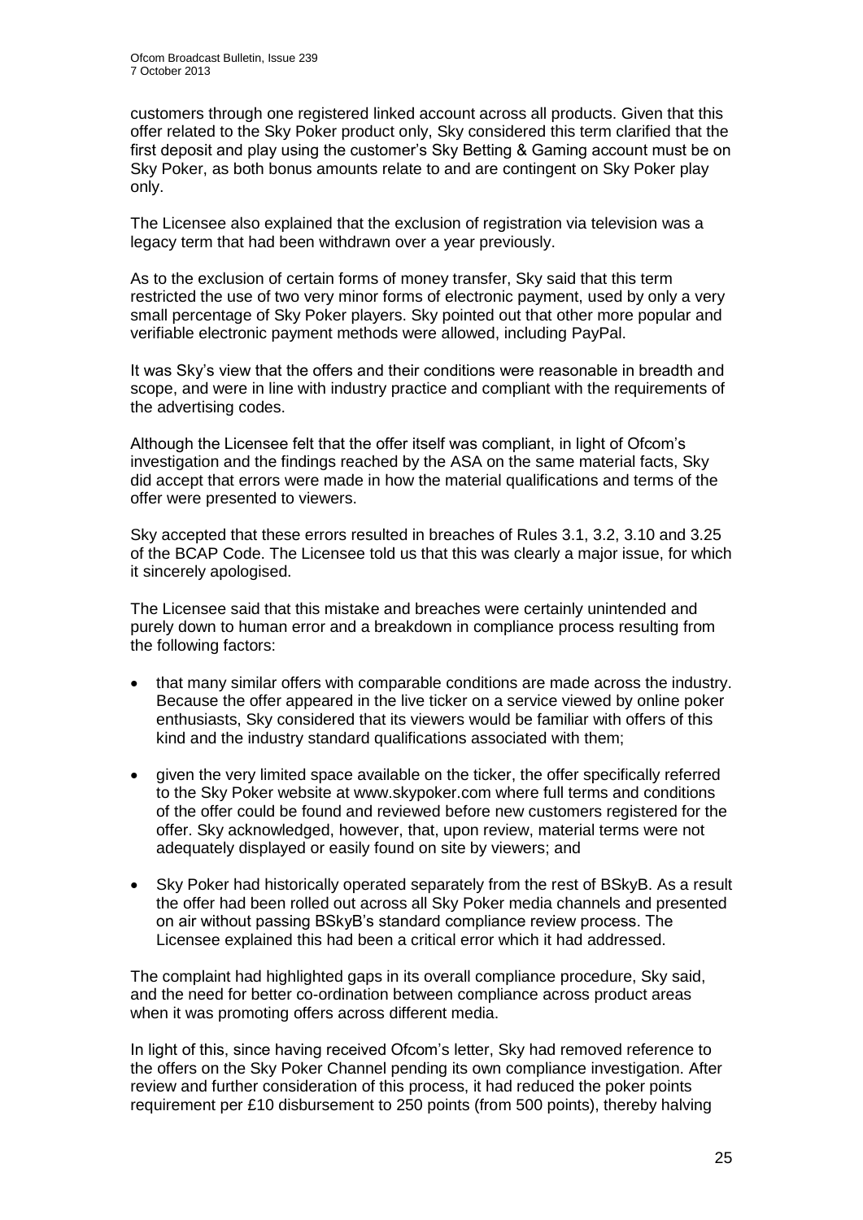customers through one registered linked account across all products. Given that this offer related to the Sky Poker product only, Sky considered this term clarified that the first deposit and play using the customer's Sky Betting & Gaming account must be on Sky Poker, as both bonus amounts relate to and are contingent on Sky Poker play only.

The Licensee also explained that the exclusion of registration via television was a legacy term that had been withdrawn over a year previously.

As to the exclusion of certain forms of money transfer, Sky said that this term restricted the use of two very minor forms of electronic payment, used by only a very small percentage of Sky Poker players. Sky pointed out that other more popular and verifiable electronic payment methods were allowed, including PayPal.

It was Sky's view that the offers and their conditions were reasonable in breadth and scope, and were in line with industry practice and compliant with the requirements of the advertising codes.

Although the Licensee felt that the offer itself was compliant, in light of Ofcom's investigation and the findings reached by the ASA on the same material facts, Sky did accept that errors were made in how the material qualifications and terms of the offer were presented to viewers.

Sky accepted that these errors resulted in breaches of Rules 3.1, 3.2, 3.10 and 3.25 of the BCAP Code. The Licensee told us that this was clearly a major issue, for which it sincerely apologised.

The Licensee said that this mistake and breaches were certainly unintended and purely down to human error and a breakdown in compliance process resulting from the following factors:

- that many similar offers with comparable conditions are made across the industry. Because the offer appeared in the live ticker on a service viewed by online poker enthusiasts, Sky considered that its viewers would be familiar with offers of this kind and the industry standard qualifications associated with them;
- given the very limited space available on the ticker, the offer specifically referred to the Sky Poker website at www.skypoker.com where full terms and conditions of the offer could be found and reviewed before new customers registered for the offer. Sky acknowledged, however, that, upon review, material terms were not adequately displayed or easily found on site by viewers; and
- Sky Poker had historically operated separately from the rest of BSkyB. As a result the offer had been rolled out across all Sky Poker media channels and presented on air without passing BSkyB's standard compliance review process. The Licensee explained this had been a critical error which it had addressed.

The complaint had highlighted gaps in its overall compliance procedure, Sky said, and the need for better co-ordination between compliance across product areas when it was promoting offers across different media.

In light of this, since having received Ofcom's letter, Sky had removed reference to the offers on the Sky Poker Channel pending its own compliance investigation. After review and further consideration of this process, it had reduced the poker points requirement per £10 disbursement to 250 points (from 500 points), thereby halving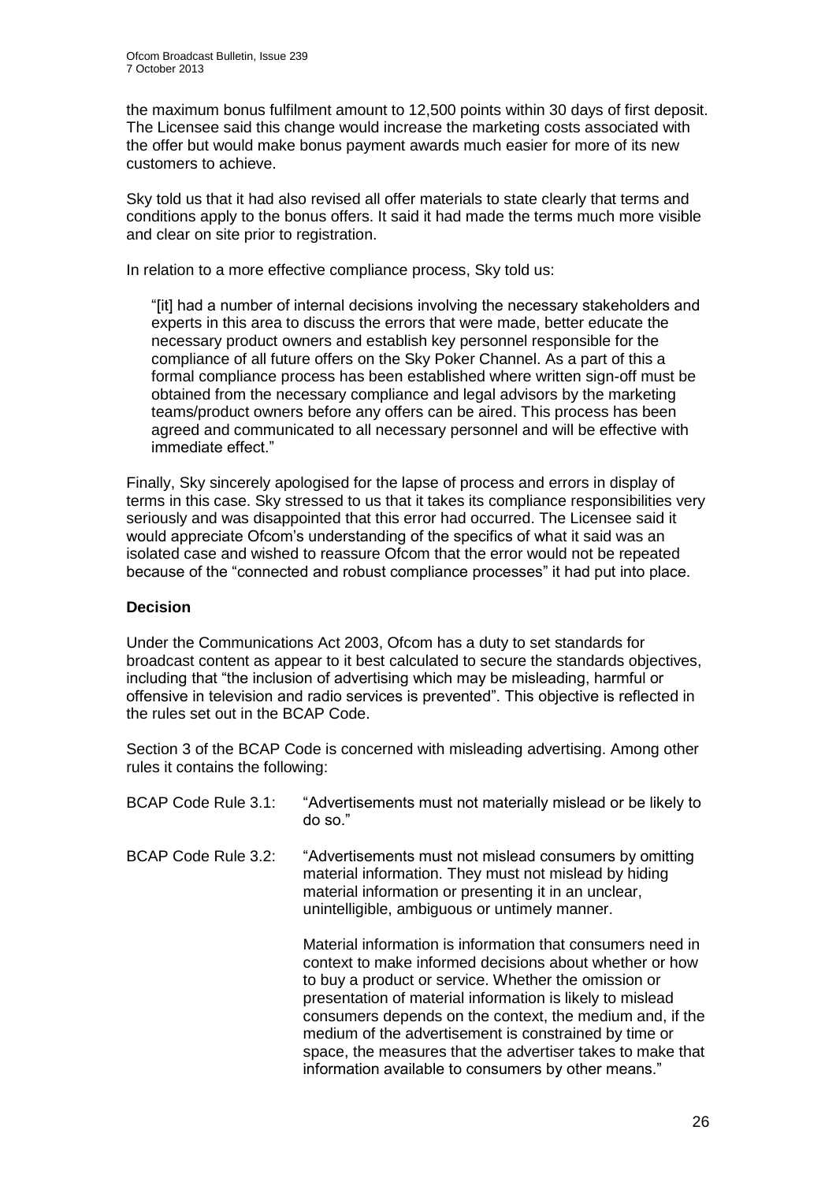the maximum bonus fulfilment amount to 12,500 points within 30 days of first deposit. The Licensee said this change would increase the marketing costs associated with the offer but would make bonus payment awards much easier for more of its new customers to achieve.

Sky told us that it had also revised all offer materials to state clearly that terms and conditions apply to the bonus offers. It said it had made the terms much more visible and clear on site prior to registration.

In relation to a more effective compliance process, Sky told us:

> "[it] had a number of internal decisions involving the necessary stakeholders and experts in this area to discuss the errors that were made, better educate the necessary product owners and establish key personnel responsible for the compliance of all future offers on the Sky Poker Channel. As a part of this a formal compliance process has been established where written sign-off must be obtained from the necessary compliance and legal advisors by the marketing teams/product owners before any offers can be aired. This process has been agreed and communicated to all necessary personnel and will be effective with immediate effect."

Finally, Sky sincerely apologised for the lapse of process and errors in display of terms in this case. Sky stressed to us that it takes its compliance responsibilities very seriously and was disappointed that this error had occurred. The Licensee said it would appreciate Ofcom's understanding of the specifics of what it said was an isolated case and wished to reassure Ofcom that the error would not be repeated because of the "connected and robust compliance processes" it had put into place.

**Decision**

Under the Communications Act 2003, Ofcom has a duty to set standards for broadcast content as appear to it best calculated to secure the standards objectives, including that "the inclusion of advertising which may be misleading, harmful or offensive in television and radio services is prevented". This objective is reflected in the rules set out in the BCAP Code.

Section 3 of the BCAP Code is concerned with misleading advertising. Among other rules it contains the following:

BCAP Code Rule 3.1: "Advertisements must not materially mislead or be likely to do so."

BCAP Code Rule 3.2: "Advertisements must not mislead consumers by omitting material information. They must not mislead by hiding material information or presenting it in an unclear, unintelligible, ambiguous or untimely manner.

Material information is information that consumers need in context to make informed decisions about whether or how to buy a product or service. Whether the omission or presentation of material information is likely to mislead consumers depends on the context, the medium and, if the medium of the advertisement is constrained by time or space, the measures that the advertiser takes to make that information available to consumers by other means."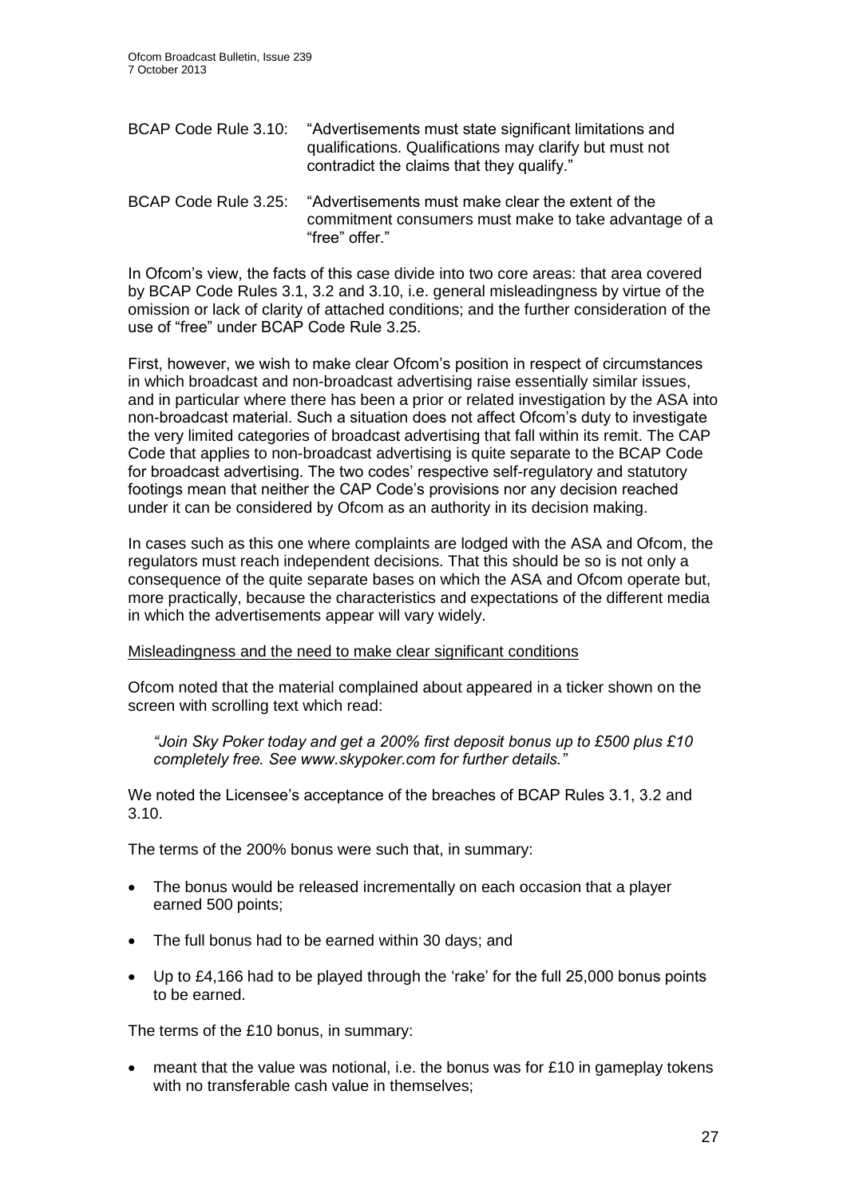BCAP Code Rule 3.10: "Advertisements must state significant limitations and qualifications. Qualifications may clarify but must not contradict the claims that they qualify."

BCAP Code Rule 3.25: "Advertisements must make clear the extent of the commitment consumers must make to take advantage of a "free" offer."

In Ofcom's view, the facts of this case divide into two core areas: that area covered by BCAP Code Rules 3.1, 3.2 and 3.10, i.e. general misleadingness by virtue of the omission or lack of clarity of attached conditions; and the further consideration of the use of "free" under BCAP Code Rule 3.25.

First, however, we wish to make clear Ofcom's position in respect of circumstances in which broadcast and non-broadcast advertising raise essentially similar issues, and in particular where there has been a prior or related investigation by the ASA into non-broadcast material. Such a situation does not affect Ofcom's duty to investigate the very limited categories of broadcast advertising that fall within its remit. The CAP Code that applies to non-broadcast advertising is quite separate to the BCAP Code for broadcast advertising. The two codes' respective self-regulatory and statutory footings mean that neither the CAP Code's provisions nor any decision reached under it can be considered by Ofcom as an authority in its decision making.

In cases such as this one where complaints are lodged with the ASA and Ofcom, the regulators must reach independent decisions. That this should be so is not only a consequence of the quite separate bases on which the ASA and Ofcom operate but, more practically, because the characteristics and expectations of the different media in which the advertisements appear will vary widely.

Misleadingness and the need to make clear significant conditions

Ofcom noted that the material complained about appeared in a ticker shown on the screen with scrolling text which read:

> *"Join Sky Poker today and get a 200% first deposit bonus up to £500 plus £10 completely free. See www.skypoker.com for further details."*

We noted the Licensee's acceptance of the breaches of BCAP Rules 3.1, 3.2 and 3.10.

The terms of the 200% bonus were such that, in summary:

- The bonus would be released incrementally on each occasion that a player earned 500 points;
- The full bonus had to be earned within 30 days; and
- Up to £4,166 had to be played through the 'rake' for the full 25,000 bonus points to be earned.

The terms of the £10 bonus, in summary:

- meant that the value was notional, i.e. the bonus was for £10 in gameplay tokens with no transferable cash value in themselves;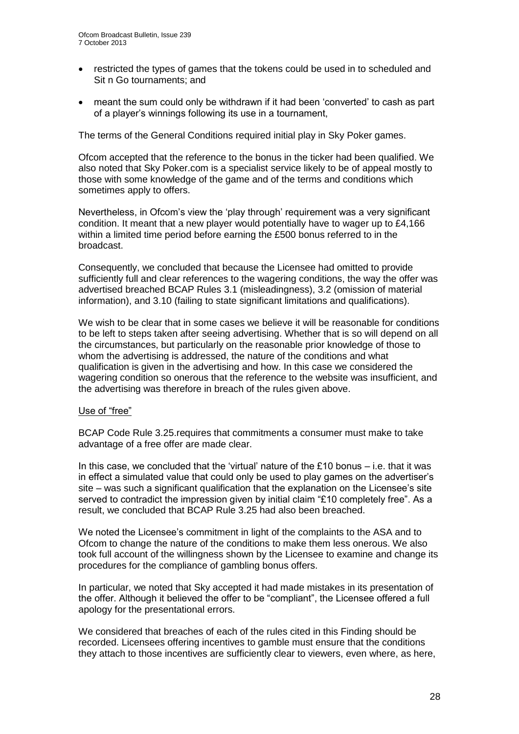- restricted the types of games that the tokens could be used in to scheduled and Sit n Go tournaments; and
- meant the sum could only be withdrawn if it had been 'converted' to cash as part of a player's winnings following its use in a tournament,

The terms of the General Conditions required initial play in Sky Poker games.

Ofcom accepted that the reference to the bonus in the ticker had been qualified. We also noted that Sky Poker.com is a specialist service likely to be of appeal mostly to those with some knowledge of the game and of the terms and conditions which sometimes apply to offers.

Nevertheless, in Ofcom's view the 'play through' requirement was a very significant condition. It meant that a new player would potentially have to wager up to £4,166 within a limited time period before earning the £500 bonus referred to in the broadcast.

Consequently, we concluded that because the Licensee had omitted to provide sufficiently full and clear references to the wagering conditions, the way the offer was advertised breached BCAP Rules 3.1 (misleadingness), 3.2 (omission of material information), and 3.10 (failing to state significant limitations and qualifications).

We wish to be clear that in some cases we believe it will be reasonable for conditions to be left to steps taken after seeing advertising. Whether that is so will depend on all the circumstances, but particularly on the reasonable prior knowledge of those to whom the advertising is addressed, the nature of the conditions and what qualification is given in the advertising and how. In this case we considered the wagering condition so onerous that the reference to the website was insufficient, and the advertising was therefore in breach of the rules given above.

Use of "free"

BCAP Code Rule 3.25.requires that commitments a consumer must make to take advantage of a free offer are made clear.

In this case, we concluded that the 'virtual' nature of the £10 bonus – i.e. that it was in effect a simulated value that could only be used to play games on the advertiser's site – was such a significant qualification that the explanation on the Licensee's site served to contradict the impression given by initial claim "£10 completely free". As a result, we concluded that BCAP Rule 3.25 had also been breached.

We noted the Licensee's commitment in light of the complaints to the ASA and to Ofcom to change the nature of the conditions to make them less onerous. We also took full account of the willingness shown by the Licensee to examine and change its procedures for the compliance of gambling bonus offers.

In particular, we noted that Sky accepted it had made mistakes in its presentation of the offer. Although it believed the offer to be "compliant", the Licensee offered a full apology for the presentational errors.

We considered that breaches of each of the rules cited in this Finding should be recorded. Licensees offering incentives to gamble must ensure that the conditions they attach to those incentives are sufficiently clear to viewers, even where, as here,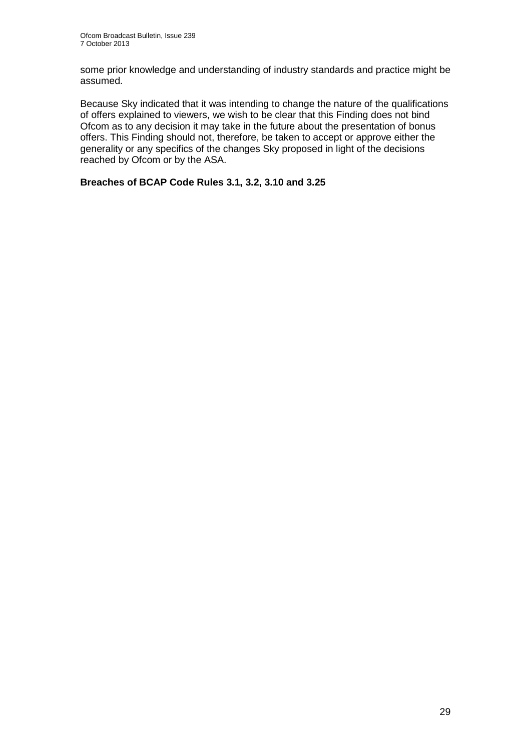some prior knowledge and understanding of industry standards and practice might be assumed.

Because Sky indicated that it was intending to change the nature of the qualifications of offers explained to viewers, we wish to be clear that this Finding does not bind Ofcom as to any decision it may take in the future about the presentation of bonus offers. This Finding should not, therefore, be taken to accept or approve either the generality or any specifics of the changes Sky proposed in light of the decisions reached by Ofcom or by the ASA.

**Breaches of BCAP Code Rules 3.1, 3.2, 3.10 and 3.25**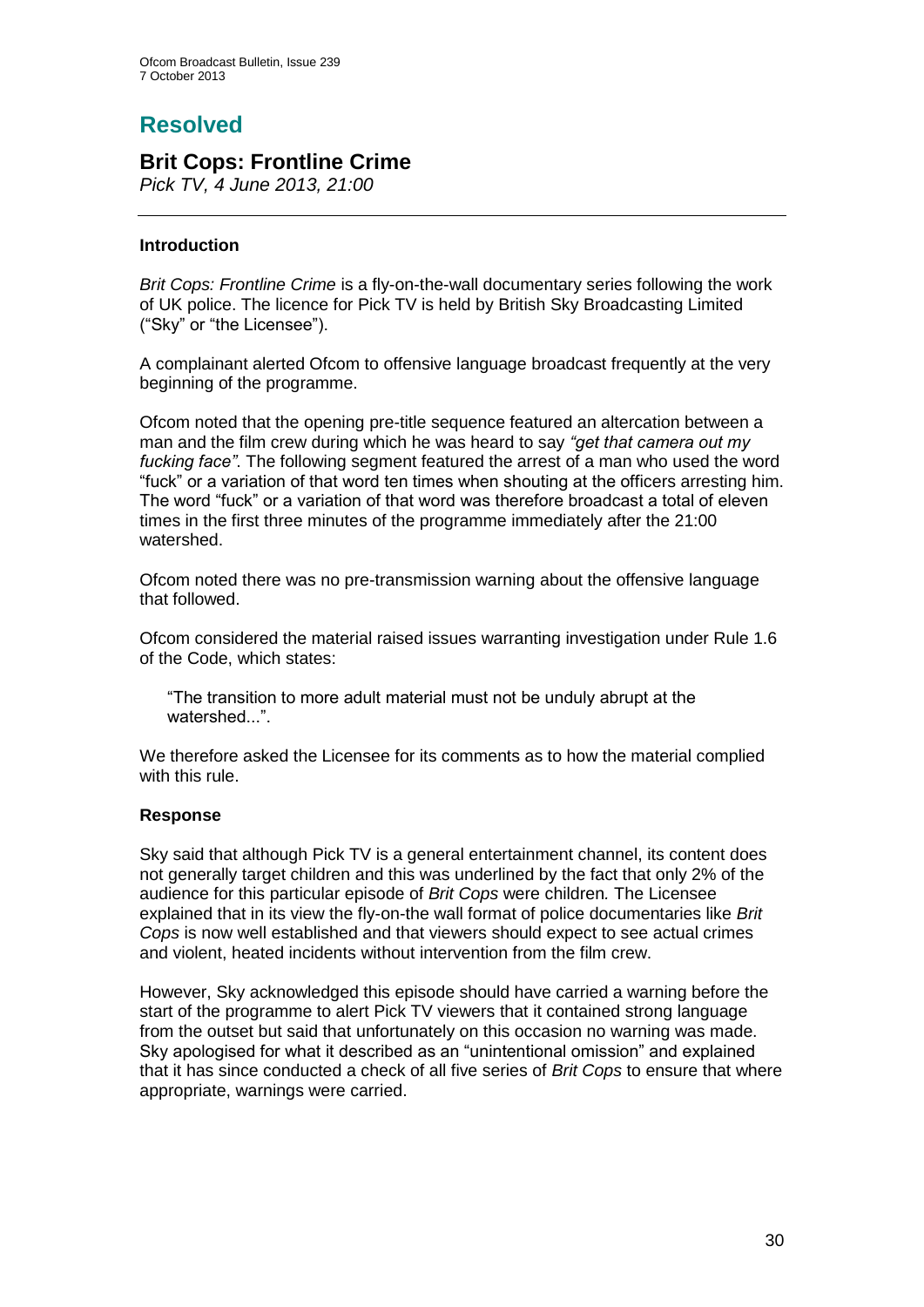# Resolved

## Brit Cops: Frontline Crime

*Pick TV, 4 June 2013, 21:00*

---

### Introduction

*Brit Cops: Frontline Crime* is a fly-on-the-wall documentary series following the work of UK police. The licence for Pick TV is held by British Sky Broadcasting Limited ("Sky" or "the Licensee").

A complainant alerted Ofcom to offensive language broadcast frequently at the very beginning of the programme.

Ofcom noted that the opening pre-title sequence featured an altercation between a man and the film crew during which he was heard to say *"get that camera out my fucking face"*. The following segment featured the arrest of a man who used the word "fuck" or a variation of that word ten times when shouting at the officers arresting him. The word "fuck" or a variation of that word was therefore broadcast a total of eleven times in the first three minutes of the programme immediately after the 21:00 watershed.

Ofcom noted there was no pre-transmission warning about the offensive language that followed.

Ofcom considered the material raised issues warranting investigation under Rule 1.6 of the Code, which states:

> "The transition to more adult material must not be unduly abrupt at the watershed...".

We therefore asked the Licensee for its comments as to how the material complied with this rule.

### Response

Sky said that although Pick TV is a general entertainment channel, its content does not generally target children and this was underlined by the fact that only 2% of the audience for this particular episode of *Brit Cops* were children. The Licensee explained that in its view the fly-on-the wall format of police documentaries like *Brit Cops* is now well established and that viewers should expect to see actual crimes and violent, heated incidents without intervention from the film crew.

However, Sky acknowledged this episode should have carried a warning before the start of the programme to alert Pick TV viewers that it contained strong language from the outset but said that unfortunately on this occasion no warning was made. Sky apologised for what it described as an "unintentional omission" and explained that it has since conducted a check of all five series of *Brit Cops* to ensure that where appropriate, warnings were carried.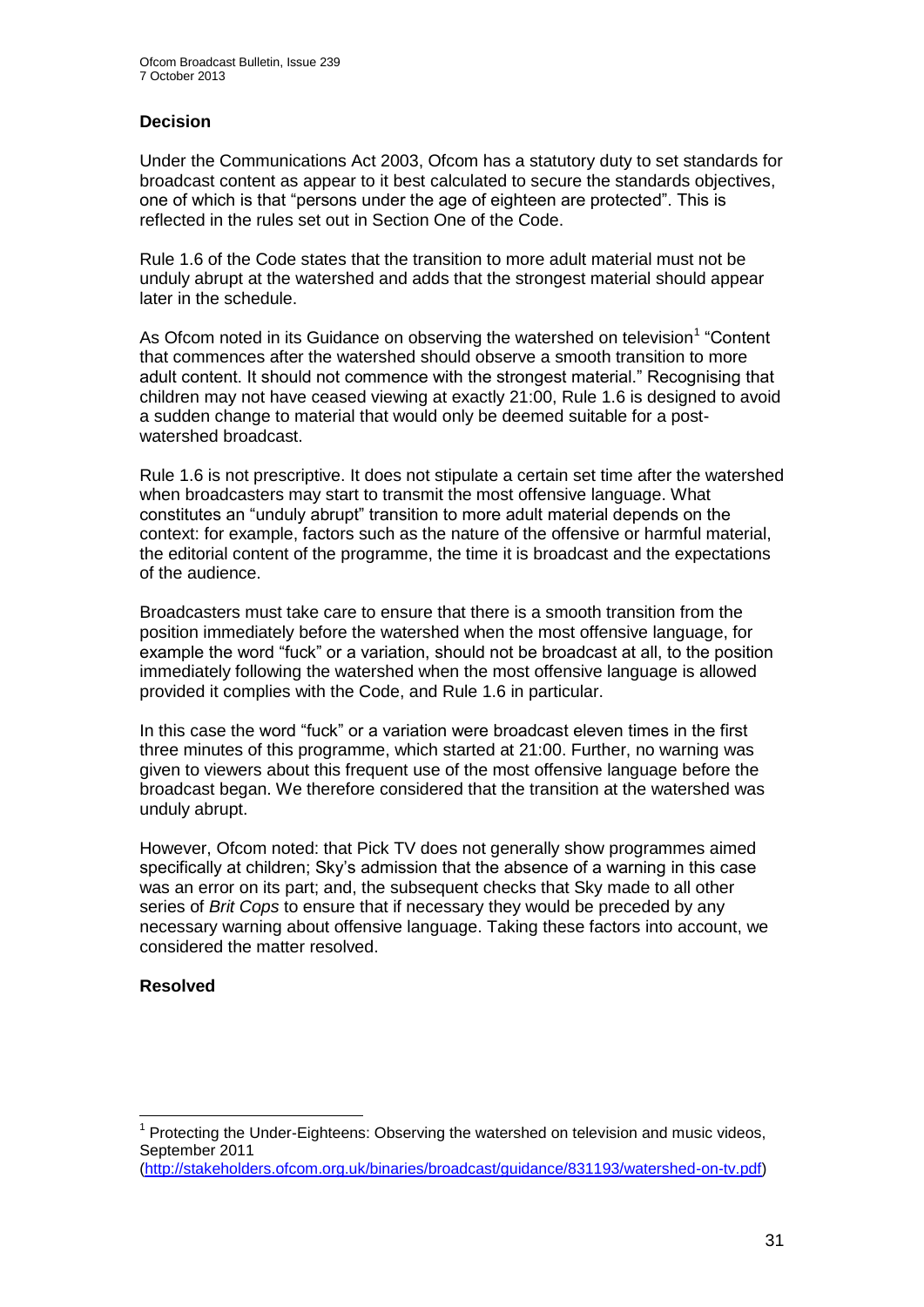**Decision**

Under the Communications Act 2003, Ofcom has a statutory duty to set standards for broadcast content as appear to it best calculated to secure the standards objectives, one of which is that "persons under the age of eighteen are protected". This is reflected in the rules set out in Section One of the Code.

Rule 1.6 of the Code states that the transition to more adult material must not be unduly abrupt at the watershed and adds that the strongest material should appear later in the schedule.

As Ofcom noted in its Guidance on observing the watershed on television[1] "Content that commences after the watershed should observe a smooth transition to more adult content. It should not commence with the strongest material." Recognising that children may not have ceased viewing at exactly 21:00, Rule 1.6 is designed to avoid a sudden change to material that would only be deemed suitable for a post-watershed broadcast.

Rule 1.6 is not prescriptive. It does not stipulate a certain set time after the watershed when broadcasters may start to transmit the most offensive language. What constitutes an "unduly abrupt" transition to more adult material depends on the context: for example, factors such as the nature of the offensive or harmful material, the editorial content of the programme, the time it is broadcast and the expectations of the audience.

Broadcasters must take care to ensure that there is a smooth transition from the position immediately before the watershed when the most offensive language, for example the word "fuck" or a variation, should not be broadcast at all, to the position immediately following the watershed when the most offensive language is allowed provided it complies with the Code, and Rule 1.6 in particular.

In this case the word "fuck" or a variation were broadcast eleven times in the first three minutes of this programme, which started at 21:00. Further, no warning was given to viewers about this frequent use of the most offensive language before the broadcast began. We therefore considered that the transition at the watershed was unduly abrupt.

However, Ofcom noted: that Pick TV does not generally show programmes aimed specifically at children; Sky's admission that the absence of a warning in this case was an error on its part; and, the subsequent checks that Sky made to all other series of *Brit Cops* to ensure that if necessary they would be preceded by any necessary warning about offensive language. Taking these factors into account, we considered the matter resolved.

**Resolved**

[1] Protecting the Under-Eighteens: Observing the watershed on television and music videos, September 2011 (http://stakeholders.ofcom.org.uk/binaries/broadcast/guidance/831193/watershed-on-tv.pdf)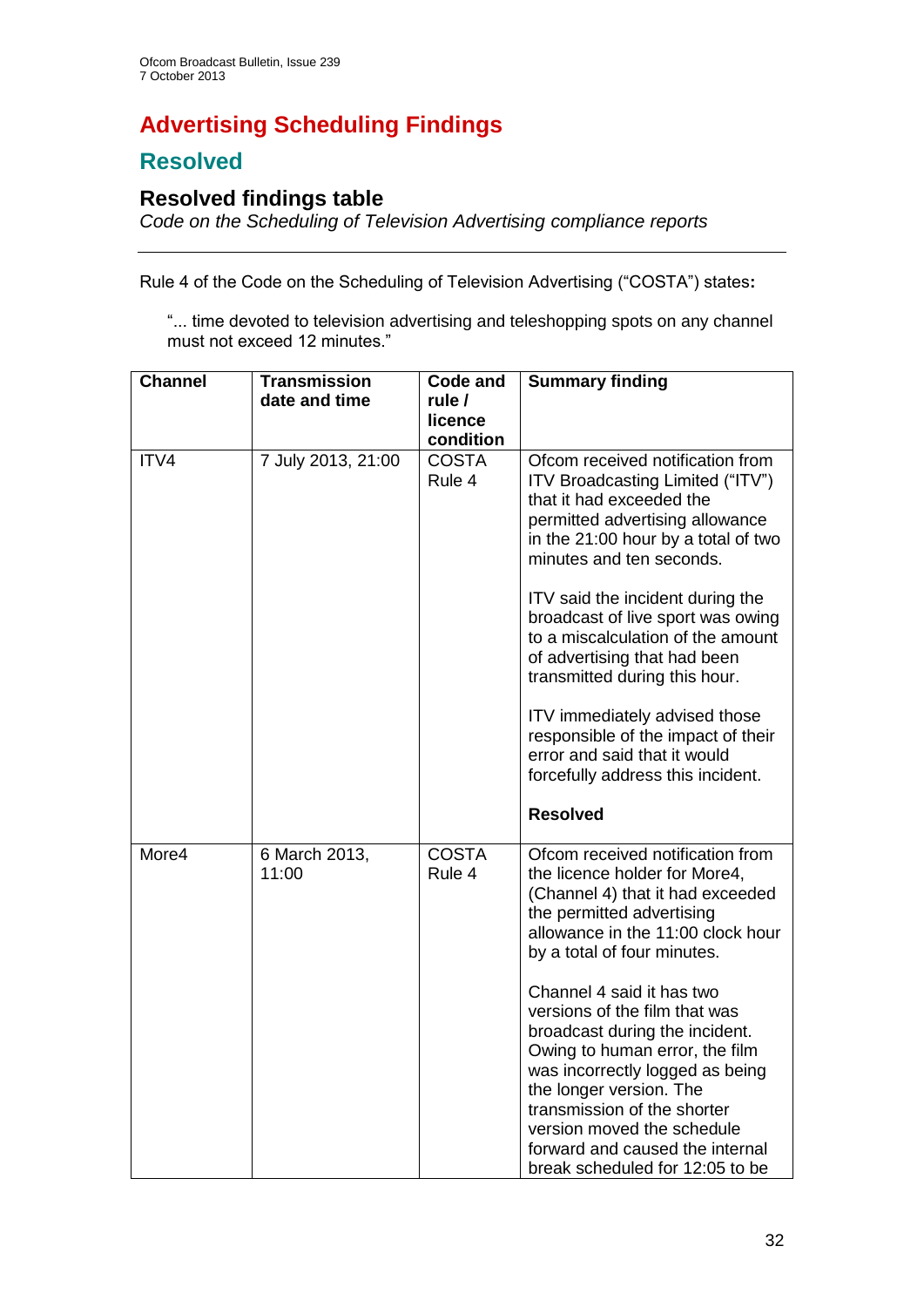# Advertising Scheduling Findings

## Resolved

### Resolved findings table

*Code on the Scheduling of Television Advertising compliance reports*

---

Rule 4 of the Code on the Scheduling of Television Advertising ("COSTA") states**:**

> "... time devoted to television advertising and teleshopping spots on any channel must not exceed 12 minutes."

| Channel | Transmission date and time | Code and rule / licence condition | Summary finding |
|---|---|---|---|
| ITV4 | 7 July 2013, 21:00 | COSTA Rule 4 | Ofcom received notification from ITV Broadcasting Limited ("ITV") that it had exceeded the permitted advertising allowance in the 21:00 hour by a total of two minutes and ten seconds.<br><br>ITV said the incident during the broadcast of live sport was owing to a miscalculation of the amount of advertising that had been transmitted during this hour.<br><br>ITV immediately advised those responsible of the impact of their error and said that it would forcefully address this incident.<br><br>**Resolved** |
| More4 | 6 March 2013, 11:00 | COSTA Rule 4 | Ofcom received notification from the licence holder for More4, (Channel 4) that it had exceeded the permitted advertising allowance in the 11:00 clock hour by a total of four minutes.<br><br>Channel 4 said it has two versions of the film that was broadcast during the incident. Owing to human error, the film was incorrectly logged as being the longer version. The transmission of the shorter version moved the schedule forward and caused the internal break scheduled for 12:05 to be |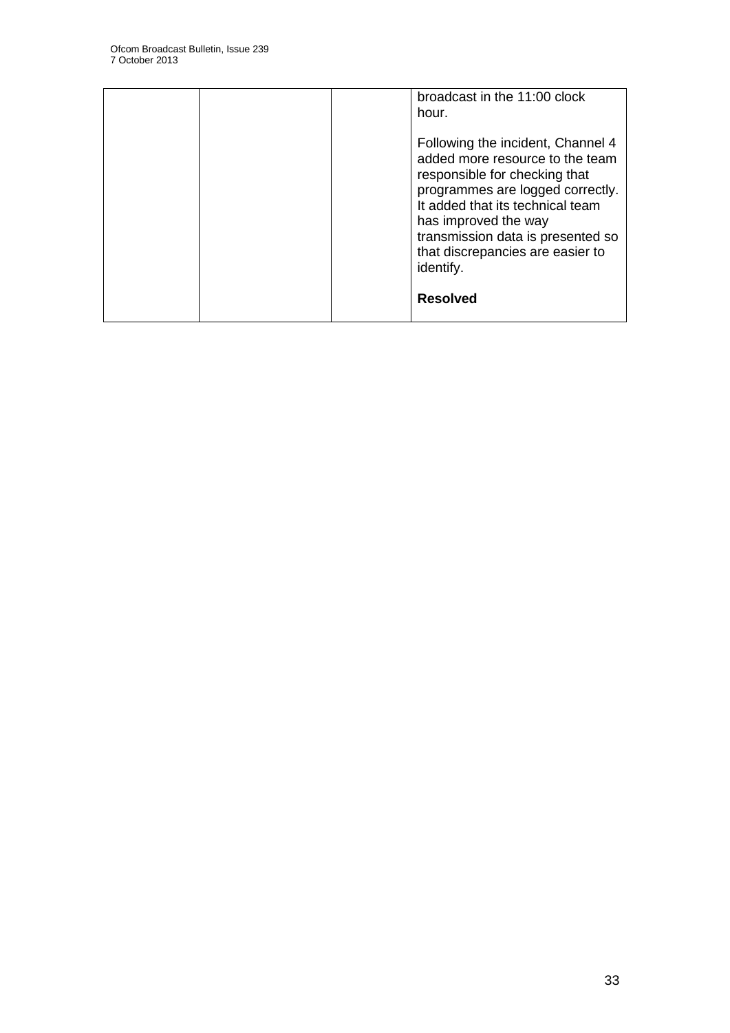|  |  |  | broadcast in the 11:00 clock hour.<br><br>Following the incident, Channel 4 added more resource to the team responsible for checking that programmes are logged correctly. It added that its technical team has improved the way transmission data is presented so that discrepancies are easier to identify.<br><br>**Resolved** |
|---|---|---|---|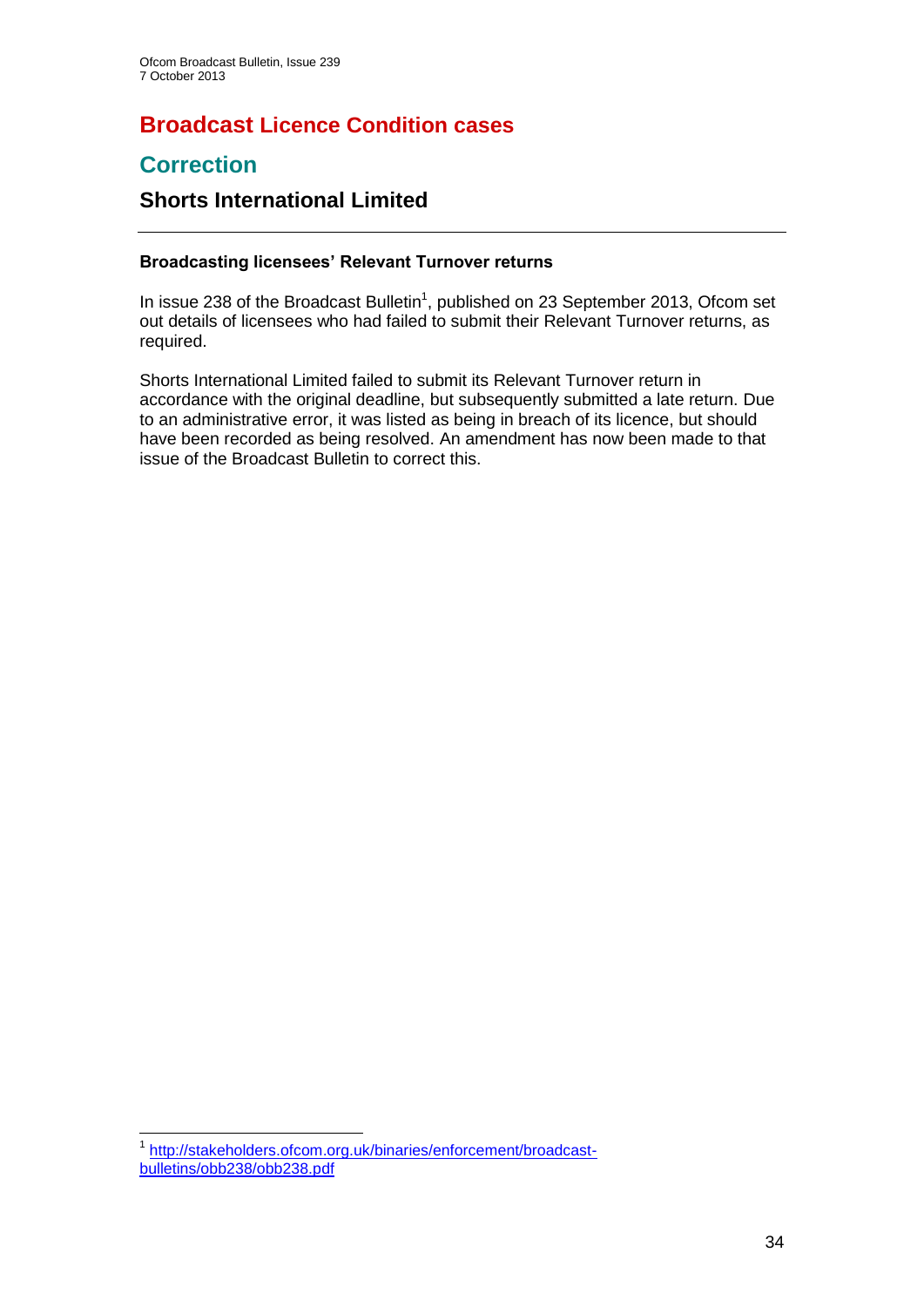# Broadcast Licence Condition cases

## Correction

### Shorts International Limited

---

**Broadcasting licensees' Relevant Turnover returns**

In issue 238 of the Broadcast Bulletin[1], published on 23 September 2013, Ofcom set out details of licensees who had failed to submit their Relevant Turnover returns, as required.

Shorts International Limited failed to submit its Relevant Turnover return in accordance with the original deadline, but subsequently submitted a late return. Due to an administrative error, it was listed as being in breach of its licence, but should have been recorded as being resolved. An amendment has now been made to that issue of the Broadcast Bulletin to correct this.

---

[1] http://stakeholders.ofcom.org.uk/binaries/enforcement/broadcast-bulletins/obb238/obb238.pdf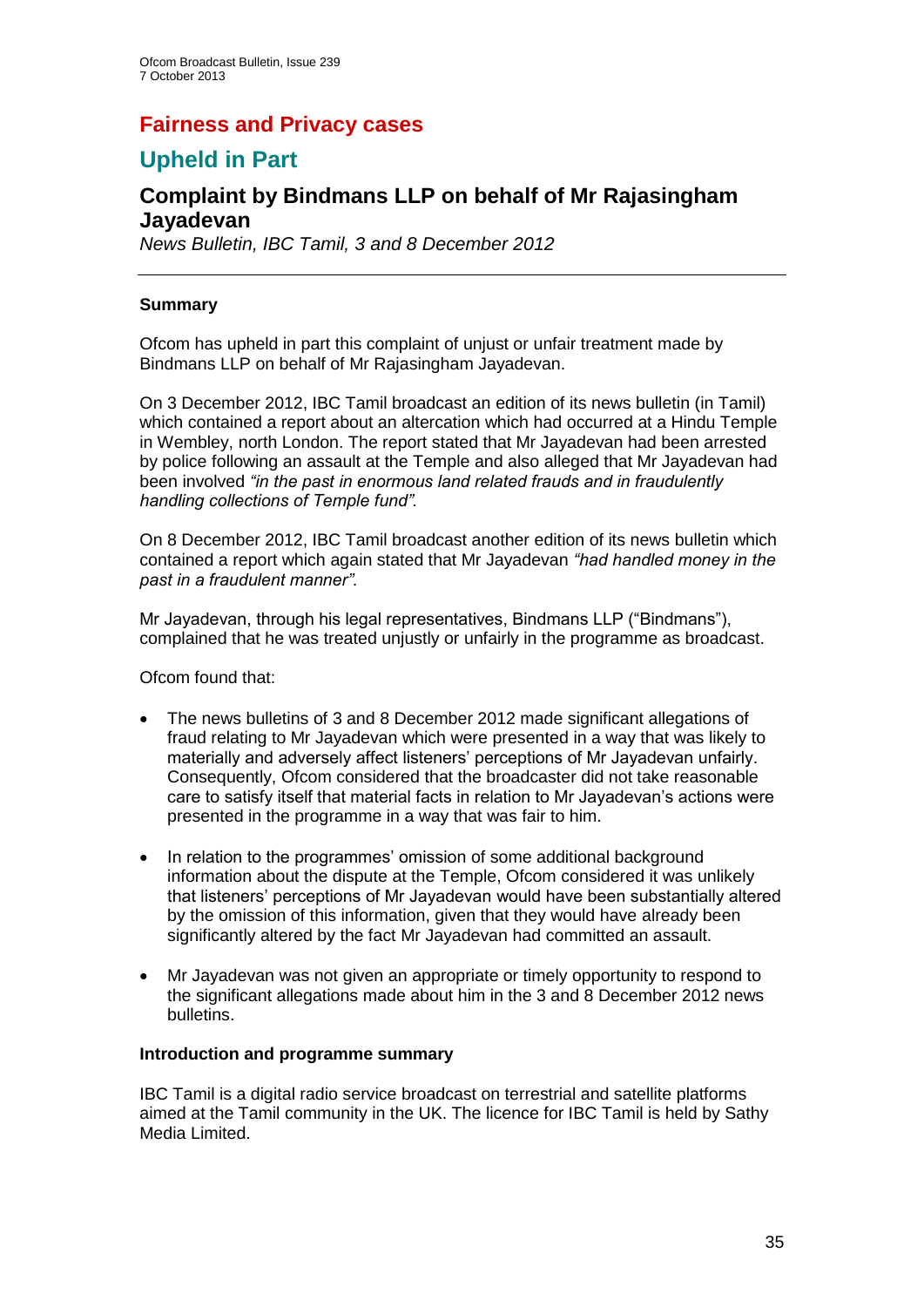# Fairness and Privacy cases

## Upheld in Part

### Complaint by Bindmans LLP on behalf of Mr Rajasingham Jayadevan

*News Bulletin, IBC Tamil, 3 and 8 December 2012*

---

**Summary**

Ofcom has upheld in part this complaint of unjust or unfair treatment made by Bindmans LLP on behalf of Mr Rajasingham Jayadevan.

On 3 December 2012, IBC Tamil broadcast an edition of its news bulletin (in Tamil) which contained a report about an altercation which had occurred at a Hindu Temple in Wembley, north London. The report stated that Mr Jayadevan had been arrested by police following an assault at the Temple and also alleged that Mr Jayadevan had been involved *"in the past in enormous land related frauds and in fraudulently handling collections of Temple fund".*

On 8 December 2012, IBC Tamil broadcast another edition of its news bulletin which contained a report which again stated that Mr Jayadevan *"had handled money in the past in a fraudulent manner".*

Mr Jayadevan, through his legal representatives, Bindmans LLP ("Bindmans"), complained that he was treated unjustly or unfairly in the programme as broadcast.

Ofcom found that:

- The news bulletins of 3 and 8 December 2012 made significant allegations of fraud relating to Mr Jayadevan which were presented in a way that was likely to materially and adversely affect listeners' perceptions of Mr Jayadevan unfairly. Consequently, Ofcom considered that the broadcaster did not take reasonable care to satisfy itself that material facts in relation to Mr Jayadevan's actions were presented in the programme in a way that was fair to him.
- In relation to the programmes' omission of some additional background information about the dispute at the Temple, Ofcom considered it was unlikely that listeners' perceptions of Mr Jayadevan would have been substantially altered by the omission of this information, given that they would have already been significantly altered by the fact Mr Jayadevan had committed an assault.
- Mr Jayadevan was not given an appropriate or timely opportunity to respond to the significant allegations made about him in the 3 and 8 December 2012 news bulletins.

**Introduction and programme summary**

IBC Tamil is a digital radio service broadcast on terrestrial and satellite platforms aimed at the Tamil community in the UK. The licence for IBC Tamil is held by Sathy Media Limited.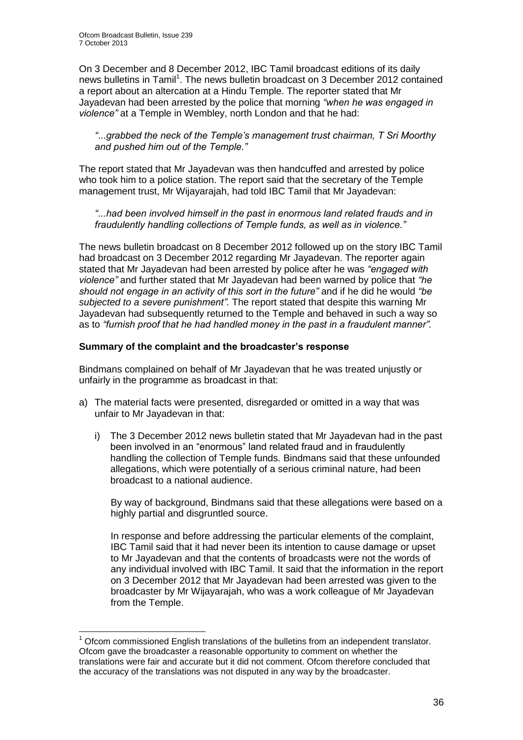On 3 December and 8 December 2012, IBC Tamil broadcast editions of its daily news bulletins in Tamil[1]. The news bulletin broadcast on 3 December 2012 contained a report about an altercation at a Hindu Temple. The reporter stated that Mr Jayadevan had been arrested by the police that morning *"when he was engaged in violence"* at a Temple in Wembley, north London and that he had:

> *"...grabbed the neck of the Temple's management trust chairman, T Sri Moorthy and pushed him out of the Temple."*

The report stated that Mr Jayadevan was then handcuffed and arrested by police who took him to a police station. The report said that the secretary of the Temple management trust, Mr Wijayarajah, had told IBC Tamil that Mr Jayadevan:

> *"...had been involved himself in the past in enormous land related frauds and in fraudulently handling collections of Temple funds, as well as in violence."*

The news bulletin broadcast on 8 December 2012 followed up on the story IBC Tamil had broadcast on 3 December 2012 regarding Mr Jayadevan. The reporter again stated that Mr Jayadevan had been arrested by police after he was *"engaged with violence"* and further stated that Mr Jayadevan had been warned by police that *"he should not engage in an activity of this sort in the future"* and if he did he would *"be subjected to a severe punishment".* The report stated that despite this warning Mr Jayadevan had subsequently returned to the Temple and behaved in such a way so as to *"furnish proof that he had handled money in the past in a fraudulent manner".*

**Summary of the complaint and the broadcaster's response**

Bindmans complained on behalf of Mr Jayadevan that he was treated unjustly or unfairly in the programme as broadcast in that:

a) The material facts were presented, disregarded or omitted in a way that was unfair to Mr Jayadevan in that:

   i) The 3 December 2012 news bulletin stated that Mr Jayadevan had in the past been involved in an "enormous" land related fraud and in fraudulently handling the collection of Temple funds. Bindmans said that these unfounded allegations, which were potentially of a serious criminal nature, had been broadcast to a national audience.

   By way of background, Bindmans said that these allegations were based on a highly partial and disgruntled source.

   In response and before addressing the particular elements of the complaint, IBC Tamil said that it had never been its intention to cause damage or upset to Mr Jayadevan and that the contents of broadcasts were not the words of any individual involved with IBC Tamil. It said that the information in the report on 3 December 2012 that Mr Jayadevan had been arrested was given to the broadcaster by Mr Wijayarajah, who was a work colleague of Mr Jayadevan from the Temple.

---

[1] Ofcom commissioned English translations of the bulletins from an independent translator. Ofcom gave the broadcaster a reasonable opportunity to comment on whether the translations were fair and accurate but it did not comment. Ofcom therefore concluded that the accuracy of the translations was not disputed in any way by the broadcaster.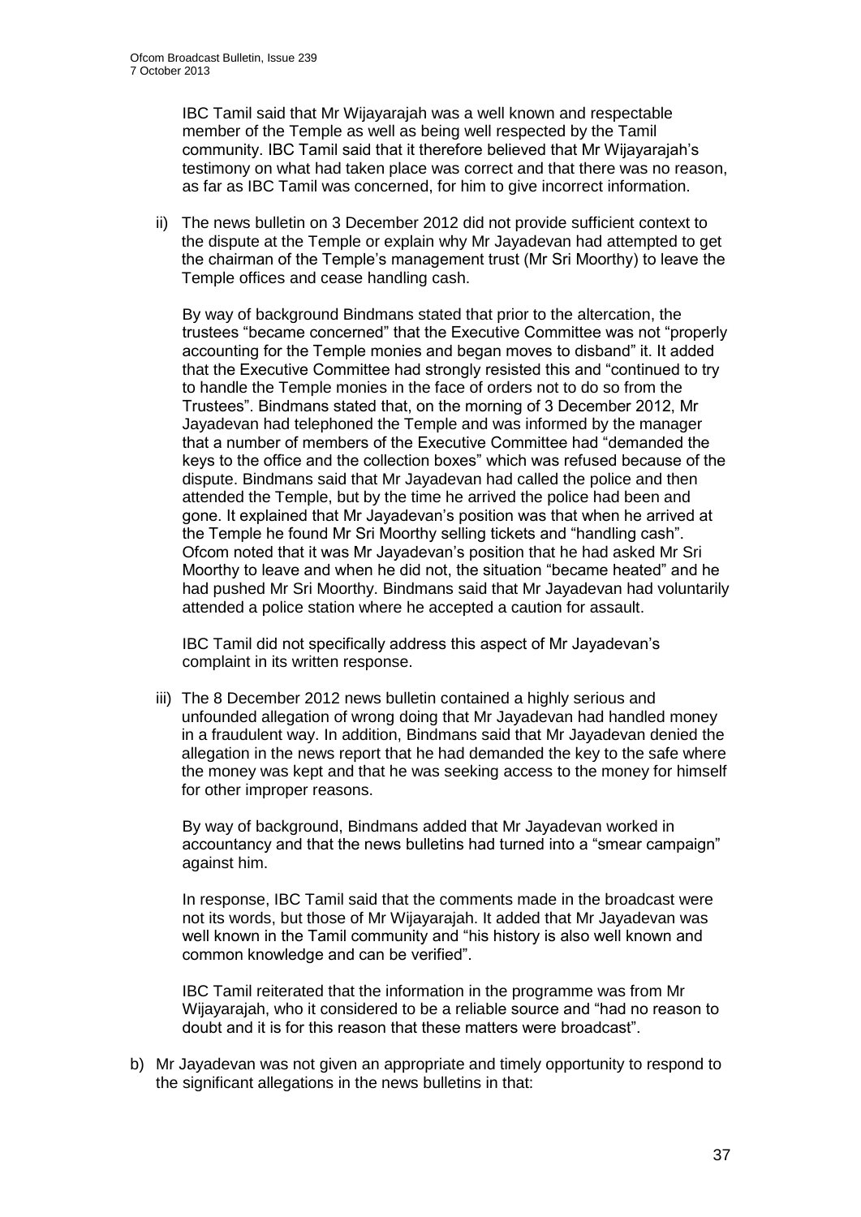IBC Tamil said that Mr Wijayarajah was a well known and respectable member of the Temple as well as being well respected by the Tamil community. IBC Tamil said that it therefore believed that Mr Wijayarajah's testimony on what had taken place was correct and that there was no reason, as far as IBC Tamil was concerned, for him to give incorrect information.

ii) The news bulletin on 3 December 2012 did not provide sufficient context to the dispute at the Temple or explain why Mr Jayadevan had attempted to get the chairman of the Temple's management trust (Mr Sri Moorthy) to leave the Temple offices and cease handling cash.

By way of background Bindmans stated that prior to the altercation, the trustees "became concerned" that the Executive Committee was not "properly accounting for the Temple monies and began moves to disband" it. It added that the Executive Committee had strongly resisted this and "continued to try to handle the Temple monies in the face of orders not to do so from the Trustees". Bindmans stated that, on the morning of 3 December 2012, Mr Jayadevan had telephoned the Temple and was informed by the manager that a number of members of the Executive Committee had "demanded the keys to the office and the collection boxes" which was refused because of the dispute. Bindmans said that Mr Jayadevan had called the police and then attended the Temple, but by the time he arrived the police had been and gone. It explained that Mr Jayadevan's position was that when he arrived at the Temple he found Mr Sri Moorthy selling tickets and "handling cash". Ofcom noted that it was Mr Jayadevan's position that he had asked Mr Sri Moorthy to leave and when he did not, the situation "became heated" and he had pushed Mr Sri Moorthy. Bindmans said that Mr Jayadevan had voluntarily attended a police station where he accepted a caution for assault.

IBC Tamil did not specifically address this aspect of Mr Jayadevan's complaint in its written response.

iii) The 8 December 2012 news bulletin contained a highly serious and unfounded allegation of wrong doing that Mr Jayadevan had handled money in a fraudulent way. In addition, Bindmans said that Mr Jayadevan denied the allegation in the news report that he had demanded the key to the safe where the money was kept and that he was seeking access to the money for himself for other improper reasons.

By way of background, Bindmans added that Mr Jayadevan worked in accountancy and that the news bulletins had turned into a "smear campaign" against him.

In response, IBC Tamil said that the comments made in the broadcast were not its words, but those of Mr Wijayarajah. It added that Mr Jayadevan was well known in the Tamil community and "his history is also well known and common knowledge and can be verified".

IBC Tamil reiterated that the information in the programme was from Mr Wijayarajah, who it considered to be a reliable source and "had no reason to doubt and it is for this reason that these matters were broadcast".

b) Mr Jayadevan was not given an appropriate and timely opportunity to respond to the significant allegations in the news bulletins in that: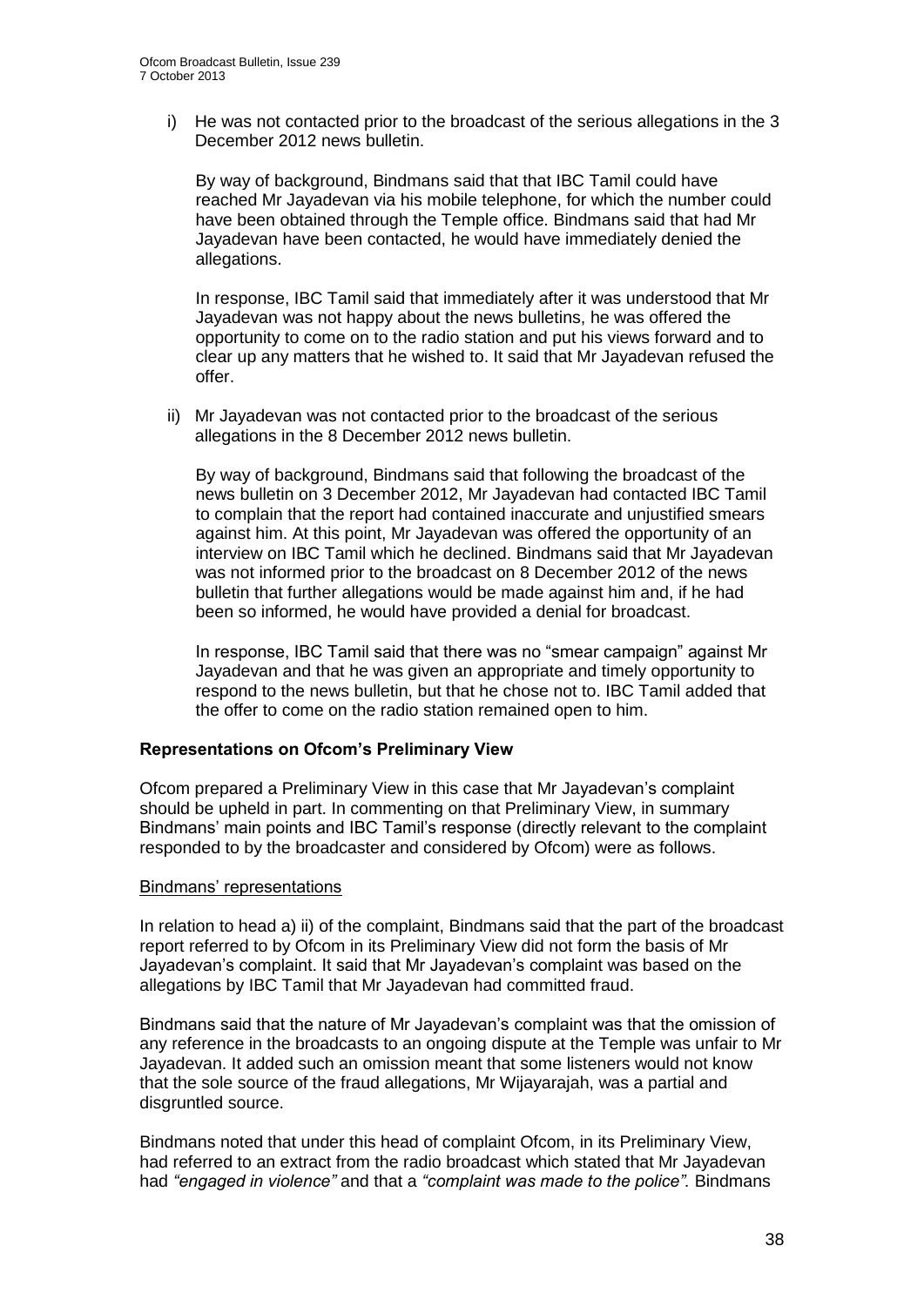i) He was not contacted prior to the broadcast of the serious allegations in the 3 December 2012 news bulletin.

   By way of background, Bindmans said that that IBC Tamil could have reached Mr Jayadevan via his mobile telephone, for which the number could have been obtained through the Temple office. Bindmans said that had Mr Jayadevan have been contacted, he would have immediately denied the allegations.

   In response, IBC Tamil said that immediately after it was understood that Mr Jayadevan was not happy about the news bulletins, he was offered the opportunity to come on to the radio station and put his views forward and to clear up any matters that he wished to. It said that Mr Jayadevan refused the offer.

ii) Mr Jayadevan was not contacted prior to the broadcast of the serious allegations in the 8 December 2012 news bulletin.

   By way of background, Bindmans said that following the broadcast of the news bulletin on 3 December 2012, Mr Jayadevan had contacted IBC Tamil to complain that the report had contained inaccurate and unjustified smears against him. At this point, Mr Jayadevan was offered the opportunity of an interview on IBC Tamil which he declined. Bindmans said that Mr Jayadevan was not informed prior to the broadcast on 8 December 2012 of the news bulletin that further allegations would be made against him and, if he had been so informed, he would have provided a denial for broadcast.

   In response, IBC Tamil said that there was no "smear campaign" against Mr Jayadevan and that he was given an appropriate and timely opportunity to respond to the news bulletin, but that he chose not to. IBC Tamil added that the offer to come on the radio station remained open to him.

### Representations on Ofcom's Preliminary View

Ofcom prepared a Preliminary View in this case that Mr Jayadevan's complaint should be upheld in part. In commenting on that Preliminary View, in summary Bindmans' main points and IBC Tamil's response (directly relevant to the complaint responded to by the broadcaster and considered by Ofcom) were as follows.

#### Bindmans' representations

In relation to head a) ii) of the complaint, Bindmans said that the part of the broadcast report referred to by Ofcom in its Preliminary View did not form the basis of Mr Jayadevan's complaint. It said that Mr Jayadevan's complaint was based on the allegations by IBC Tamil that Mr Jayadevan had committed fraud.

Bindmans said that the nature of Mr Jayadevan's complaint was that the omission of any reference in the broadcasts to an ongoing dispute at the Temple was unfair to Mr Jayadevan. It added such an omission meant that some listeners would not know that the sole source of the fraud allegations, Mr Wijayarajah, was a partial and disgruntled source.

Bindmans noted that under this head of complaint Ofcom, in its Preliminary View, had referred to an extract from the radio broadcast which stated that Mr Jayadevan had *"engaged in violence"* and that a *"complaint was made to the police".* Bindmans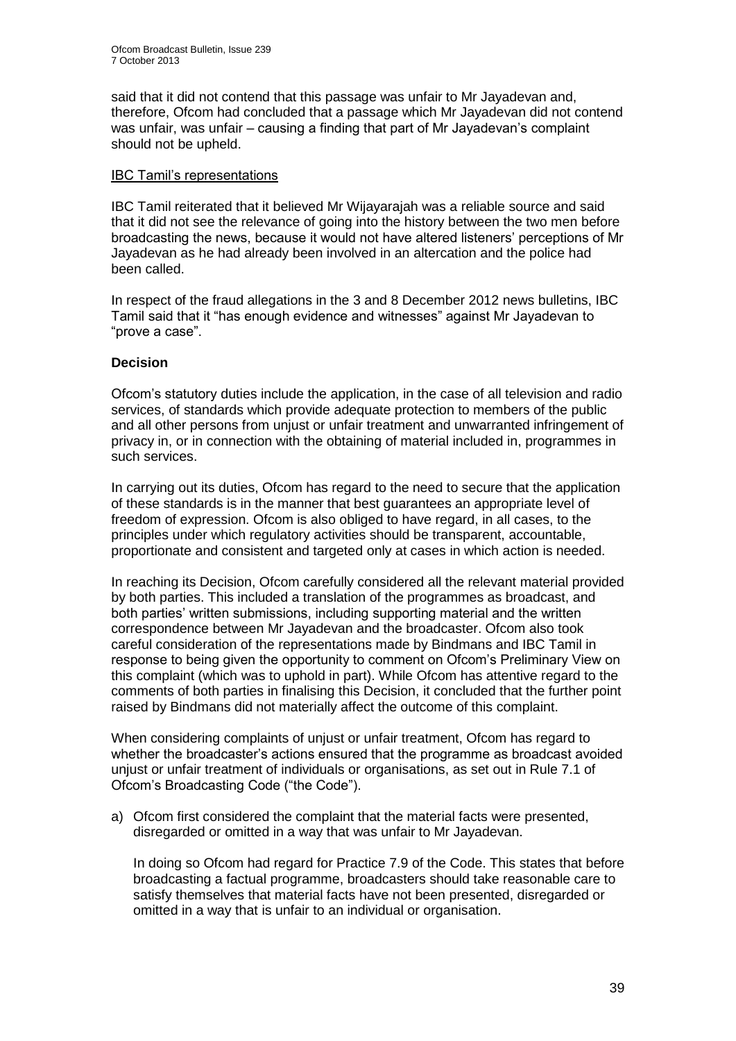said that it did not contend that this passage was unfair to Mr Jayadevan and, therefore, Ofcom had concluded that a passage which Mr Jayadevan did not contend was unfair, was unfair – causing a finding that part of Mr Jayadevan's complaint should not be upheld.

IBC Tamil's representations

IBC Tamil reiterated that it believed Mr Wijayarajah was a reliable source and said that it did not see the relevance of going into the history between the two men before broadcasting the news, because it would not have altered listeners' perceptions of Mr Jayadevan as he had already been involved in an altercation and the police had been called.

In respect of the fraud allegations in the 3 and 8 December 2012 news bulletins, IBC Tamil said that it "has enough evidence and witnesses" against Mr Jayadevan to "prove a case".

**Decision**

Ofcom's statutory duties include the application, in the case of all television and radio services, of standards which provide adequate protection to members of the public and all other persons from unjust or unfair treatment and unwarranted infringement of privacy in, or in connection with the obtaining of material included in, programmes in such services.

In carrying out its duties, Ofcom has regard to the need to secure that the application of these standards is in the manner that best guarantees an appropriate level of freedom of expression. Ofcom is also obliged to have regard, in all cases, to the principles under which regulatory activities should be transparent, accountable, proportionate and consistent and targeted only at cases in which action is needed.

In reaching its Decision, Ofcom carefully considered all the relevant material provided by both parties. This included a translation of the programmes as broadcast, and both parties' written submissions, including supporting material and the written correspondence between Mr Jayadevan and the broadcaster. Ofcom also took careful consideration of the representations made by Bindmans and IBC Tamil in response to being given the opportunity to comment on Ofcom's Preliminary View on this complaint (which was to uphold in part). While Ofcom has attentive regard to the comments of both parties in finalising this Decision, it concluded that the further point raised by Bindmans did not materially affect the outcome of this complaint.

When considering complaints of unjust or unfair treatment, Ofcom has regard to whether the broadcaster's actions ensured that the programme as broadcast avoided unjust or unfair treatment of individuals or organisations, as set out in Rule 7.1 of Ofcom's Broadcasting Code ("the Code").

a) Ofcom first considered the complaint that the material facts were presented, disregarded or omitted in a way that was unfair to Mr Jayadevan.

   In doing so Ofcom had regard for Practice 7.9 of the Code. This states that before broadcasting a factual programme, broadcasters should take reasonable care to satisfy themselves that material facts have not been presented, disregarded or omitted in a way that is unfair to an individual or organisation.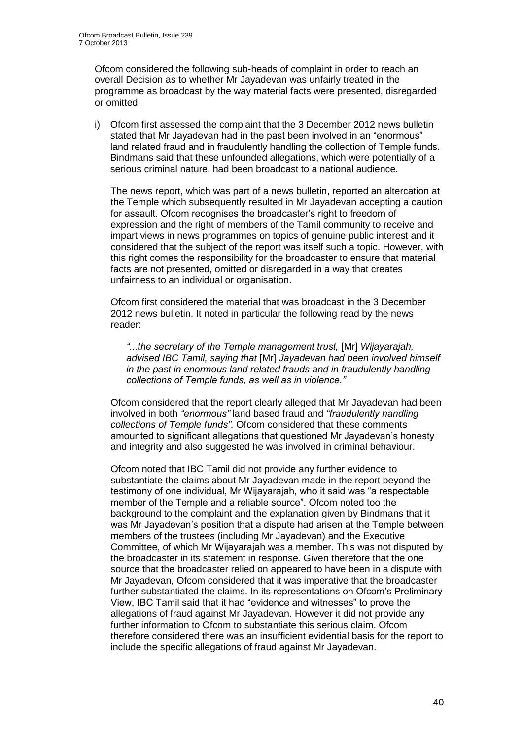Ofcom considered the following sub-heads of complaint in order to reach an overall Decision as to whether Mr Jayadevan was unfairly treated in the programme as broadcast by the way material facts were presented, disregarded or omitted.

i) Ofcom first assessed the complaint that the 3 December 2012 news bulletin stated that Mr Jayadevan had in the past been involved in an "enormous" land related fraud and in fraudulently handling the collection of Temple funds. Bindmans said that these unfounded allegations, which were potentially of a serious criminal nature, had been broadcast to a national audience.

   The news report, which was part of a news bulletin, reported an altercation at the Temple which subsequently resulted in Mr Jayadevan accepting a caution for assault. Ofcom recognises the broadcaster's right to freedom of expression and the right of members of the Tamil community to receive and impart views in news programmes on topics of genuine public interest and it considered that the subject of the report was itself such a topic. However, with this right comes the responsibility for the broadcaster to ensure that material facts are not presented, omitted or disregarded in a way that creates unfairness to an individual or organisation.

   Ofcom first considered the material that was broadcast in the 3 December 2012 news bulletin. It noted in particular the following read by the news reader:

   > *"...the secretary of the Temple management trust,* [Mr] *Wijayarajah, advised IBC Tamil, saying that* [Mr] *Jayadevan had been involved himself in the past in enormous land related frauds and in fraudulently handling collections of Temple funds, as well as in violence."*

   Ofcom considered that the report clearly alleged that Mr Jayadevan had been involved in both *"enormous"* land based fraud and *"fraudulently handling collections of Temple funds"*. Ofcom considered that these comments amounted to significant allegations that questioned Mr Jayadevan's honesty and integrity and also suggested he was involved in criminal behaviour.

   Ofcom noted that IBC Tamil did not provide any further evidence to substantiate the claims about Mr Jayadevan made in the report beyond the testimony of one individual, Mr Wijayarajah, who it said was "a respectable member of the Temple and a reliable source". Ofcom noted too the background to the complaint and the explanation given by Bindmans that it was Mr Jayadevan's position that a dispute had arisen at the Temple between members of the trustees (including Mr Jayadevan) and the Executive Committee, of which Mr Wijayarajah was a member. This was not disputed by the broadcaster in its statement in response. Given therefore that the one source that the broadcaster relied on appeared to have been in a dispute with Mr Jayadevan, Ofcom considered that it was imperative that the broadcaster further substantiated the claims. In its representations on Ofcom's Preliminary View, IBC Tamil said that it had "evidence and witnesses" to prove the allegations of fraud against Mr Jayadevan. However it did not provide any further information to Ofcom to substantiate this serious claim. Ofcom therefore considered there was an insufficient evidential basis for the report to include the specific allegations of fraud against Mr Jayadevan.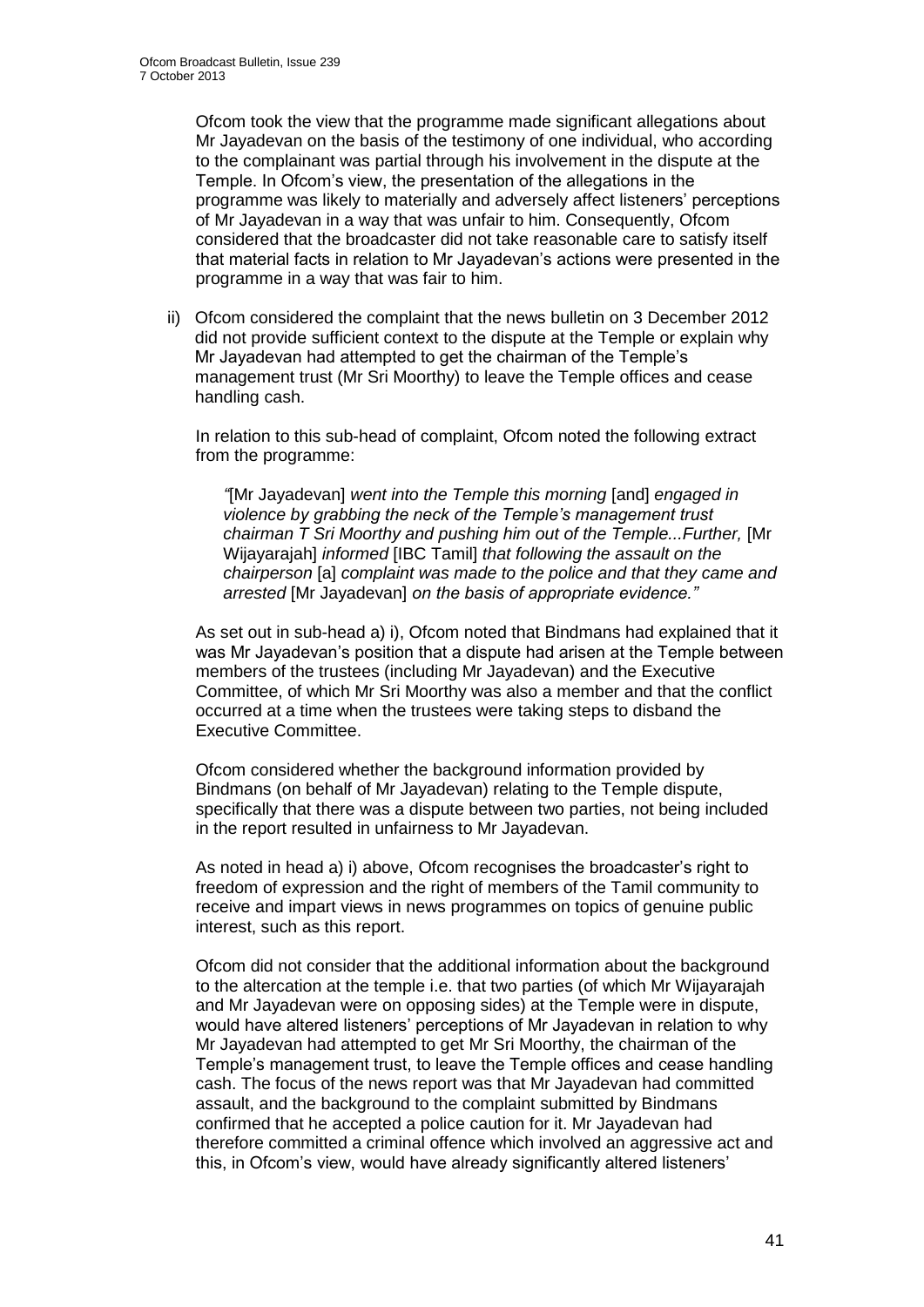Ofcom took the view that the programme made significant allegations about Mr Jayadevan on the basis of the testimony of one individual, who according to the complainant was partial through his involvement in the dispute at the Temple. In Ofcom's view, the presentation of the allegations in the programme was likely to materially and adversely affect listeners' perceptions of Mr Jayadevan in a way that was unfair to him. Consequently, Ofcom considered that the broadcaster did not take reasonable care to satisfy itself that material facts in relation to Mr Jayadevan's actions were presented in the programme in a way that was fair to him.

ii) Ofcom considered the complaint that the news bulletin on 3 December 2012 did not provide sufficient context to the dispute at the Temple or explain why Mr Jayadevan had attempted to get the chairman of the Temple's management trust (Mr Sri Moorthy) to leave the Temple offices and cease handling cash.

In relation to this sub-head of complaint, Ofcom noted the following extract from the programme:

> *"*[Mr Jayadevan] *went into the Temple this morning* [and] *engaged in violence by grabbing the neck of the Temple's management trust chairman T Sri Moorthy and pushing him out of the Temple...Further,* [Mr Wijayarajah] *informed* [IBC Tamil] *that following the assault on the chairperson* [a] *complaint was made to the police and that they came and arrested* [Mr Jayadevan] *on the basis of appropriate evidence."*

As set out in sub-head a) i), Ofcom noted that Bindmans had explained that it was Mr Jayadevan's position that a dispute had arisen at the Temple between members of the trustees (including Mr Jayadevan) and the Executive Committee, of which Mr Sri Moorthy was also a member and that the conflict occurred at a time when the trustees were taking steps to disband the Executive Committee.

Ofcom considered whether the background information provided by Bindmans (on behalf of Mr Jayadevan) relating to the Temple dispute, specifically that there was a dispute between two parties, not being included in the report resulted in unfairness to Mr Jayadevan.

As noted in head a) i) above, Ofcom recognises the broadcaster's right to freedom of expression and the right of members of the Tamil community to receive and impart views in news programmes on topics of genuine public interest, such as this report.

Ofcom did not consider that the additional information about the background to the altercation at the temple i.e. that two parties (of which Mr Wijayarajah and Mr Jayadevan were on opposing sides) at the Temple were in dispute, would have altered listeners' perceptions of Mr Jayadevan in relation to why Mr Jayadevan had attempted to get Mr Sri Moorthy, the chairman of the Temple's management trust, to leave the Temple offices and cease handling cash. The focus of the news report was that Mr Jayadevan had committed assault, and the background to the complaint submitted by Bindmans confirmed that he accepted a police caution for it. Mr Jayadevan had therefore committed a criminal offence which involved an aggressive act and this, in Ofcom's view, would have already significantly altered listeners'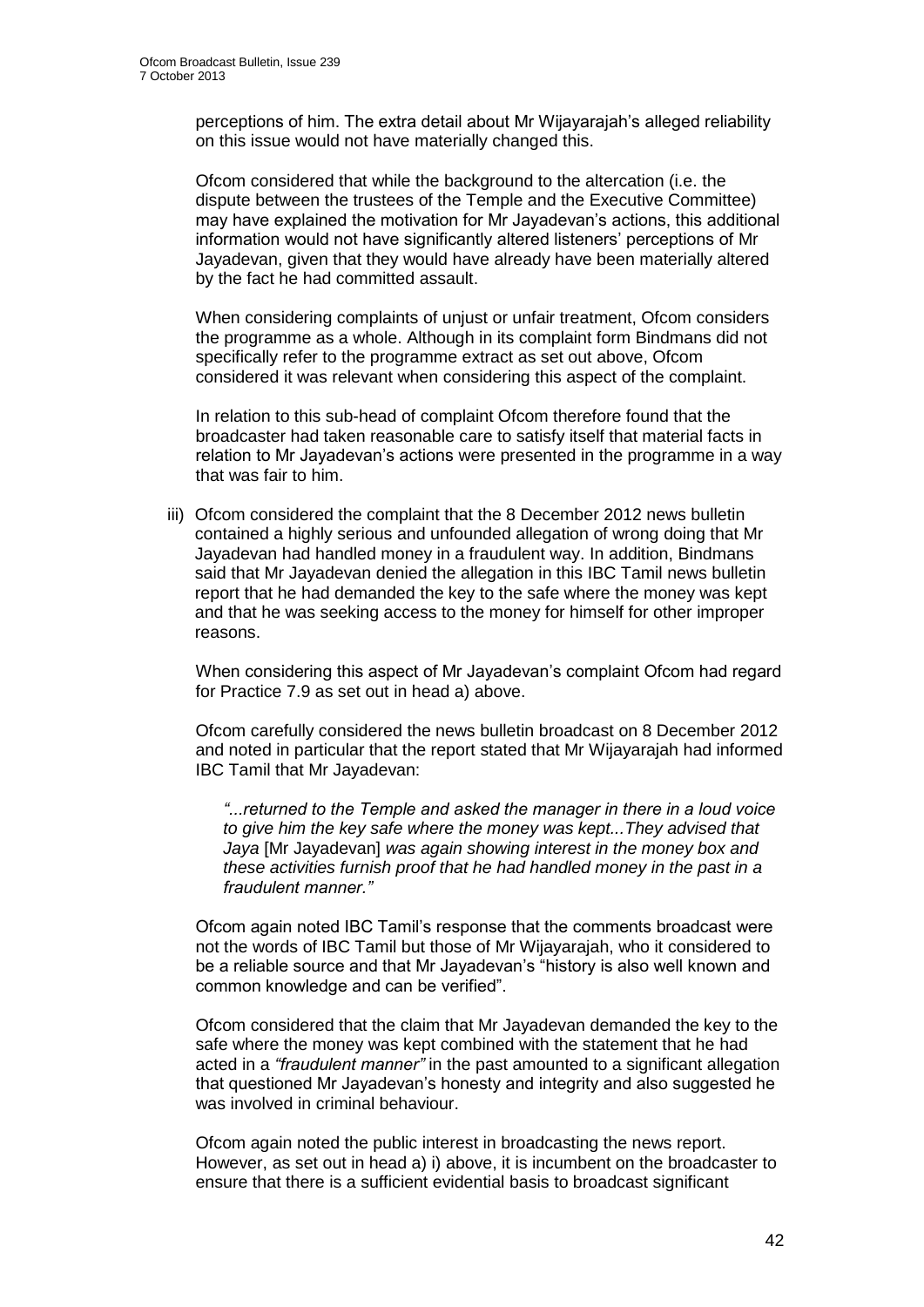perceptions of him. The extra detail about Mr Wijayarajah's alleged reliability on this issue would not have materially changed this.

Ofcom considered that while the background to the altercation (i.e. the dispute between the trustees of the Temple and the Executive Committee) may have explained the motivation for Mr Jayadevan's actions, this additional information would not have significantly altered listeners' perceptions of Mr Jayadevan, given that they would have already have been materially altered by the fact he had committed assault.

When considering complaints of unjust or unfair treatment, Ofcom considers the programme as a whole. Although in its complaint form Bindmans did not specifically refer to the programme extract as set out above, Ofcom considered it was relevant when considering this aspect of the complaint.

In relation to this sub-head of complaint Ofcom therefore found that the broadcaster had taken reasonable care to satisfy itself that material facts in relation to Mr Jayadevan's actions were presented in the programme in a way that was fair to him.

iii) Ofcom considered the complaint that the 8 December 2012 news bulletin contained a highly serious and unfounded allegation of wrong doing that Mr Jayadevan had handled money in a fraudulent way. In addition, Bindmans said that Mr Jayadevan denied the allegation in this IBC Tamil news bulletin report that he had demanded the key to the safe where the money was kept and that he was seeking access to the money for himself for other improper reasons.

When considering this aspect of Mr Jayadevan's complaint Ofcom had regard for Practice 7.9 as set out in head a) above.

Ofcom carefully considered the news bulletin broadcast on 8 December 2012 and noted in particular that the report stated that Mr Wijayarajah had informed IBC Tamil that Mr Jayadevan:

> *"...returned to the Temple and asked the manager in there in a loud voice to give him the key safe where the money was kept...They advised that Jaya* [Mr Jayadevan] *was again showing interest in the money box and these activities furnish proof that he had handled money in the past in a fraudulent manner."*

Ofcom again noted IBC Tamil's response that the comments broadcast were not the words of IBC Tamil but those of Mr Wijayarajah, who it considered to be a reliable source and that Mr Jayadevan's "history is also well known and common knowledge and can be verified".

Ofcom considered that the claim that Mr Jayadevan demanded the key to the safe where the money was kept combined with the statement that he had acted in a *"fraudulent manner"* in the past amounted to a significant allegation that questioned Mr Jayadevan's honesty and integrity and also suggested he was involved in criminal behaviour.

Ofcom again noted the public interest in broadcasting the news report. However, as set out in head a) i) above, it is incumbent on the broadcaster to ensure that there is a sufficient evidential basis to broadcast significant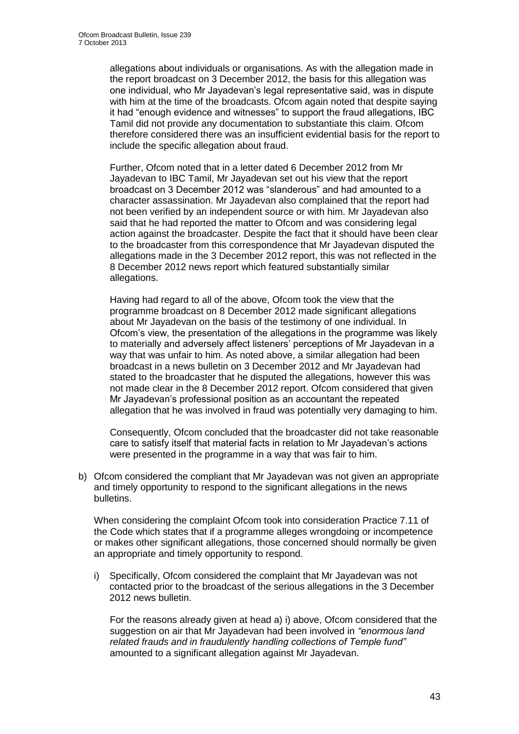allegations about individuals or organisations. As with the allegation made in the report broadcast on 3 December 2012, the basis for this allegation was one individual, who Mr Jayadevan's legal representative said, was in dispute with him at the time of the broadcasts. Ofcom again noted that despite saying it had "enough evidence and witnesses" to support the fraud allegations, IBC Tamil did not provide any documentation to substantiate this claim. Ofcom therefore considered there was an insufficient evidential basis for the report to include the specific allegation about fraud.

Further, Ofcom noted that in a letter dated 6 December 2012 from Mr Jayadevan to IBC Tamil, Mr Jayadevan set out his view that the report broadcast on 3 December 2012 was "slanderous" and had amounted to a character assassination. Mr Jayadevan also complained that the report had not been verified by an independent source or with him. Mr Jayadevan also said that he had reported the matter to Ofcom and was considering legal action against the broadcaster. Despite the fact that it should have been clear to the broadcaster from this correspondence that Mr Jayadevan disputed the allegations made in the 3 December 2012 report, this was not reflected in the 8 December 2012 news report which featured substantially similar allegations.

Having had regard to all of the above, Ofcom took the view that the programme broadcast on 8 December 2012 made significant allegations about Mr Jayadevan on the basis of the testimony of one individual. In Ofcom's view, the presentation of the allegations in the programme was likely to materially and adversely affect listeners' perceptions of Mr Jayadevan in a way that was unfair to him. As noted above, a similar allegation had been broadcast in a news bulletin on 3 December 2012 and Mr Jayadevan had stated to the broadcaster that he disputed the allegations, however this was not made clear in the 8 December 2012 report. Ofcom considered that given Mr Jayadevan's professional position as an accountant the repeated allegation that he was involved in fraud was potentially very damaging to him.

Consequently, Ofcom concluded that the broadcaster did not take reasonable care to satisfy itself that material facts in relation to Mr Jayadevan's actions were presented in the programme in a way that was fair to him.

b) Ofcom considered the compliant that Mr Jayadevan was not given an appropriate and timely opportunity to respond to the significant allegations in the news bulletins.

   When considering the complaint Ofcom took into consideration Practice 7.11 of the Code which states that if a programme alleges wrongdoing or incompetence or makes other significant allegations, those concerned should normally be given an appropriate and timely opportunity to respond.

   i) Specifically, Ofcom considered the complaint that Mr Jayadevan was not contacted prior to the broadcast of the serious allegations in the 3 December 2012 news bulletin.

      For the reasons already given at head a) i) above, Ofcom considered that the suggestion on air that Mr Jayadevan had been involved in *"enormous land related frauds and in fraudulently handling collections of Temple fund"* amounted to a significant allegation against Mr Jayadevan.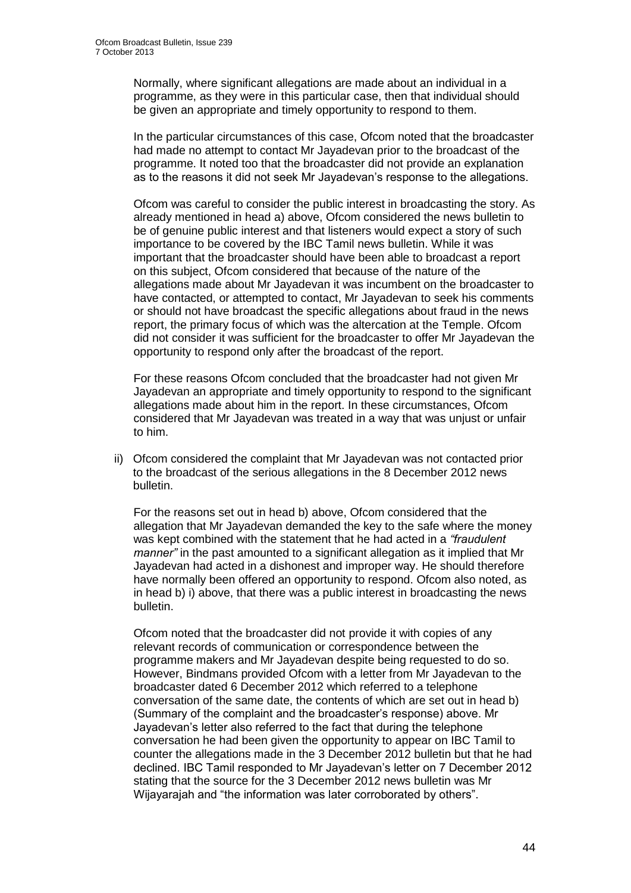Normally, where significant allegations are made about an individual in a programme, as they were in this particular case, then that individual should be given an appropriate and timely opportunity to respond to them.

In the particular circumstances of this case, Ofcom noted that the broadcaster had made no attempt to contact Mr Jayadevan prior to the broadcast of the programme. It noted too that the broadcaster did not provide an explanation as to the reasons it did not seek Mr Jayadevan's response to the allegations.

Ofcom was careful to consider the public interest in broadcasting the story. As already mentioned in head a) above, Ofcom considered the news bulletin to be of genuine public interest and that listeners would expect a story of such importance to be covered by the IBC Tamil news bulletin. While it was important that the broadcaster should have been able to broadcast a report on this subject, Ofcom considered that because of the nature of the allegations made about Mr Jayadevan it was incumbent on the broadcaster to have contacted, or attempted to contact, Mr Jayadevan to seek his comments or should not have broadcast the specific allegations about fraud in the news report, the primary focus of which was the altercation at the Temple. Ofcom did not consider it was sufficient for the broadcaster to offer Mr Jayadevan the opportunity to respond only after the broadcast of the report.

For these reasons Ofcom concluded that the broadcaster had not given Mr Jayadevan an appropriate and timely opportunity to respond to the significant allegations made about him in the report. In these circumstances, Ofcom considered that Mr Jayadevan was treated in a way that was unjust or unfair to him.

ii) Ofcom considered the complaint that Mr Jayadevan was not contacted prior to the broadcast of the serious allegations in the 8 December 2012 news bulletin.

For the reasons set out in head b) above, Ofcom considered that the allegation that Mr Jayadevan demanded the key to the safe where the money was kept combined with the statement that he had acted in a *"fraudulent manner"* in the past amounted to a significant allegation as it implied that Mr Jayadevan had acted in a dishonest and improper way. He should therefore have normally been offered an opportunity to respond. Ofcom also noted, as in head b) i) above, that there was a public interest in broadcasting the news bulletin.

Ofcom noted that the broadcaster did not provide it with copies of any relevant records of communication or correspondence between the programme makers and Mr Jayadevan despite being requested to do so. However, Bindmans provided Ofcom with a letter from Mr Jayadevan to the broadcaster dated 6 December 2012 which referred to a telephone conversation of the same date, the contents of which are set out in head b) (Summary of the complaint and the broadcaster's response) above. Mr Jayadevan's letter also referred to the fact that during the telephone conversation he had been given the opportunity to appear on IBC Tamil to counter the allegations made in the 3 December 2012 bulletin but that he had declined. IBC Tamil responded to Mr Jayadevan's letter on 7 December 2012 stating that the source for the 3 December 2012 news bulletin was Mr Wijayarajah and "the information was later corroborated by others".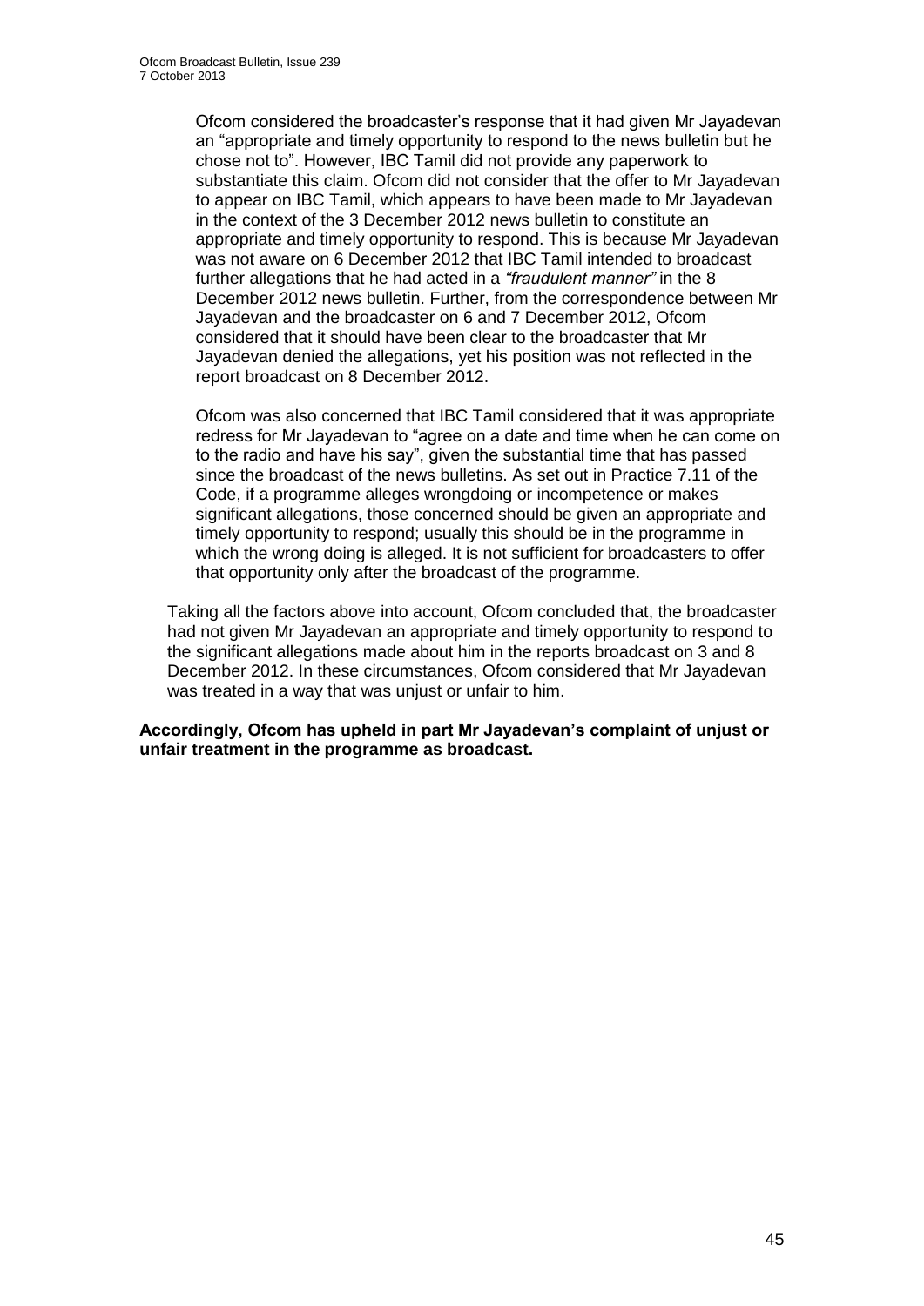Ofcom considered the broadcaster's response that it had given Mr Jayadevan an "appropriate and timely opportunity to respond to the news bulletin but he chose not to". However, IBC Tamil did not provide any paperwork to substantiate this claim. Ofcom did not consider that the offer to Mr Jayadevan to appear on IBC Tamil, which appears to have been made to Mr Jayadevan in the context of the 3 December 2012 news bulletin to constitute an appropriate and timely opportunity to respond. This is because Mr Jayadevan was not aware on 6 December 2012 that IBC Tamil intended to broadcast further allegations that he had acted in a *"fraudulent manner"* in the 8 December 2012 news bulletin. Further, from the correspondence between Mr Jayadevan and the broadcaster on 6 and 7 December 2012, Ofcom considered that it should have been clear to the broadcaster that Mr Jayadevan denied the allegations, yet his position was not reflected in the report broadcast on 8 December 2012.

Ofcom was also concerned that IBC Tamil considered that it was appropriate redress for Mr Jayadevan to "agree on a date and time when he can come on to the radio and have his say", given the substantial time that has passed since the broadcast of the news bulletins. As set out in Practice 7.11 of the Code, if a programme alleges wrongdoing or incompetence or makes significant allegations, those concerned should be given an appropriate and timely opportunity to respond; usually this should be in the programme in which the wrong doing is alleged. It is not sufficient for broadcasters to offer that opportunity only after the broadcast of the programme.

Taking all the factors above into account, Ofcom concluded that, the broadcaster had not given Mr Jayadevan an appropriate and timely opportunity to respond to the significant allegations made about him in the reports broadcast on 3 and 8 December 2012. In these circumstances, Ofcom considered that Mr Jayadevan was treated in a way that was unjust or unfair to him.

**Accordingly, Ofcom has upheld in part Mr Jayadevan's complaint of unjust or unfair treatment in the programme as broadcast.**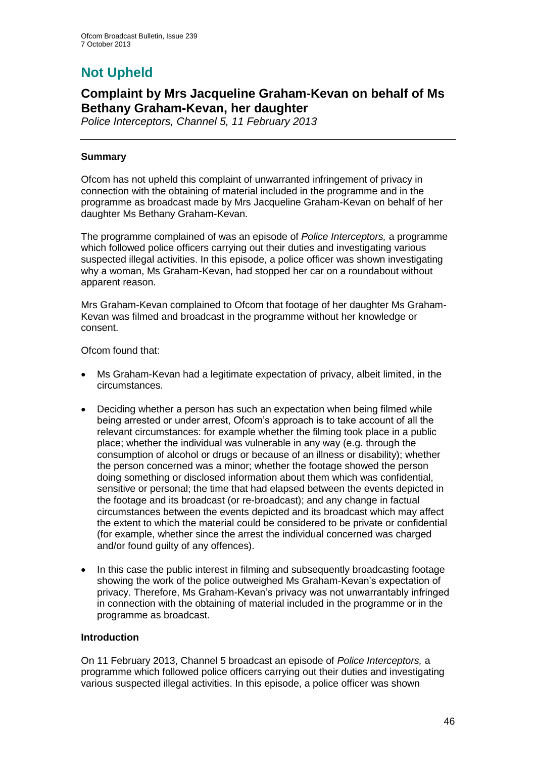# Not Upheld

## Complaint by Mrs Jacqueline Graham-Kevan on behalf of Ms Bethany Graham-Kevan, her daughter

*Police Interceptors, Channel 5, 11 February 2013*

### Summary

Ofcom has not upheld this complaint of unwarranted infringement of privacy in connection with the obtaining of material included in the programme and in the programme as broadcast made by Mrs Jacqueline Graham-Kevan on behalf of her daughter Ms Bethany Graham-Kevan.

The programme complained of was an episode of *Police Interceptors,* a programme which followed police officers carrying out their duties and investigating various suspected illegal activities. In this episode, a police officer was shown investigating why a woman, Ms Graham-Kevan, had stopped her car on a roundabout without apparent reason.

Mrs Graham-Kevan complained to Ofcom that footage of her daughter Ms Graham-Kevan was filmed and broadcast in the programme without her knowledge or consent.

Ofcom found that:

- Ms Graham-Kevan had a legitimate expectation of privacy, albeit limited, in the circumstances.
- Deciding whether a person has such an expectation when being filmed while being arrested or under arrest, Ofcom's approach is to take account of all the relevant circumstances: for example whether the filming took place in a public place; whether the individual was vulnerable in any way (e.g. through the consumption of alcohol or drugs or because of an illness or disability); whether the person concerned was a minor; whether the footage showed the person doing something or disclosed information about them which was confidential, sensitive or personal; the time that had elapsed between the events depicted in the footage and its broadcast (or re-broadcast); and any change in factual circumstances between the events depicted and its broadcast which may affect the extent to which the material could be considered to be private or confidential (for example, whether since the arrest the individual concerned was charged and/or found guilty of any offences).
- In this case the public interest in filming and subsequently broadcasting footage showing the work of the police outweighed Ms Graham-Kevan's expectation of privacy. Therefore, Ms Graham-Kevan's privacy was not unwarrantably infringed in connection with the obtaining of material included in the programme or in the programme as broadcast.

### Introduction

On 11 February 2013, Channel 5 broadcast an episode of *Police Interceptors,* a programme which followed police officers carrying out their duties and investigating various suspected illegal activities. In this episode, a police officer was shown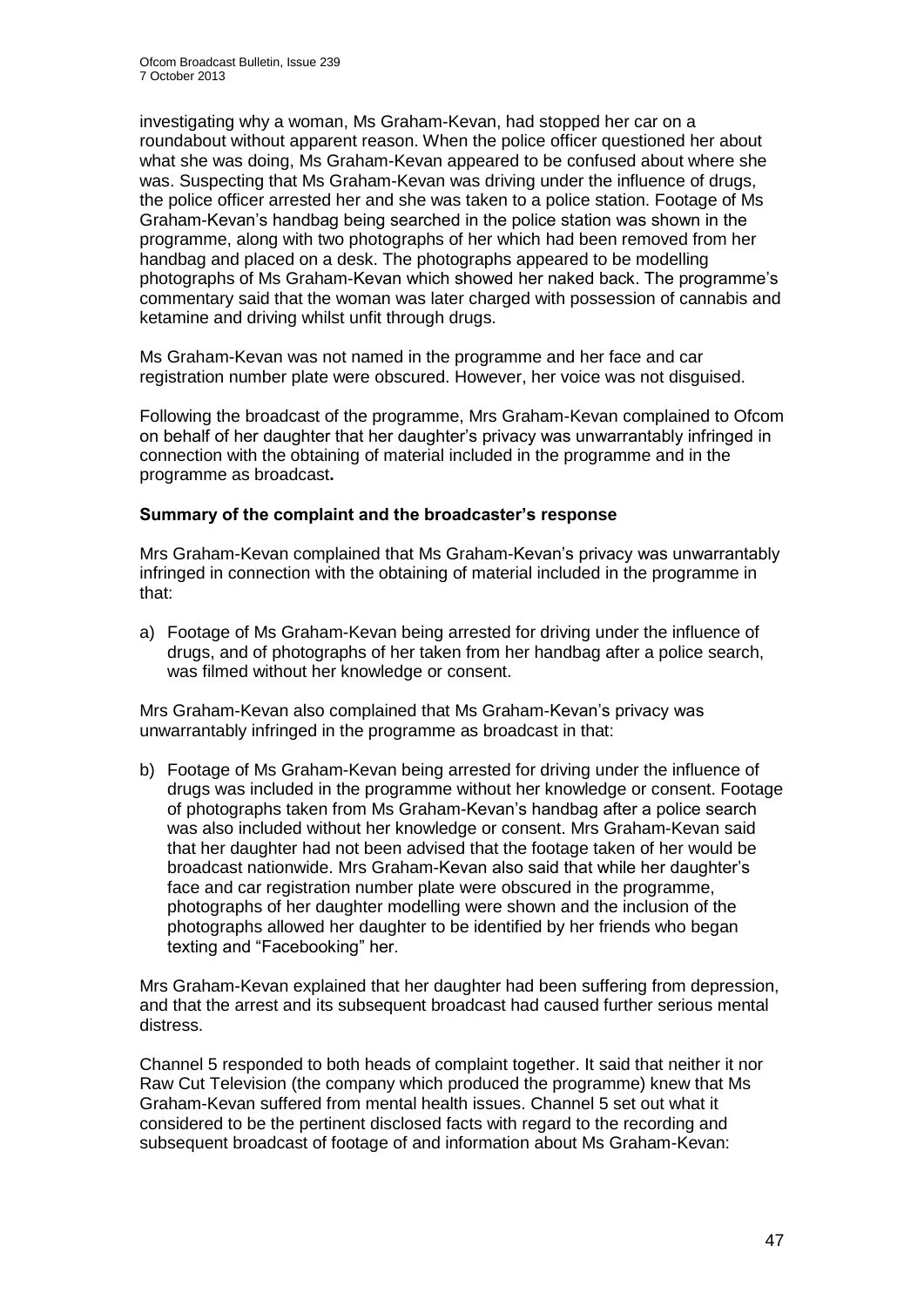investigating why a woman, Ms Graham-Kevan, had stopped her car on a roundabout without apparent reason. When the police officer questioned her about what she was doing, Ms Graham-Kevan appeared to be confused about where she was. Suspecting that Ms Graham-Kevan was driving under the influence of drugs, the police officer arrested her and she was taken to a police station. Footage of Ms Graham-Kevan's handbag being searched in the police station was shown in the programme, along with two photographs of her which had been removed from her handbag and placed on a desk. The photographs appeared to be modelling photographs of Ms Graham-Kevan which showed her naked back. The programme's commentary said that the woman was later charged with possession of cannabis and ketamine and driving whilst unfit through drugs.

Ms Graham-Kevan was not named in the programme and her face and car registration number plate were obscured. However, her voice was not disguised.

Following the broadcast of the programme, Mrs Graham-Kevan complained to Ofcom on behalf of her daughter that her daughter's privacy was unwarrantably infringed in connection with the obtaining of material included in the programme and in the programme as broadcast**.**

### Summary of the complaint and the broadcaster's response

Mrs Graham-Kevan complained that Ms Graham-Kevan's privacy was unwarrantably infringed in connection with the obtaining of material included in the programme in that:

a) Footage of Ms Graham-Kevan being arrested for driving under the influence of drugs, and of photographs of her taken from her handbag after a police search, was filmed without her knowledge or consent.

Mrs Graham-Kevan also complained that Ms Graham-Kevan's privacy was unwarrantably infringed in the programme as broadcast in that:

b) Footage of Ms Graham-Kevan being arrested for driving under the influence of drugs was included in the programme without her knowledge or consent. Footage of photographs taken from Ms Graham-Kevan's handbag after a police search was also included without her knowledge or consent. Mrs Graham-Kevan said that her daughter had not been advised that the footage taken of her would be broadcast nationwide. Mrs Graham-Kevan also said that while her daughter's face and car registration number plate were obscured in the programme, photographs of her daughter modelling were shown and the inclusion of the photographs allowed her daughter to be identified by her friends who began texting and "Facebooking" her.

Mrs Graham-Kevan explained that her daughter had been suffering from depression, and that the arrest and its subsequent broadcast had caused further serious mental distress.

Channel 5 responded to both heads of complaint together. It said that neither it nor Raw Cut Television (the company which produced the programme) knew that Ms Graham-Kevan suffered from mental health issues. Channel 5 set out what it considered to be the pertinent disclosed facts with regard to the recording and subsequent broadcast of footage of and information about Ms Graham-Kevan: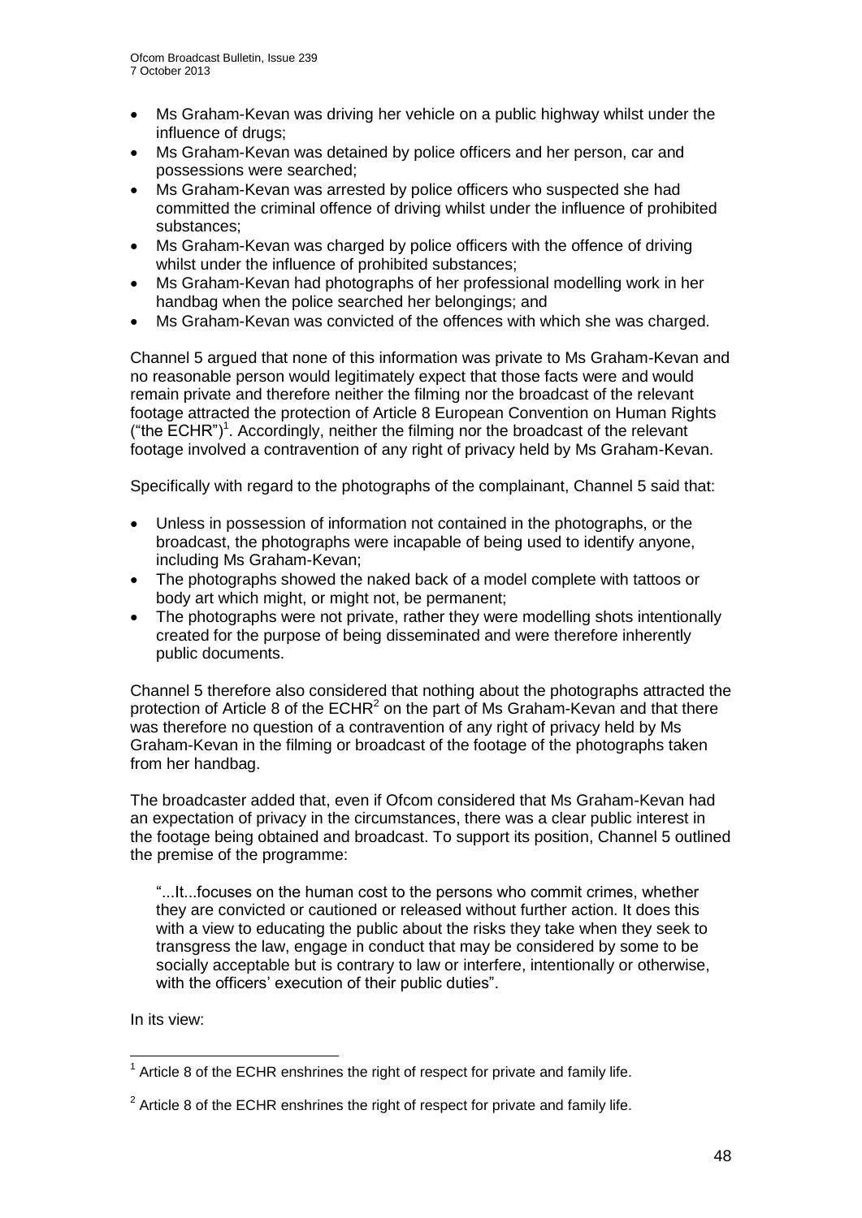- Ms Graham-Kevan was driving her vehicle on a public highway whilst under the influence of drugs;
- Ms Graham-Kevan was detained by police officers and her person, car and possessions were searched;
- Ms Graham-Kevan was arrested by police officers who suspected she had committed the criminal offence of driving whilst under the influence of prohibited substances;
- Ms Graham-Kevan was charged by police officers with the offence of driving whilst under the influence of prohibited substances;
- Ms Graham-Kevan had photographs of her professional modelling work in her handbag when the police searched her belongings; and
- Ms Graham-Kevan was convicted of the offences with which she was charged.

Channel 5 argued that none of this information was private to Ms Graham-Kevan and no reasonable person would legitimately expect that those facts were and would remain private and therefore neither the filming nor the broadcast of the relevant footage attracted the protection of Article 8 European Convention on Human Rights ("the ECHR")[1]. Accordingly, neither the filming nor the broadcast of the relevant footage involved a contravention of any right of privacy held by Ms Graham-Kevan.

Specifically with regard to the photographs of the complainant, Channel 5 said that:

- Unless in possession of information not contained in the photographs, or the broadcast, the photographs were incapable of being used to identify anyone, including Ms Graham-Kevan;
- The photographs showed the naked back of a model complete with tattoos or body art which might, or might not, be permanent;
- The photographs were not private, rather they were modelling shots intentionally created for the purpose of being disseminated and were therefore inherently public documents.

Channel 5 therefore also considered that nothing about the photographs attracted the protection of Article 8 of the ECHR[2] on the part of Ms Graham-Kevan and that there was therefore no question of a contravention of any right of privacy held by Ms Graham-Kevan in the filming or broadcast of the footage of the photographs taken from her handbag.

The broadcaster added that, even if Ofcom considered that Ms Graham-Kevan had an expectation of privacy in the circumstances, there was a clear public interest in the footage being obtained and broadcast. To support its position, Channel 5 outlined the premise of the programme:

> "...It...focuses on the human cost to the persons who commit crimes, whether they are convicted or cautioned or released without further action. It does this with a view to educating the public about the risks they take when they seek to transgress the law, engage in conduct that may be considered by some to be socially acceptable but is contrary to law or interfere, intentionally or otherwise, with the officers' execution of their public duties".

In its view:

---

[1] Article 8 of the ECHR enshrines the right of respect for private and family life.

[2] Article 8 of the ECHR enshrines the right of respect for private and family life.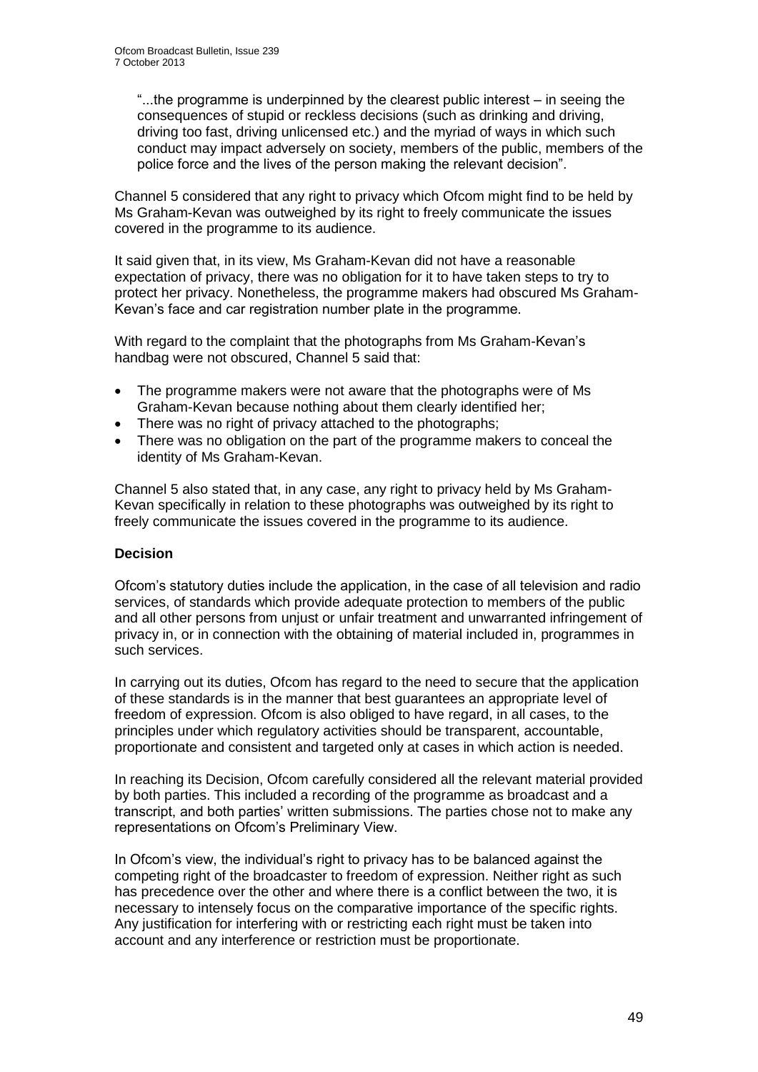"...the programme is underpinned by the clearest public interest – in seeing the consequences of stupid or reckless decisions (such as drinking and driving, driving too fast, driving unlicensed etc.) and the myriad of ways in which such conduct may impact adversely on society, members of the public, members of the police force and the lives of the person making the relevant decision".

Channel 5 considered that any right to privacy which Ofcom might find to be held by Ms Graham-Kevan was outweighed by its right to freely communicate the issues covered in the programme to its audience.

It said given that, in its view, Ms Graham-Kevan did not have a reasonable expectation of privacy, there was no obligation for it to have taken steps to try to protect her privacy. Nonetheless, the programme makers had obscured Ms Graham-Kevan's face and car registration number plate in the programme.

With regard to the complaint that the photographs from Ms Graham-Kevan's handbag were not obscured, Channel 5 said that:

- The programme makers were not aware that the photographs were of Ms Graham-Kevan because nothing about them clearly identified her;
- There was no right of privacy attached to the photographs;
- There was no obligation on the part of the programme makers to conceal the identity of Ms Graham-Kevan.

Channel 5 also stated that, in any case, any right to privacy held by Ms Graham-Kevan specifically in relation to these photographs was outweighed by its right to freely communicate the issues covered in the programme to its audience.

**Decision**

Ofcom's statutory duties include the application, in the case of all television and radio services, of standards which provide adequate protection to members of the public and all other persons from unjust or unfair treatment and unwarranted infringement of privacy in, or in connection with the obtaining of material included in, programmes in such services.

In carrying out its duties, Ofcom has regard to the need to secure that the application of these standards is in the manner that best guarantees an appropriate level of freedom of expression. Ofcom is also obliged to have regard, in all cases, to the principles under which regulatory activities should be transparent, accountable, proportionate and consistent and targeted only at cases in which action is needed.

In reaching its Decision, Ofcom carefully considered all the relevant material provided by both parties. This included a recording of the programme as broadcast and a transcript, and both parties' written submissions. The parties chose not to make any representations on Ofcom's Preliminary View.

In Ofcom's view, the individual's right to privacy has to be balanced against the competing right of the broadcaster to freedom of expression. Neither right as such has precedence over the other and where there is a conflict between the two, it is necessary to intensely focus on the comparative importance of the specific rights. Any justification for interfering with or restricting each right must be taken into account and any interference or restriction must be proportionate.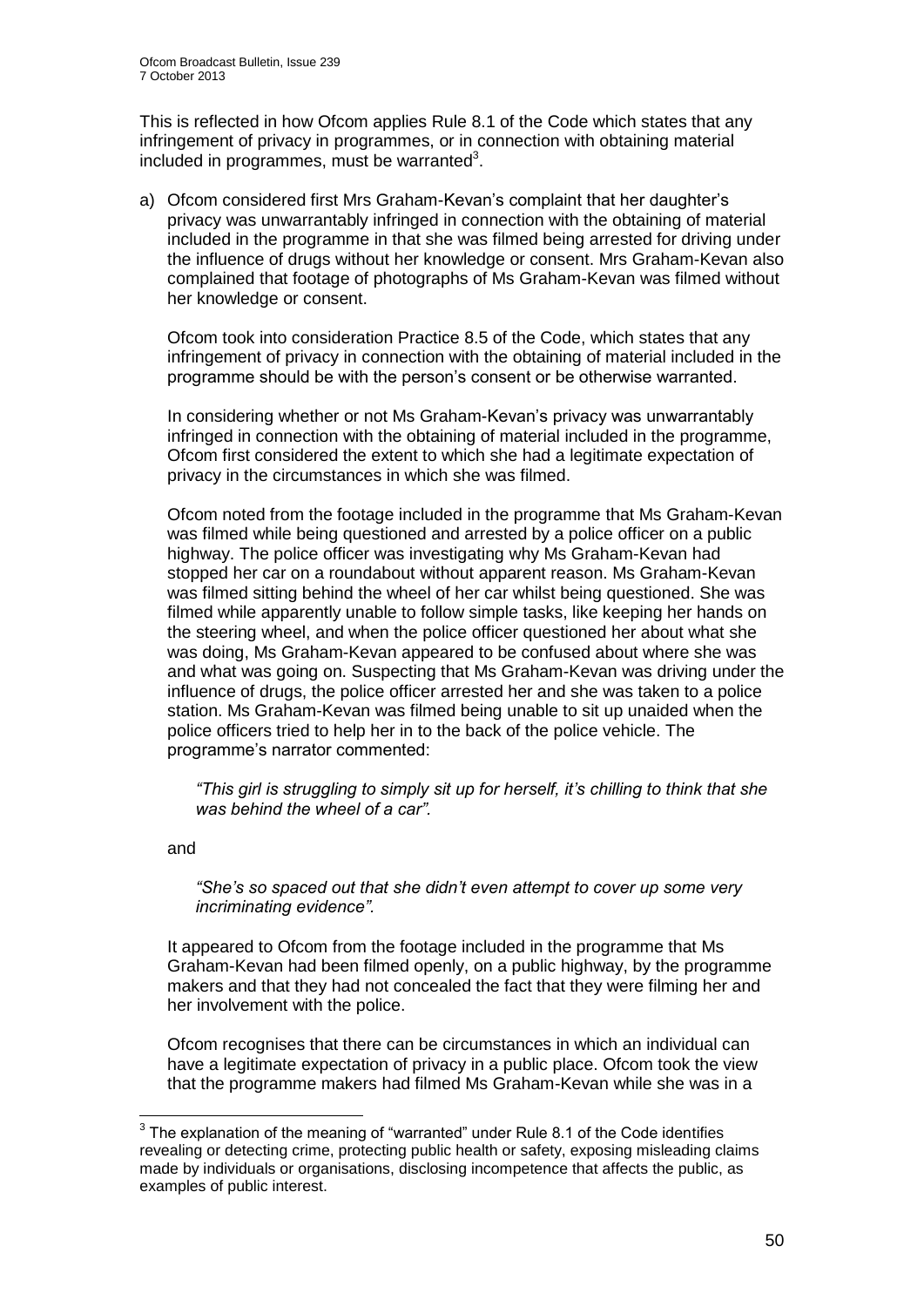This is reflected in how Ofcom applies Rule 8.1 of the Code which states that any infringement of privacy in programmes, or in connection with obtaining material included in programmes, must be warranted[3].

a) Ofcom considered first Mrs Graham-Kevan's complaint that her daughter's privacy was unwarrantably infringed in connection with the obtaining of material included in the programme in that she was filmed being arrested for driving under the influence of drugs without her knowledge or consent. Mrs Graham-Kevan also complained that footage of photographs of Ms Graham-Kevan was filmed without her knowledge or consent.

   Ofcom took into consideration Practice 8.5 of the Code, which states that any infringement of privacy in connection with the obtaining of material included in the programme should be with the person's consent or be otherwise warranted.

   In considering whether or not Ms Graham-Kevan's privacy was unwarrantably infringed in connection with the obtaining of material included in the programme, Ofcom first considered the extent to which she had a legitimate expectation of privacy in the circumstances in which she was filmed.

   Ofcom noted from the footage included in the programme that Ms Graham-Kevan was filmed while being questioned and arrested by a police officer on a public highway. The police officer was investigating why Ms Graham-Kevan had stopped her car on a roundabout without apparent reason. Ms Graham-Kevan was filmed sitting behind the wheel of her car whilst being questioned. She was filmed while apparently unable to follow simple tasks, like keeping her hands on the steering wheel, and when the police officer questioned her about what she was doing, Ms Graham-Kevan appeared to be confused about where she was and what was going on. Suspecting that Ms Graham-Kevan was driving under the influence of drugs, the police officer arrested her and she was taken to a police station. Ms Graham-Kevan was filmed being unable to sit up unaided when the police officers tried to help her in to the back of the police vehicle. The programme's narrator commented:

   > *"This girl is struggling to simply sit up for herself, it's chilling to think that she was behind the wheel of a car".*

   and

   > *"She's so spaced out that she didn't even attempt to cover up some very incriminating evidence".*

   It appeared to Ofcom from the footage included in the programme that Ms Graham-Kevan had been filmed openly, on a public highway, by the programme makers and that they had not concealed the fact that they were filming her and her involvement with the police.

   Ofcom recognises that there can be circumstances in which an individual can have a legitimate expectation of privacy in a public place. Ofcom took the view that the programme makers had filmed Ms Graham-Kevan while she was in a

---

[3] The explanation of the meaning of "warranted" under Rule 8.1 of the Code identifies revealing or detecting crime, protecting public health or safety, exposing misleading claims made by individuals or organisations, disclosing incompetence that affects the public, as examples of public interest.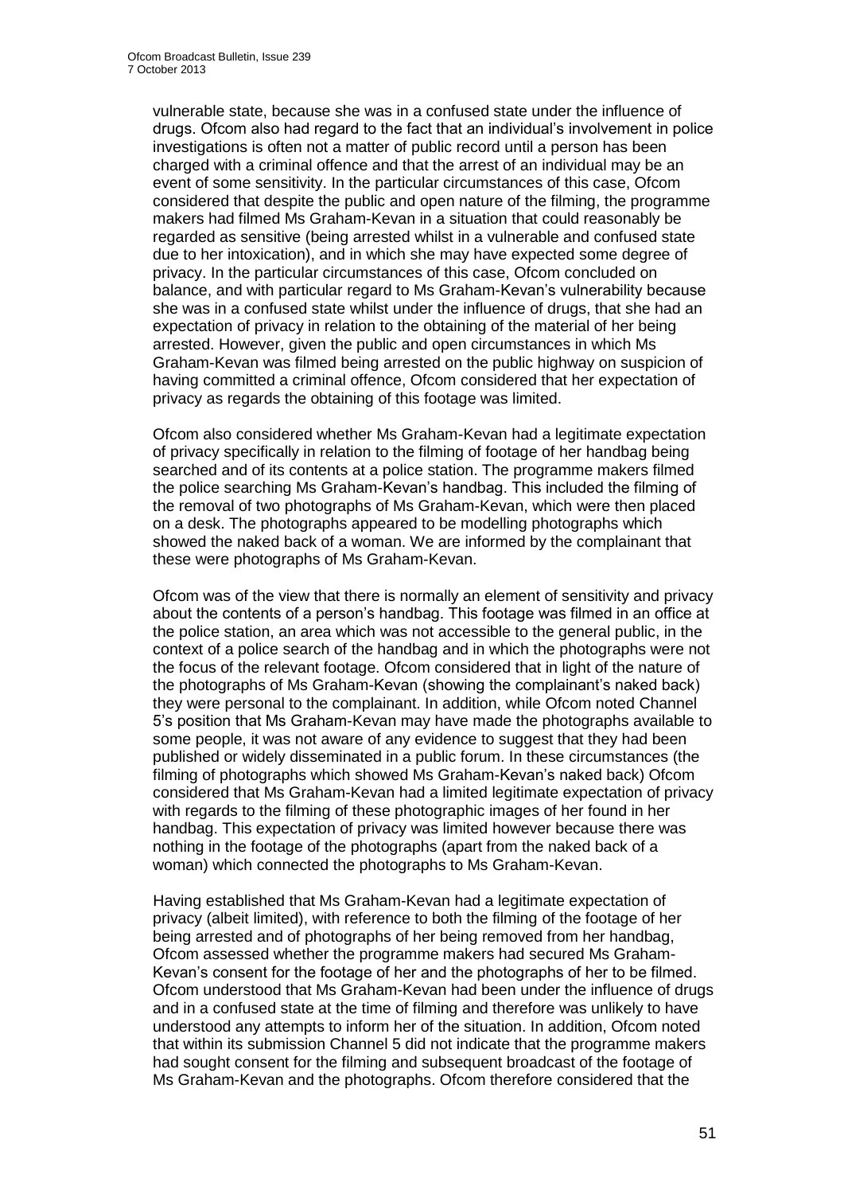vulnerable state, because she was in a confused state under the influence of drugs. Ofcom also had regard to the fact that an individual's involvement in police investigations is often not a matter of public record until a person has been charged with a criminal offence and that the arrest of an individual may be an event of some sensitivity. In the particular circumstances of this case, Ofcom considered that despite the public and open nature of the filming, the programme makers had filmed Ms Graham-Kevan in a situation that could reasonably be regarded as sensitive (being arrested whilst in a vulnerable and confused state due to her intoxication), and in which she may have expected some degree of privacy. In the particular circumstances of this case, Ofcom concluded on balance, and with particular regard to Ms Graham-Kevan's vulnerability because she was in a confused state whilst under the influence of drugs, that she had an expectation of privacy in relation to the obtaining of the material of her being arrested. However, given the public and open circumstances in which Ms Graham-Kevan was filmed being arrested on the public highway on suspicion of having committed a criminal offence, Ofcom considered that her expectation of privacy as regards the obtaining of this footage was limited.

Ofcom also considered whether Ms Graham-Kevan had a legitimate expectation of privacy specifically in relation to the filming of footage of her handbag being searched and of its contents at a police station. The programme makers filmed the police searching Ms Graham-Kevan's handbag. This included the filming of the removal of two photographs of Ms Graham-Kevan, which were then placed on a desk. The photographs appeared to be modelling photographs which showed the naked back of a woman. We are informed by the complainant that these were photographs of Ms Graham-Kevan.

Ofcom was of the view that there is normally an element of sensitivity and privacy about the contents of a person's handbag. This footage was filmed in an office at the police station, an area which was not accessible to the general public, in the context of a police search of the handbag and in which the photographs were not the focus of the relevant footage. Ofcom considered that in light of the nature of the photographs of Ms Graham-Kevan (showing the complainant's naked back) they were personal to the complainant. In addition, while Ofcom noted Channel 5's position that Ms Graham-Kevan may have made the photographs available to some people, it was not aware of any evidence to suggest that they had been published or widely disseminated in a public forum. In these circumstances (the filming of photographs which showed Ms Graham-Kevan's naked back) Ofcom considered that Ms Graham-Kevan had a limited legitimate expectation of privacy with regards to the filming of these photographic images of her found in her handbag. This expectation of privacy was limited however because there was nothing in the footage of the photographs (apart from the naked back of a woman) which connected the photographs to Ms Graham-Kevan.

Having established that Ms Graham-Kevan had a legitimate expectation of privacy (albeit limited), with reference to both the filming of the footage of her being arrested and of photographs of her being removed from her handbag, Ofcom assessed whether the programme makers had secured Ms Graham-Kevan's consent for the footage of her and the photographs of her to be filmed. Ofcom understood that Ms Graham-Kevan had been under the influence of drugs and in a confused state at the time of filming and therefore was unlikely to have understood any attempts to inform her of the situation. In addition, Ofcom noted that within its submission Channel 5 did not indicate that the programme makers had sought consent for the filming and subsequent broadcast of the footage of Ms Graham-Kevan and the photographs. Ofcom therefore considered that the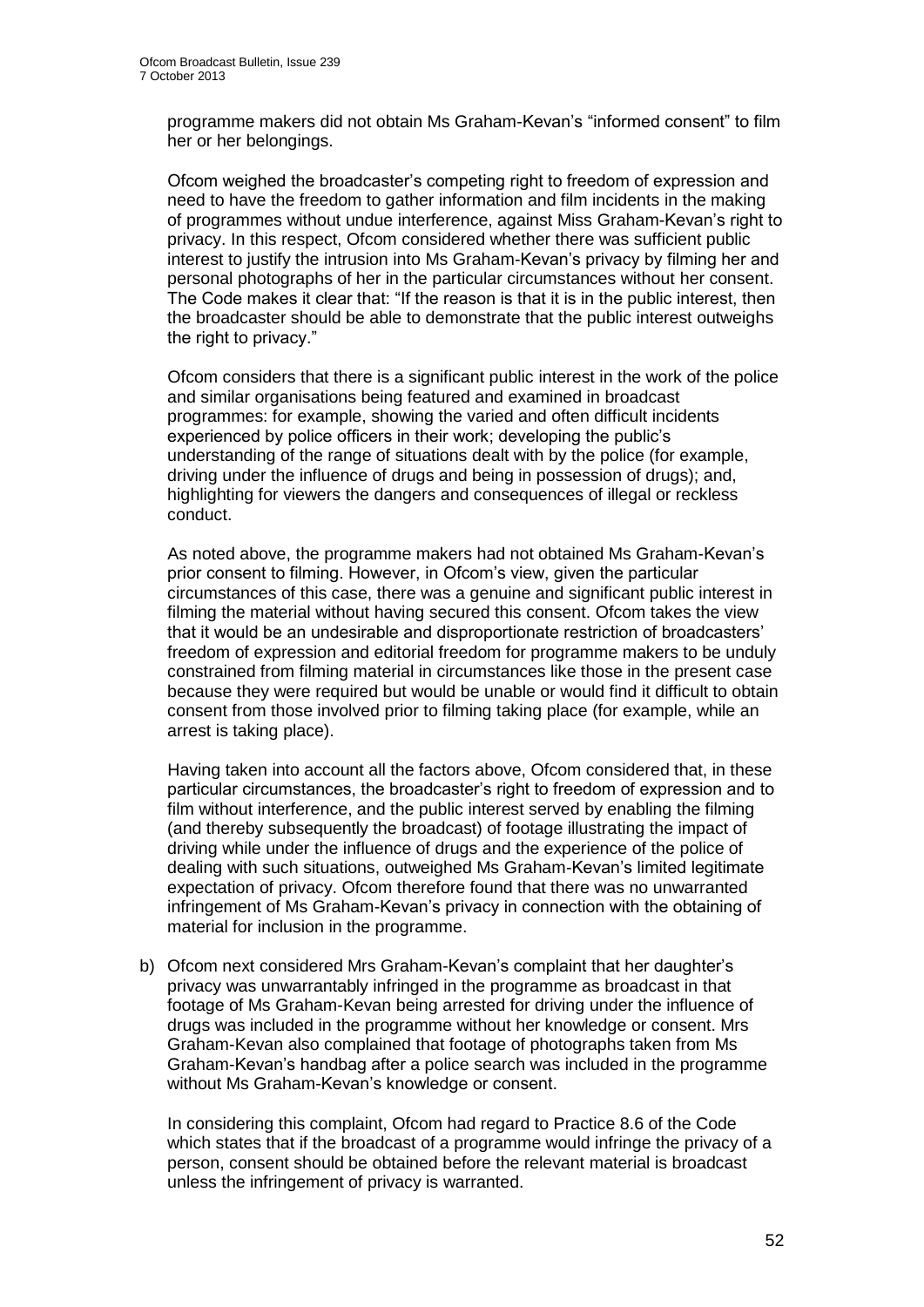programme makers did not obtain Ms Graham-Kevan's "informed consent" to film her or her belongings.

Ofcom weighed the broadcaster's competing right to freedom of expression and need to have the freedom to gather information and film incidents in the making of programmes without undue interference, against Miss Graham-Kevan's right to privacy. In this respect, Ofcom considered whether there was sufficient public interest to justify the intrusion into Ms Graham-Kevan's privacy by filming her and personal photographs of her in the particular circumstances without her consent. The Code makes it clear that: "If the reason is that it is in the public interest, then the broadcaster should be able to demonstrate that the public interest outweighs the right to privacy."

Ofcom considers that there is a significant public interest in the work of the police and similar organisations being featured and examined in broadcast programmes: for example, showing the varied and often difficult incidents experienced by police officers in their work; developing the public's understanding of the range of situations dealt with by the police (for example, driving under the influence of drugs and being in possession of drugs); and, highlighting for viewers the dangers and consequences of illegal or reckless conduct.

As noted above, the programme makers had not obtained Ms Graham-Kevan's prior consent to filming. However, in Ofcom's view, given the particular circumstances of this case, there was a genuine and significant public interest in filming the material without having secured this consent. Ofcom takes the view that it would be an undesirable and disproportionate restriction of broadcasters' freedom of expression and editorial freedom for programme makers to be unduly constrained from filming material in circumstances like those in the present case because they were required but would be unable or would find it difficult to obtain consent from those involved prior to filming taking place (for example, while an arrest is taking place).

Having taken into account all the factors above, Ofcom considered that, in these particular circumstances, the broadcaster's right to freedom of expression and to film without interference, and the public interest served by enabling the filming (and thereby subsequently the broadcast) of footage illustrating the impact of driving while under the influence of drugs and the experience of the police of dealing with such situations, outweighed Ms Graham-Kevan's limited legitimate expectation of privacy. Ofcom therefore found that there was no unwarranted infringement of Ms Graham-Kevan's privacy in connection with the obtaining of material for inclusion in the programme.

b) Ofcom next considered Mrs Graham-Kevan's complaint that her daughter's privacy was unwarrantably infringed in the programme as broadcast in that footage of Ms Graham-Kevan being arrested for driving under the influence of drugs was included in the programme without her knowledge or consent. Mrs Graham-Kevan also complained that footage of photographs taken from Ms Graham-Kevan's handbag after a police search was included in the programme without Ms Graham-Kevan's knowledge or consent.

In considering this complaint, Ofcom had regard to Practice 8.6 of the Code which states that if the broadcast of a programme would infringe the privacy of a person, consent should be obtained before the relevant material is broadcast unless the infringement of privacy is warranted.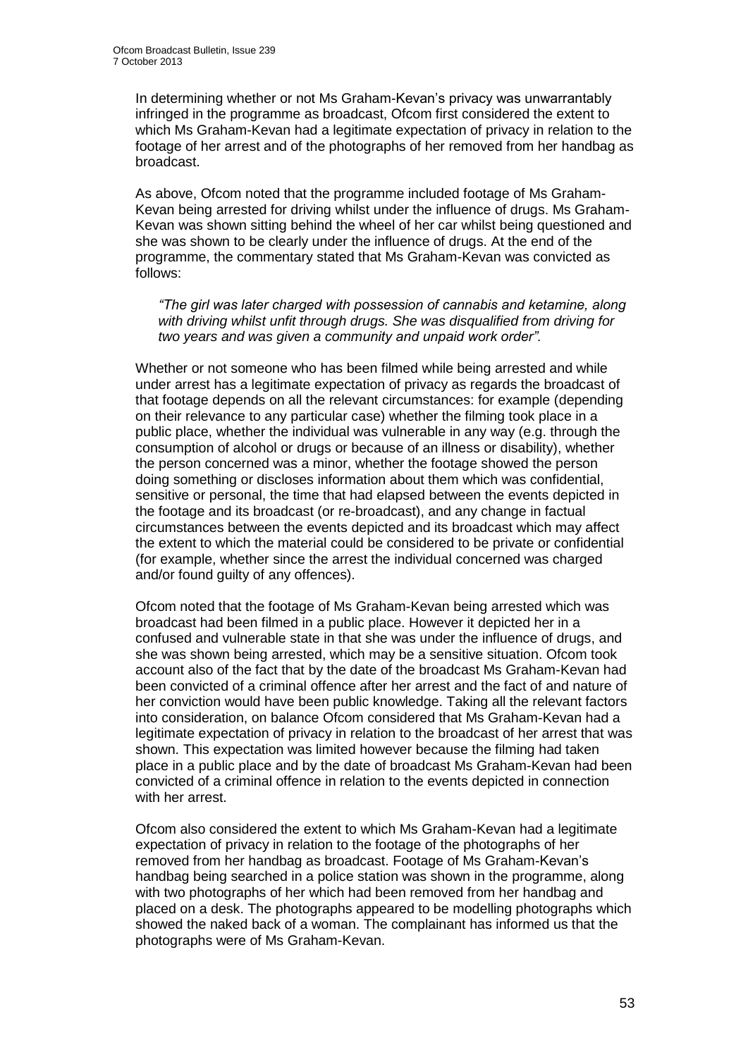In determining whether or not Ms Graham-Kevan's privacy was unwarrantably infringed in the programme as broadcast, Ofcom first considered the extent to which Ms Graham-Kevan had a legitimate expectation of privacy in relation to the footage of her arrest and of the photographs of her removed from her handbag as broadcast.

As above, Ofcom noted that the programme included footage of Ms Graham-Kevan being arrested for driving whilst under the influence of drugs. Ms Graham-Kevan was shown sitting behind the wheel of her car whilst being questioned and she was shown to be clearly under the influence of drugs. At the end of the programme, the commentary stated that Ms Graham-Kevan was convicted as follows:

> *"The girl was later charged with possession of cannabis and ketamine, along with driving whilst unfit through drugs. She was disqualified from driving for two years and was given a community and unpaid work order".*

Whether or not someone who has been filmed while being arrested and while under arrest has a legitimate expectation of privacy as regards the broadcast of that footage depends on all the relevant circumstances: for example (depending on their relevance to any particular case) whether the filming took place in a public place, whether the individual was vulnerable in any way (e.g. through the consumption of alcohol or drugs or because of an illness or disability), whether the person concerned was a minor, whether the footage showed the person doing something or discloses information about them which was confidential, sensitive or personal, the time that had elapsed between the events depicted in the footage and its broadcast (or re-broadcast), and any change in factual circumstances between the events depicted and its broadcast which may affect the extent to which the material could be considered to be private or confidential (for example, whether since the arrest the individual concerned was charged and/or found guilty of any offences).

Ofcom noted that the footage of Ms Graham-Kevan being arrested which was broadcast had been filmed in a public place. However it depicted her in a confused and vulnerable state in that she was under the influence of drugs, and she was shown being arrested, which may be a sensitive situation. Ofcom took account also of the fact that by the date of the broadcast Ms Graham-Kevan had been convicted of a criminal offence after her arrest and the fact of and nature of her conviction would have been public knowledge. Taking all the relevant factors into consideration, on balance Ofcom considered that Ms Graham-Kevan had a legitimate expectation of privacy in relation to the broadcast of her arrest that was shown. This expectation was limited however because the filming had taken place in a public place and by the date of broadcast Ms Graham-Kevan had been convicted of a criminal offence in relation to the events depicted in connection with her arrest.

Ofcom also considered the extent to which Ms Graham-Kevan had a legitimate expectation of privacy in relation to the footage of the photographs of her removed from her handbag as broadcast. Footage of Ms Graham-Kevan's handbag being searched in a police station was shown in the programme, along with two photographs of her which had been removed from her handbag and placed on a desk. The photographs appeared to be modelling photographs which showed the naked back of a woman. The complainant has informed us that the photographs were of Ms Graham-Kevan.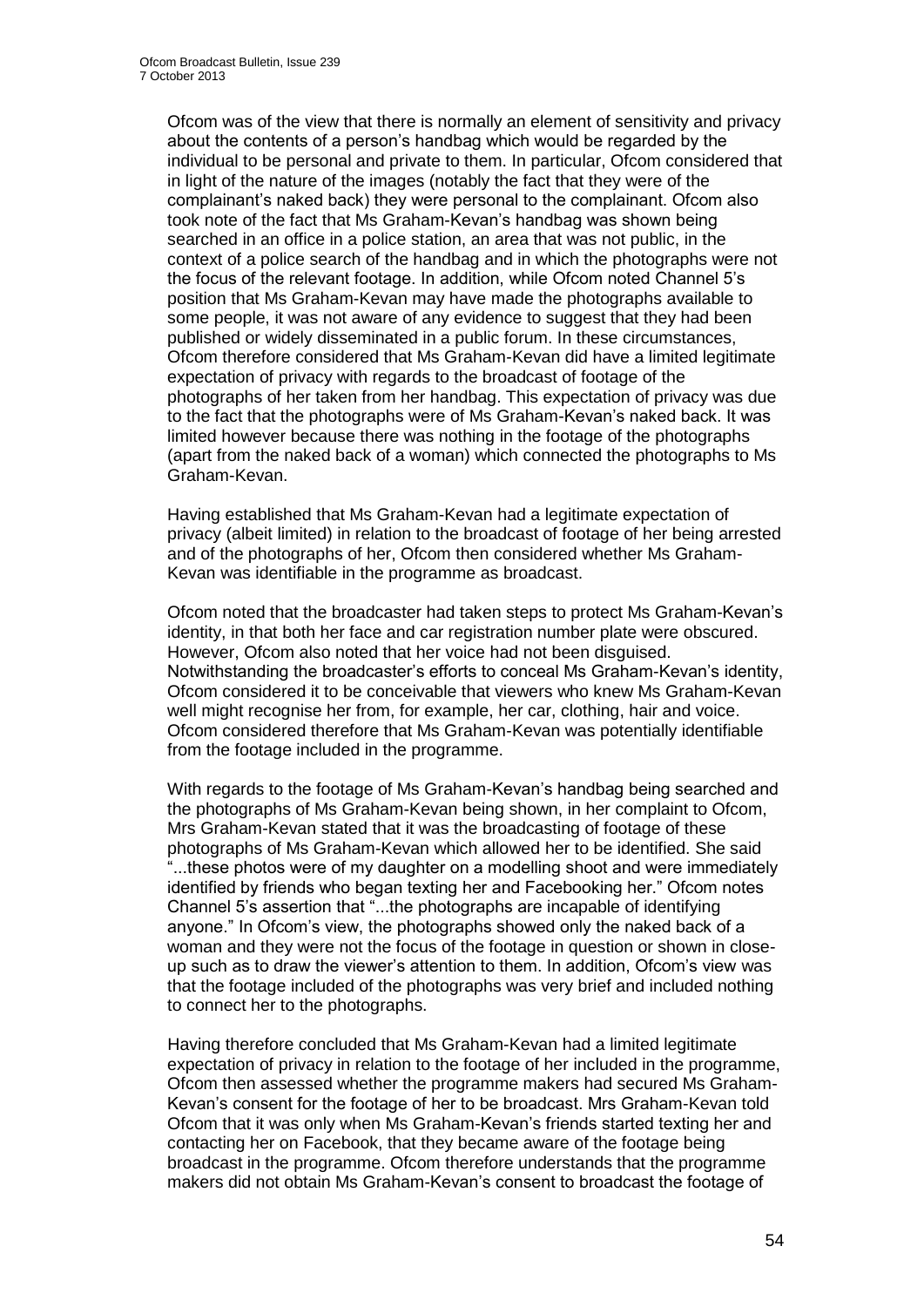Ofcom was of the view that there is normally an element of sensitivity and privacy about the contents of a person's handbag which would be regarded by the individual to be personal and private to them. In particular, Ofcom considered that in light of the nature of the images (notably the fact that they were of the complainant's naked back) they were personal to the complainant. Ofcom also took note of the fact that Ms Graham-Kevan's handbag was shown being searched in an office in a police station, an area that was not public, in the context of a police search of the handbag and in which the photographs were not the focus of the relevant footage. In addition, while Ofcom noted Channel 5's position that Ms Graham-Kevan may have made the photographs available to some people, it was not aware of any evidence to suggest that they had been published or widely disseminated in a public forum. In these circumstances, Ofcom therefore considered that Ms Graham-Kevan did have a limited legitimate expectation of privacy with regards to the broadcast of footage of the photographs of her taken from her handbag. This expectation of privacy was due to the fact that the photographs were of Ms Graham-Kevan's naked back. It was limited however because there was nothing in the footage of the photographs (apart from the naked back of a woman) which connected the photographs to Ms Graham-Kevan.

Having established that Ms Graham-Kevan had a legitimate expectation of privacy (albeit limited) in relation to the broadcast of footage of her being arrested and of the photographs of her, Ofcom then considered whether Ms Graham-Kevan was identifiable in the programme as broadcast.

Ofcom noted that the broadcaster had taken steps to protect Ms Graham-Kevan's identity, in that both her face and car registration number plate were obscured. However, Ofcom also noted that her voice had not been disguised. Notwithstanding the broadcaster's efforts to conceal Ms Graham-Kevan's identity, Ofcom considered it to be conceivable that viewers who knew Ms Graham-Kevan well might recognise her from, for example, her car, clothing, hair and voice. Ofcom considered therefore that Ms Graham-Kevan was potentially identifiable from the footage included in the programme.

With regards to the footage of Ms Graham-Kevan's handbag being searched and the photographs of Ms Graham-Kevan being shown, in her complaint to Ofcom, Mrs Graham-Kevan stated that it was the broadcasting of footage of these photographs of Ms Graham-Kevan which allowed her to be identified. She said "...these photos were of my daughter on a modelling shoot and were immediately identified by friends who began texting her and Facebooking her." Ofcom notes Channel 5's assertion that "...the photographs are incapable of identifying anyone." In Ofcom's view, the photographs showed only the naked back of a woman and they were not the focus of the footage in question or shown in close-up such as to draw the viewer's attention to them. In addition, Ofcom's view was that the footage included of the photographs was very brief and included nothing to connect her to the photographs.

Having therefore concluded that Ms Graham-Kevan had a limited legitimate expectation of privacy in relation to the footage of her included in the programme, Ofcom then assessed whether the programme makers had secured Ms Graham-Kevan's consent for the footage of her to be broadcast. Mrs Graham-Kevan told Ofcom that it was only when Ms Graham-Kevan's friends started texting her and contacting her on Facebook, that they became aware of the footage being broadcast in the programme. Ofcom therefore understands that the programme makers did not obtain Ms Graham-Kevan's consent to broadcast the footage of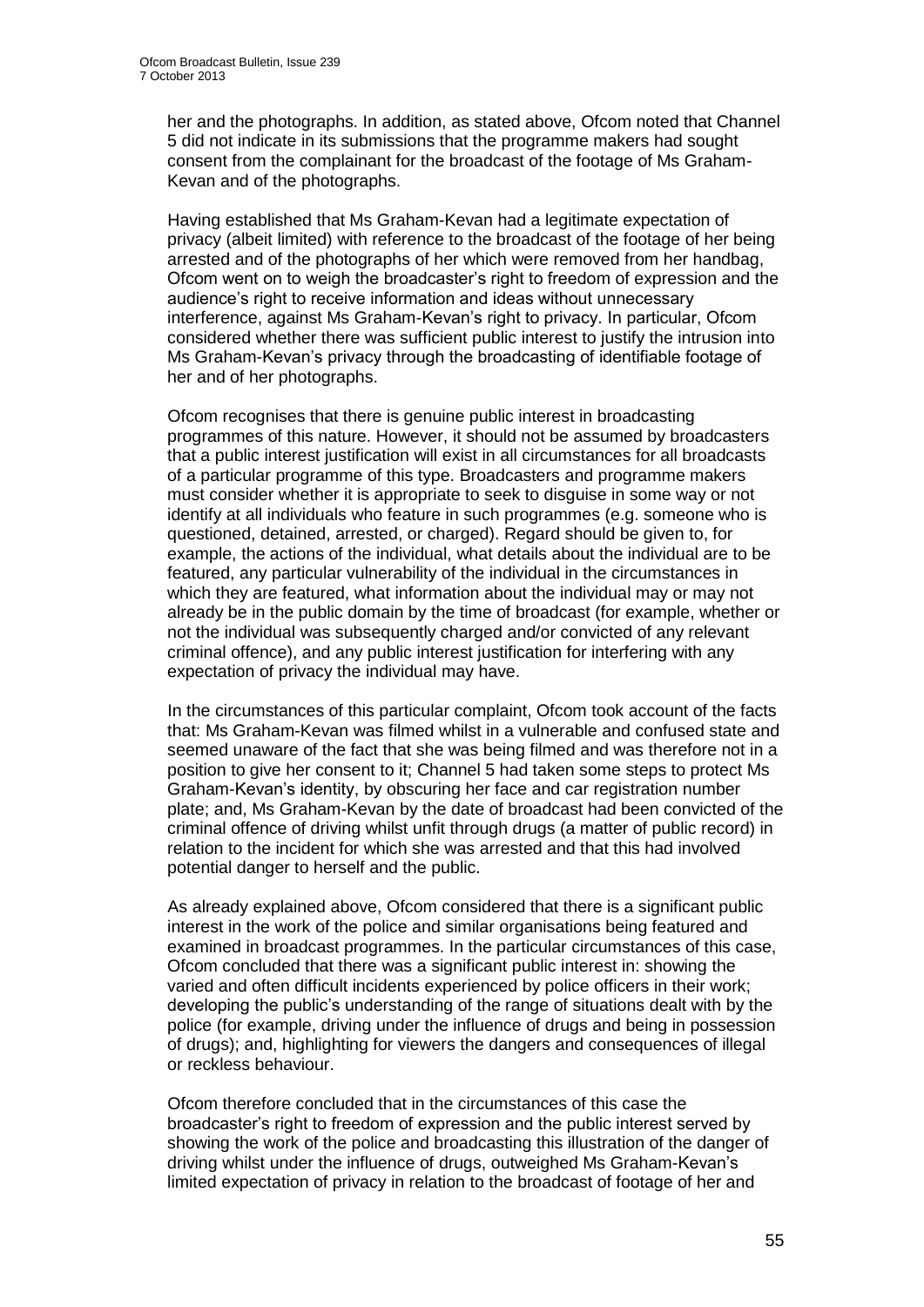her and the photographs. In addition, as stated above, Ofcom noted that Channel 5 did not indicate in its submissions that the programme makers had sought consent from the complainant for the broadcast of the footage of Ms Graham-Kevan and of the photographs.

Having established that Ms Graham-Kevan had a legitimate expectation of privacy (albeit limited) with reference to the broadcast of the footage of her being arrested and of the photographs of her which were removed from her handbag, Ofcom went on to weigh the broadcaster's right to freedom of expression and the audience's right to receive information and ideas without unnecessary interference, against Ms Graham-Kevan's right to privacy. In particular, Ofcom considered whether there was sufficient public interest to justify the intrusion into Ms Graham-Kevan's privacy through the broadcasting of identifiable footage of her and of her photographs.

Ofcom recognises that there is genuine public interest in broadcasting programmes of this nature. However, it should not be assumed by broadcasters that a public interest justification will exist in all circumstances for all broadcasts of a particular programme of this type. Broadcasters and programme makers must consider whether it is appropriate to seek to disguise in some way or not identify at all individuals who feature in such programmes (e.g. someone who is questioned, detained, arrested, or charged). Regard should be given to, for example, the actions of the individual, what details about the individual are to be featured, any particular vulnerability of the individual in the circumstances in which they are featured, what information about the individual may or may not already be in the public domain by the time of broadcast (for example, whether or not the individual was subsequently charged and/or convicted of any relevant criminal offence), and any public interest justification for interfering with any expectation of privacy the individual may have.

In the circumstances of this particular complaint, Ofcom took account of the facts that: Ms Graham-Kevan was filmed whilst in a vulnerable and confused state and seemed unaware of the fact that she was being filmed and was therefore not in a position to give her consent to it; Channel 5 had taken some steps to protect Ms Graham-Kevan's identity, by obscuring her face and car registration number plate; and, Ms Graham-Kevan by the date of broadcast had been convicted of the criminal offence of driving whilst unfit through drugs (a matter of public record) in relation to the incident for which she was arrested and that this had involved potential danger to herself and the public.

As already explained above, Ofcom considered that there is a significant public interest in the work of the police and similar organisations being featured and examined in broadcast programmes. In the particular circumstances of this case, Ofcom concluded that there was a significant public interest in: showing the varied and often difficult incidents experienced by police officers in their work; developing the public's understanding of the range of situations dealt with by the police (for example, driving under the influence of drugs and being in possession of drugs); and, highlighting for viewers the dangers and consequences of illegal or reckless behaviour.

Ofcom therefore concluded that in the circumstances of this case the broadcaster's right to freedom of expression and the public interest served by showing the work of the police and broadcasting this illustration of the danger of driving whilst under the influence of drugs, outweighed Ms Graham-Kevan's limited expectation of privacy in relation to the broadcast of footage of her and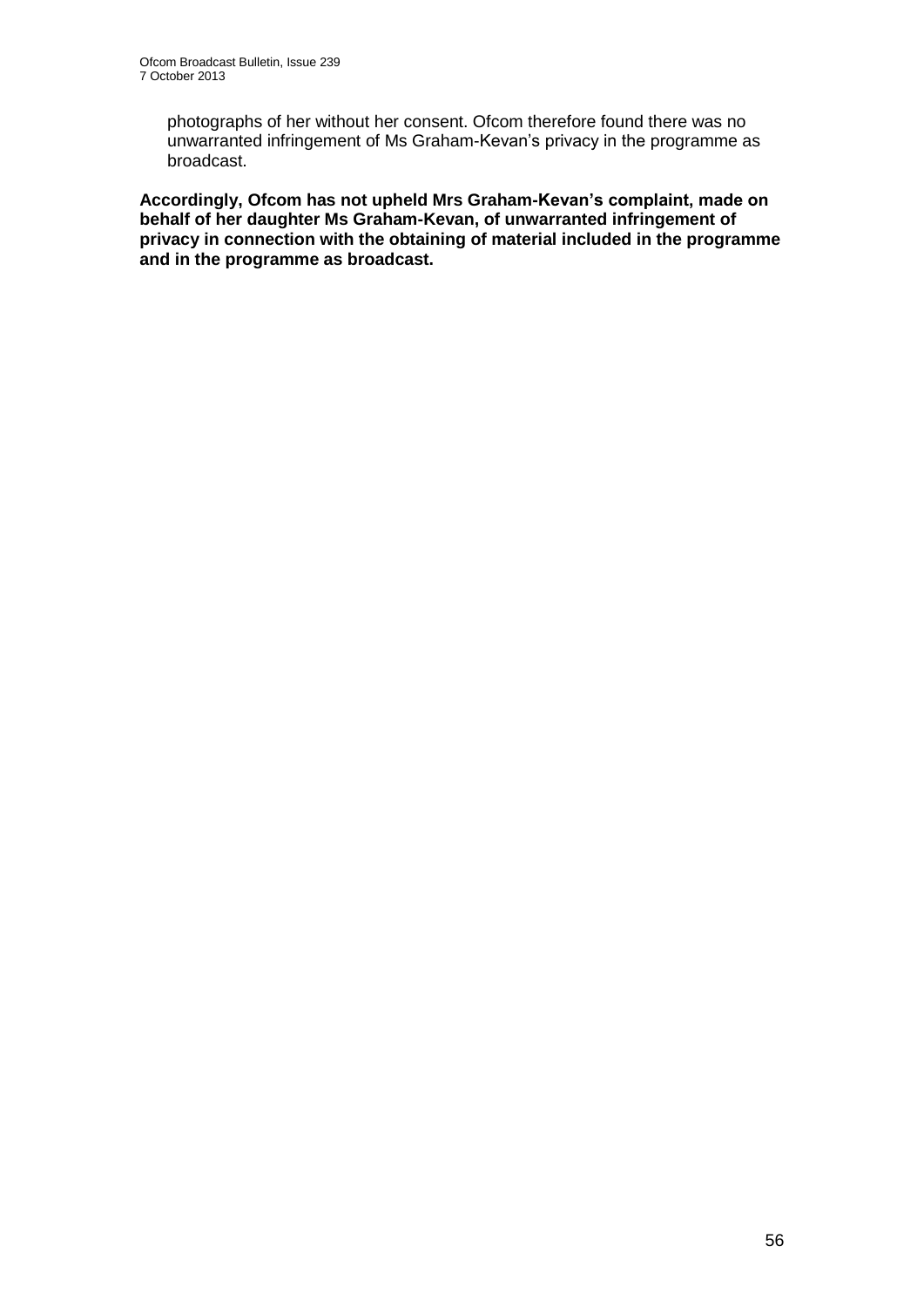photographs of her without her consent. Ofcom therefore found there was no unwarranted infringement of Ms Graham-Kevan's privacy in the programme as broadcast.

**Accordingly, Ofcom has not upheld Mrs Graham-Kevan's complaint, made on behalf of her daughter Ms Graham-Kevan, of unwarranted infringement of privacy in connection with the obtaining of material included in the programme and in the programme as broadcast.**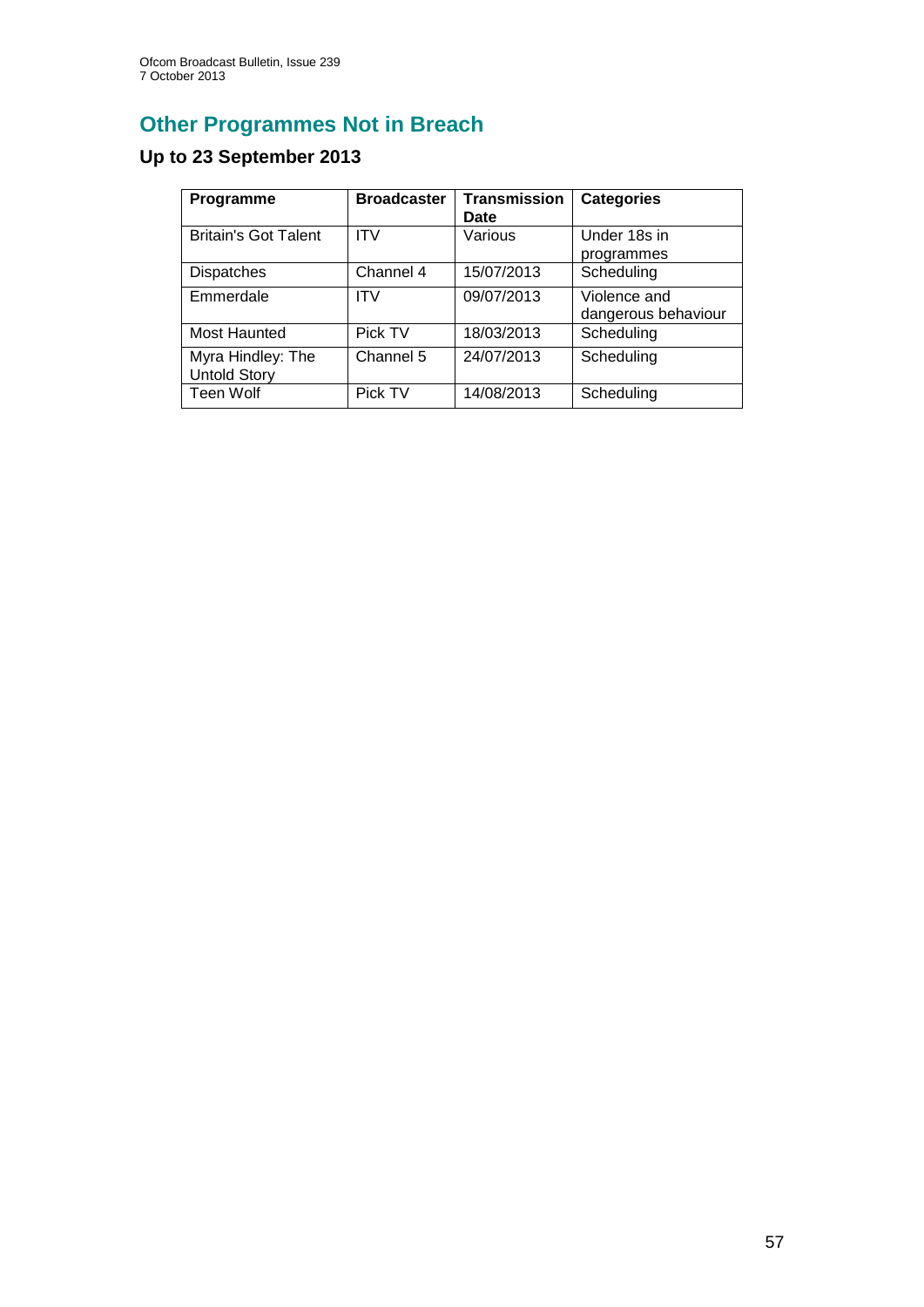# Other Programmes Not in Breach

## Up to 23 September 2013

| Programme | Broadcaster | Transmission Date | Categories |
|---|---|---|---|
| Britain's Got Talent | ITV | Various | Under 18s in programmes |
| Dispatches | Channel 4 | 15/07/2013 | Scheduling |
| Emmerdale | ITV | 09/07/2013 | Violence and dangerous behaviour |
| Most Haunted | Pick TV | 18/03/2013 | Scheduling |
| Myra Hindley: The Untold Story | Channel 5 | 24/07/2013 | Scheduling |
| Teen Wolf | Pick TV | 14/08/2013 | Scheduling |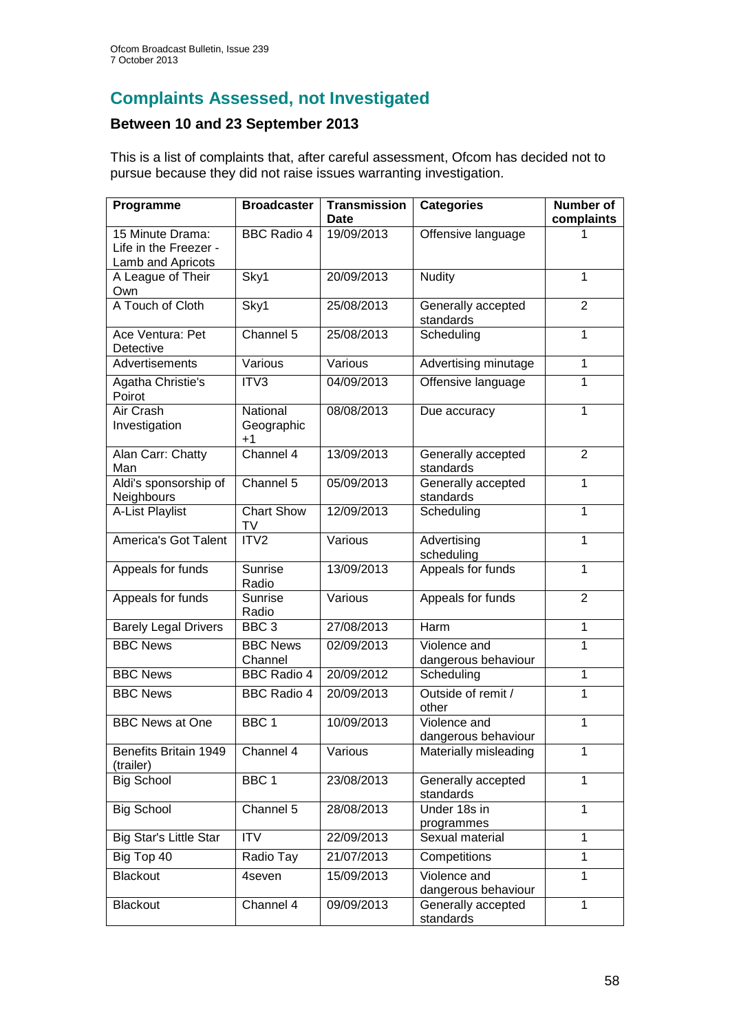## Complaints Assessed, not Investigated

### Between 10 and 23 September 2013

This is a list of complaints that, after careful assessment, Ofcom has decided not to pursue because they did not raise issues warranting investigation.

| Programme | Broadcaster | Transmission Date | Categories | Number of complaints |
|---|---|---|---|---|
| 15 Minute Drama: Life in the Freezer - Lamb and Apricots | BBC Radio 4 | 19/09/2013 | Offensive language | 1 |
| A League of Their Own | Sky1 | 20/09/2013 | Nudity | 1 |
| A Touch of Cloth | Sky1 | 25/08/2013 | Generally accepted standards | 2 |
| Ace Ventura: Pet Detective | Channel 5 | 25/08/2013 | Scheduling | 1 |
| Advertisements | Various | Various | Advertising minutage | 1 |
| Agatha Christie's Poirot | ITV3 | 04/09/2013 | Offensive language | 1 |
| Air Crash Investigation | National Geographic +1 | 08/08/2013 | Due accuracy | 1 |
| Alan Carr: Chatty Man | Channel 4 | 13/09/2013 | Generally accepted standards | 2 |
| Aldi's sponsorship of Neighbours | Channel 5 | 05/09/2013 | Generally accepted standards | 1 |
| A-List Playlist | Chart Show TV | 12/09/2013 | Scheduling | 1 |
| America's Got Talent | ITV2 | Various | Advertising scheduling | 1 |
| Appeals for funds | Sunrise Radio | 13/09/2013 | Appeals for funds | 1 |
| Appeals for funds | Sunrise Radio | Various | Appeals for funds | 2 |
| Barely Legal Drivers | BBC 3 | 27/08/2013 | Harm | 1 |
| BBC News | BBC News Channel | 02/09/2013 | Violence and dangerous behaviour | 1 |
| BBC News | BBC Radio 4 | 20/09/2012 | Scheduling | 1 |
| BBC News | BBC Radio 4 | 20/09/2013 | Outside of remit / other | 1 |
| BBC News at One | BBC 1 | 10/09/2013 | Violence and dangerous behaviour | 1 |
| Benefits Britain 1949 (trailer) | Channel 4 | Various | Materially misleading | 1 |
| Big School | BBC 1 | 23/08/2013 | Generally accepted standards | 1 |
| Big School | Channel 5 | 28/08/2013 | Under 18s in programmes | 1 |
| Big Star's Little Star | ITV | 22/09/2013 | Sexual material | 1 |
| Big Top 40 | Radio Tay | 21/07/2013 | Competitions | 1 |
| Blackout | 4seven | 15/09/2013 | Violence and dangerous behaviour | 1 |
| Blackout | Channel 4 | 09/09/2013 | Generally accepted standards | 1 |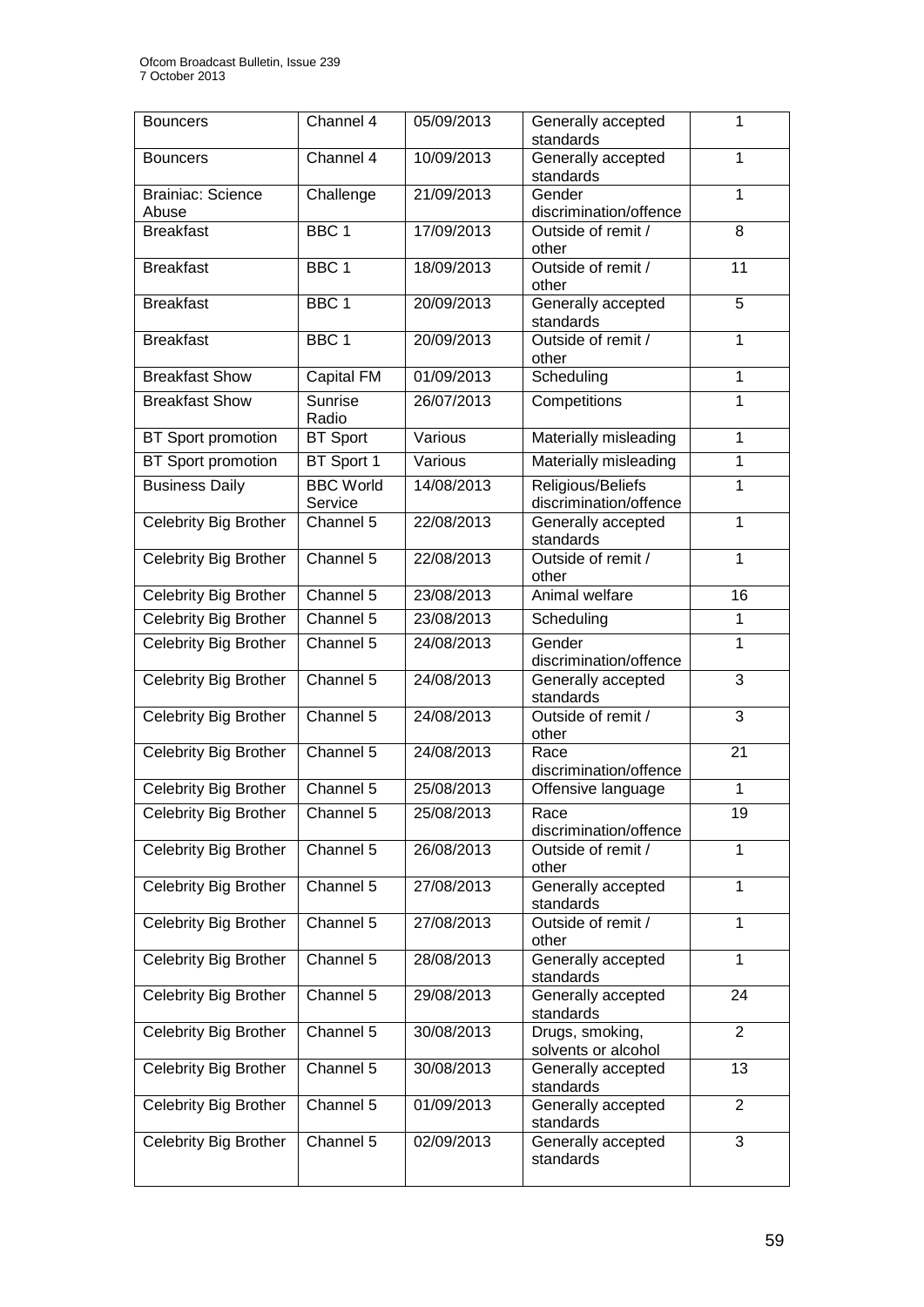| Bouncers | Channel 4 | 05/09/2013 | Generally accepted standards | 1 |
|---|---|---|---|---|
| Bouncers | Channel 4 | 10/09/2013 | Generally accepted standards | 1 |
| Brainiac: Science Abuse | Challenge | 21/09/2013 | Gender discrimination/offence | 1 |
| Breakfast | BBC 1 | 17/09/2013 | Outside of remit / other | 8 |
| Breakfast | BBC 1 | 18/09/2013 | Outside of remit / other | 11 |
| Breakfast | BBC 1 | 20/09/2013 | Generally accepted standards | 5 |
| Breakfast | BBC 1 | 20/09/2013 | Outside of remit / other | 1 |
| Breakfast Show | Capital FM | 01/09/2013 | Scheduling | 1 |
| Breakfast Show | Sunrise Radio | 26/07/2013 | Competitions | 1 |
| BT Sport promotion | BT Sport | Various | Materially misleading | 1 |
| BT Sport promotion | BT Sport 1 | Various | Materially misleading | 1 |
| Business Daily | BBC World Service | 14/08/2013 | Religious/Beliefs discrimination/offence | 1 |
| Celebrity Big Brother | Channel 5 | 22/08/2013 | Generally accepted standards | 1 |
| Celebrity Big Brother | Channel 5 | 22/08/2013 | Outside of remit / other | 1 |
| Celebrity Big Brother | Channel 5 | 23/08/2013 | Animal welfare | 16 |
| Celebrity Big Brother | Channel 5 | 23/08/2013 | Scheduling | 1 |
| Celebrity Big Brother | Channel 5 | 24/08/2013 | Gender discrimination/offence | 1 |
| Celebrity Big Brother | Channel 5 | 24/08/2013 | Generally accepted standards | 3 |
| Celebrity Big Brother | Channel 5 | 24/08/2013 | Outside of remit / other | 3 |
| Celebrity Big Brother | Channel 5 | 24/08/2013 | Race discrimination/offence | 21 |
| Celebrity Big Brother | Channel 5 | 25/08/2013 | Offensive language | 1 |
| Celebrity Big Brother | Channel 5 | 25/08/2013 | Race discrimination/offence | 19 |
| Celebrity Big Brother | Channel 5 | 26/08/2013 | Outside of remit / other | 1 |
| Celebrity Big Brother | Channel 5 | 27/08/2013 | Generally accepted standards | 1 |
| Celebrity Big Brother | Channel 5 | 27/08/2013 | Outside of remit / other | 1 |
| Celebrity Big Brother | Channel 5 | 28/08/2013 | Generally accepted standards | 1 |
| Celebrity Big Brother | Channel 5 | 29/08/2013 | Generally accepted standards | 24 |
| Celebrity Big Brother | Channel 5 | 30/08/2013 | Drugs, smoking, solvents or alcohol | 2 |
| Celebrity Big Brother | Channel 5 | 30/08/2013 | Generally accepted standards | 13 |
| Celebrity Big Brother | Channel 5 | 01/09/2013 | Generally accepted standards | 2 |
| Celebrity Big Brother | Channel 5 | 02/09/2013 | Generally accepted standards | 3 |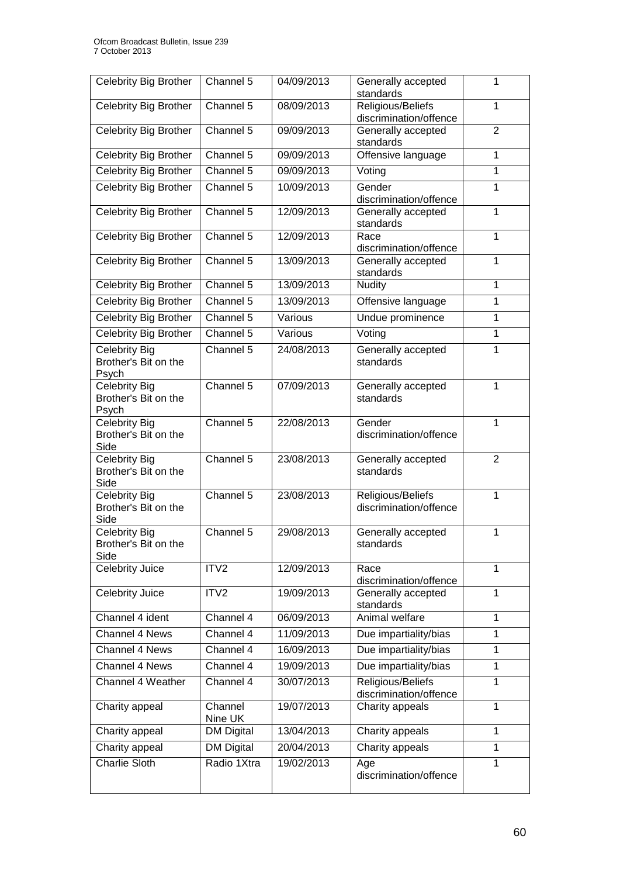| Celebrity Big Brother | Channel 5 | 04/09/2013 | Generally accepted standards | 1 |
|---|---|---|---|---|
| Celebrity Big Brother | Channel 5 | 08/09/2013 | Religious/Beliefs discrimination/offence | 1 |
| Celebrity Big Brother | Channel 5 | 09/09/2013 | Generally accepted standards | 2 |
| Celebrity Big Brother | Channel 5 | 09/09/2013 | Offensive language | 1 |
| Celebrity Big Brother | Channel 5 | 09/09/2013 | Voting | 1 |
| Celebrity Big Brother | Channel 5 | 10/09/2013 | Gender discrimination/offence | 1 |
| Celebrity Big Brother | Channel 5 | 12/09/2013 | Generally accepted standards | 1 |
| Celebrity Big Brother | Channel 5 | 12/09/2013 | Race discrimination/offence | 1 |
| Celebrity Big Brother | Channel 5 | 13/09/2013 | Generally accepted standards | 1 |
| Celebrity Big Brother | Channel 5 | 13/09/2013 | Nudity | 1 |
| Celebrity Big Brother | Channel 5 | 13/09/2013 | Offensive language | 1 |
| Celebrity Big Brother | Channel 5 | Various | Undue prominence | 1 |
| Celebrity Big Brother | Channel 5 | Various | Voting | 1 |
| Celebrity Big Brother's Bit on the Psych | Channel 5 | 24/08/2013 | Generally accepted standards | 1 |
| Celebrity Big Brother's Bit on the Psych | Channel 5 | 07/09/2013 | Generally accepted standards | 1 |
| Celebrity Big Brother's Bit on the Side | Channel 5 | 22/08/2013 | Gender discrimination/offence | 1 |
| Celebrity Big Brother's Bit on the Side | Channel 5 | 23/08/2013 | Generally accepted standards | 2 |
| Celebrity Big Brother's Bit on the Side | Channel 5 | 23/08/2013 | Religious/Beliefs discrimination/offence | 1 |
| Celebrity Big Brother's Bit on the Side | Channel 5 | 29/08/2013 | Generally accepted standards | 1 |
| Celebrity Juice | ITV2 | 12/09/2013 | Race discrimination/offence | 1 |
| Celebrity Juice | ITV2 | 19/09/2013 | Generally accepted standards | 1 |
| Channel 4 ident | Channel 4 | 06/09/2013 | Animal welfare | 1 |
| Channel 4 News | Channel 4 | 11/09/2013 | Due impartiality/bias | 1 |
| Channel 4 News | Channel 4 | 16/09/2013 | Due impartiality/bias | 1 |
| Channel 4 News | Channel 4 | 19/09/2013 | Due impartiality/bias | 1 |
| Channel 4 Weather | Channel 4 | 30/07/2013 | Religious/Beliefs discrimination/offence | 1 |
| Charity appeal | Channel Nine UK | 19/07/2013 | Charity appeals | 1 |
| Charity appeal | DM Digital | 13/04/2013 | Charity appeals | 1 |
| Charity appeal | DM Digital | 20/04/2013 | Charity appeals | 1 |
| Charlie Sloth | Radio 1Xtra | 19/02/2013 | Age discrimination/offence | 1 |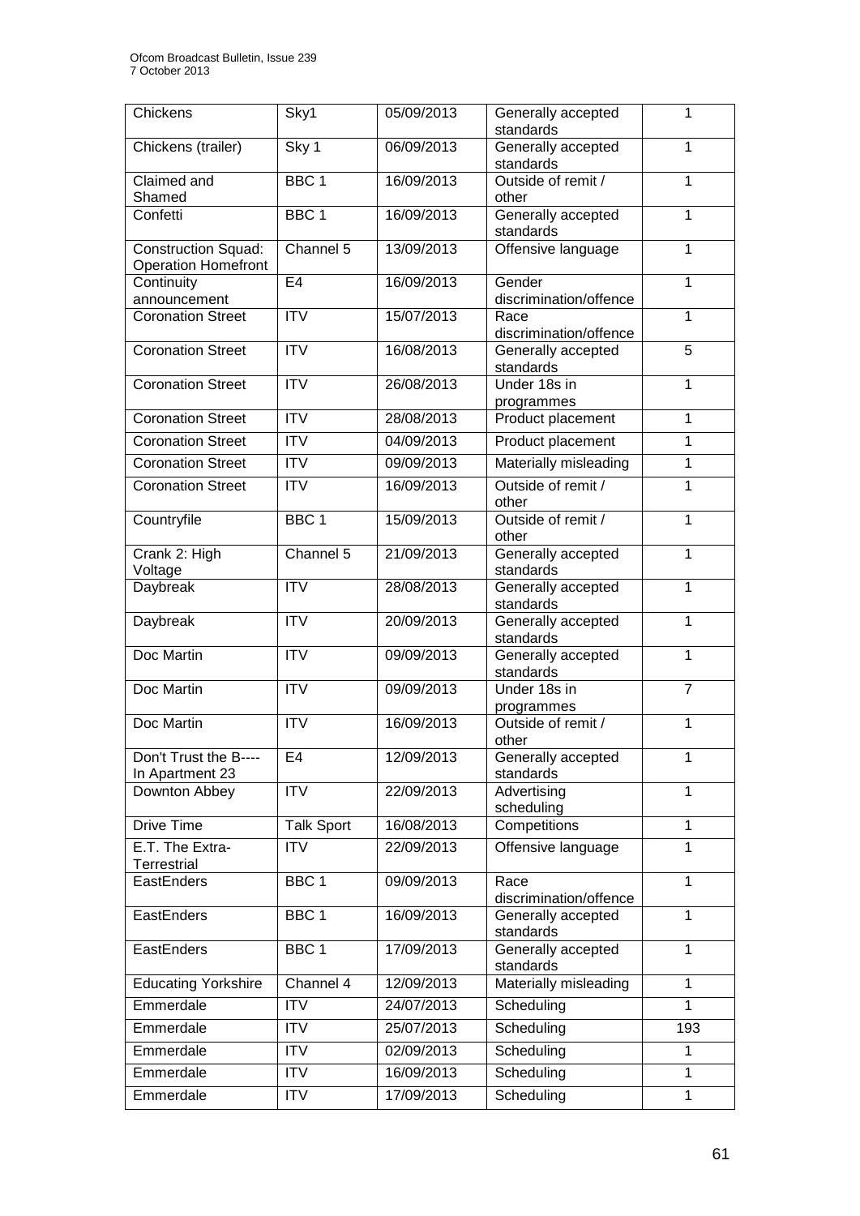| Chickens | Sky1 | 05/09/2013 | Generally accepted standards | 1 |
|---|---|---|---|---|
| Chickens (trailer) | Sky 1 | 06/09/2013 | Generally accepted standards | 1 |
| Claimed and Shamed | BBC 1 | 16/09/2013 | Outside of remit / other | 1 |
| Confetti | BBC 1 | 16/09/2013 | Generally accepted standards | 1 |
| Construction Squad: Operation Homefront | Channel 5 | 13/09/2013 | Offensive language | 1 |
| Continuity announcement | E4 | 16/09/2013 | Gender discrimination/offence | 1 |
| Coronation Street | ITV | 15/07/2013 | Race discrimination/offence | 1 |
| Coronation Street | ITV | 16/08/2013 | Generally accepted standards | 5 |
| Coronation Street | ITV | 26/08/2013 | Under 18s in programmes | 1 |
| Coronation Street | ITV | 28/08/2013 | Product placement | 1 |
| Coronation Street | ITV | 04/09/2013 | Product placement | 1 |
| Coronation Street | ITV | 09/09/2013 | Materially misleading | 1 |
| Coronation Street | ITV | 16/09/2013 | Outside of remit / other | 1 |
| Countryfile | BBC 1 | 15/09/2013 | Outside of remit / other | 1 |
| Crank 2: High Voltage | Channel 5 | 21/09/2013 | Generally accepted standards | 1 |
| Daybreak | ITV | 28/08/2013 | Generally accepted standards | 1 |
| Daybreak | ITV | 20/09/2013 | Generally accepted standards | 1 |
| Doc Martin | ITV | 09/09/2013 | Generally accepted standards | 1 |
| Doc Martin | ITV | 09/09/2013 | Under 18s in programmes | 7 |
| Doc Martin | ITV | 16/09/2013 | Outside of remit / other | 1 |
| Don't Trust the B---- In Apartment 23 | E4 | 12/09/2013 | Generally accepted standards | 1 |
| Downton Abbey | ITV | 22/09/2013 | Advertising scheduling | 1 |
| Drive Time | Talk Sport | 16/08/2013 | Competitions | 1 |
| E.T. The Extra-Terrestrial | ITV | 22/09/2013 | Offensive language | 1 |
| EastEnders | BBC 1 | 09/09/2013 | Race discrimination/offence | 1 |
| EastEnders | BBC 1 | 16/09/2013 | Generally accepted standards | 1 |
| EastEnders | BBC 1 | 17/09/2013 | Generally accepted standards | 1 |
| Educating Yorkshire | Channel 4 | 12/09/2013 | Materially misleading | 1 |
| Emmerdale | ITV | 24/07/2013 | Scheduling | 1 |
| Emmerdale | ITV | 25/07/2013 | Scheduling | 193 |
| Emmerdale | ITV | 02/09/2013 | Scheduling | 1 |
| Emmerdale | ITV | 16/09/2013 | Scheduling | 1 |
| Emmerdale | ITV | 17/09/2013 | Scheduling | 1 |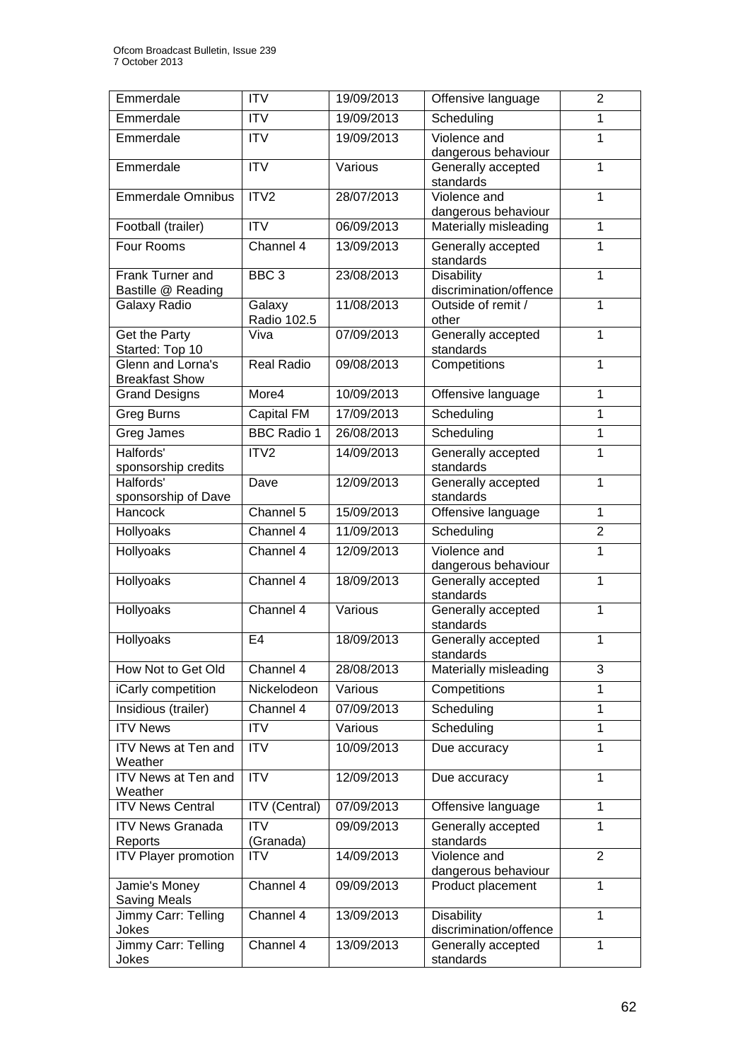| Emmerdale | ITV | 19/09/2013 | Offensive language | 2 |
|---|---|---|---|---|
| Emmerdale | ITV | 19/09/2013 | Scheduling | 1 |
| Emmerdale | ITV | 19/09/2013 | Violence and dangerous behaviour | 1 |
| Emmerdale | ITV | Various | Generally accepted standards | 1 |
| Emmerdale Omnibus | ITV2 | 28/07/2013 | Violence and dangerous behaviour | 1 |
| Football (trailer) | ITV | 06/09/2013 | Materially misleading | 1 |
| Four Rooms | Channel 4 | 13/09/2013 | Generally accepted standards | 1 |
| Frank Turner and Bastille @ Reading | BBC 3 | 23/08/2013 | Disability discrimination/offence | 1 |
| Galaxy Radio | Galaxy Radio 102.5 | 11/08/2013 | Outside of remit / other | 1 |
| Get the Party Started: Top 10 | Viva | 07/09/2013 | Generally accepted standards | 1 |
| Glenn and Lorna's Breakfast Show | Real Radio | 09/08/2013 | Competitions | 1 |
| Grand Designs | More4 | 10/09/2013 | Offensive language | 1 |
| Greg Burns | Capital FM | 17/09/2013 | Scheduling | 1 |
| Greg James | BBC Radio 1 | 26/08/2013 | Scheduling | 1 |
| Halfords' sponsorship credits | ITV2 | 14/09/2013 | Generally accepted standards | 1 |
| Halfords' sponsorship of Dave | Dave | 12/09/2013 | Generally accepted standards | 1 |
| Hancock | Channel 5 | 15/09/2013 | Offensive language | 1 |
| Hollyoaks | Channel 4 | 11/09/2013 | Scheduling | 2 |
| Hollyoaks | Channel 4 | 12/09/2013 | Violence and dangerous behaviour | 1 |
| Hollyoaks | Channel 4 | 18/09/2013 | Generally accepted standards | 1 |
| Hollyoaks | Channel 4 | Various | Generally accepted standards | 1 |
| Hollyoaks | E4 | 18/09/2013 | Generally accepted standards | 1 |
| How Not to Get Old | Channel 4 | 28/08/2013 | Materially misleading | 3 |
| iCarly competition | Nickelodeon | Various | Competitions | 1 |
| Insidious (trailer) | Channel 4 | 07/09/2013 | Scheduling | 1 |
| ITV News | ITV | Various | Scheduling | 1 |
| ITV News at Ten and Weather | ITV | 10/09/2013 | Due accuracy | 1 |
| ITV News at Ten and Weather | ITV | 12/09/2013 | Due accuracy | 1 |
| ITV News Central | ITV (Central) | 07/09/2013 | Offensive language | 1 |
| ITV News Granada Reports | ITV (Granada) | 09/09/2013 | Generally accepted standards | 1 |
| ITV Player promotion | ITV | 14/09/2013 | Violence and dangerous behaviour | 2 |
| Jamie's Money Saving Meals | Channel 4 | 09/09/2013 | Product placement | 1 |
| Jimmy Carr: Telling Jokes | Channel 4 | 13/09/2013 | Disability discrimination/offence | 1 |
| Jimmy Carr: Telling Jokes | Channel 4 | 13/09/2013 | Generally accepted standards | 1 |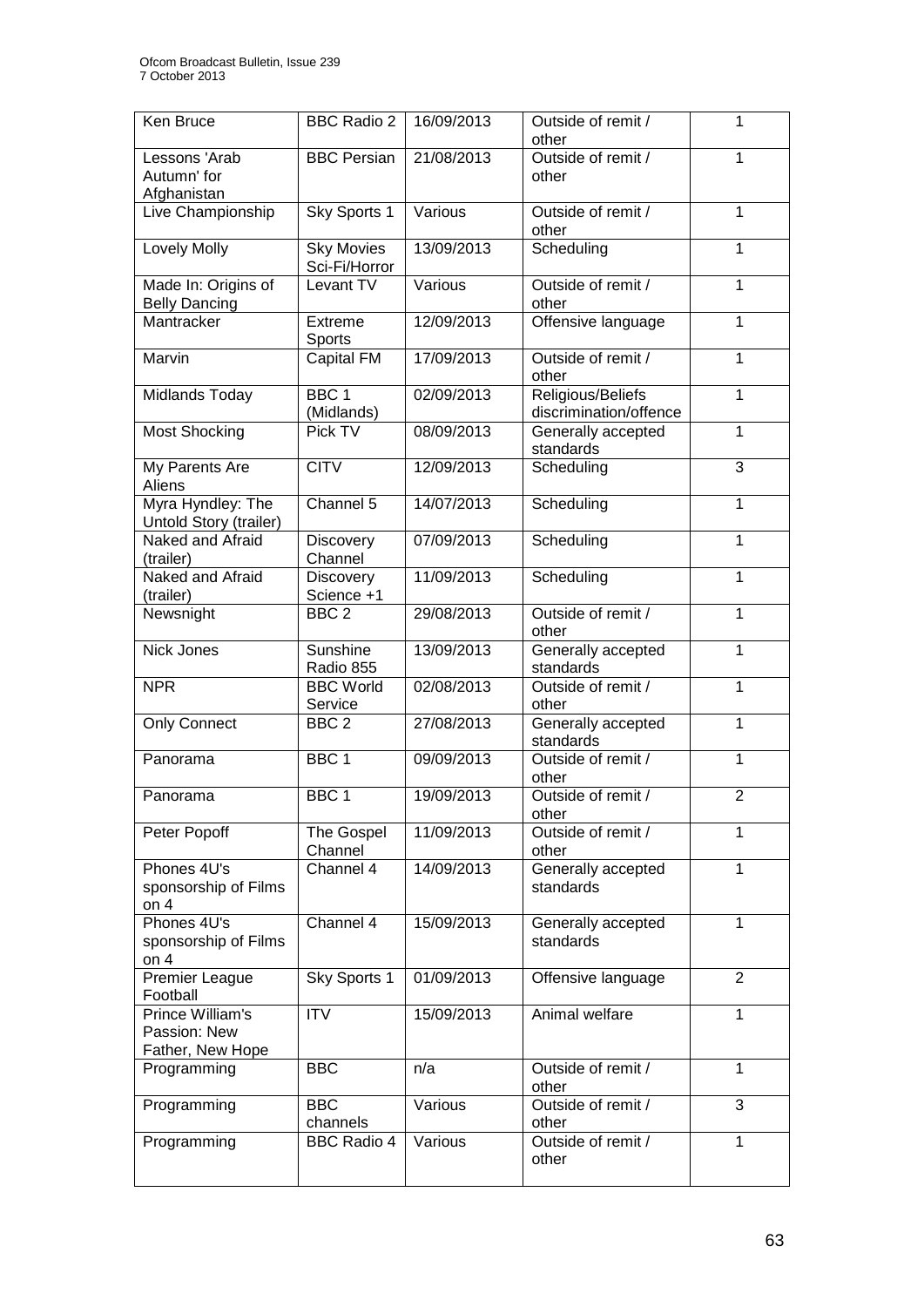| Ken Bruce | BBC Radio 2 | 16/09/2013 | Outside of remit / other | 1 |
|---|---|---|---|---|
| Lessons 'Arab Autumn' for Afghanistan | BBC Persian | 21/08/2013 | Outside of remit / other | 1 |
| Live Championship | Sky Sports 1 | Various | Outside of remit / other | 1 |
| Lovely Molly | Sky Movies Sci-Fi/Horror | 13/09/2013 | Scheduling | 1 |
| Made In: Origins of Belly Dancing | Levant TV | Various | Outside of remit / other | 1 |
| Mantracker | Extreme Sports | 12/09/2013 | Offensive language | 1 |
| Marvin | Capital FM | 17/09/2013 | Outside of remit / other | 1 |
| Midlands Today | BBC 1 (Midlands) | 02/09/2013 | Religious/Beliefs discrimination/offence | 1 |
| Most Shocking | Pick TV | 08/09/2013 | Generally accepted standards | 1 |
| My Parents Are Aliens | CITV | 12/09/2013 | Scheduling | 3 |
| Myra Hyndley: The Untold Story (trailer) | Channel 5 | 14/07/2013 | Scheduling | 1 |
| Naked and Afraid (trailer) | Discovery Channel | 07/09/2013 | Scheduling | 1 |
| Naked and Afraid (trailer) | Discovery Science +1 | 11/09/2013 | Scheduling | 1 |
| Newsnight | BBC 2 | 29/08/2013 | Outside of remit / other | 1 |
| Nick Jones | Sunshine Radio 855 | 13/09/2013 | Generally accepted standards | 1 |
| NPR | BBC World Service | 02/08/2013 | Outside of remit / other | 1 |
| Only Connect | BBC 2 | 27/08/2013 | Generally accepted standards | 1 |
| Panorama | BBC 1 | 09/09/2013 | Outside of remit / other | 1 |
| Panorama | BBC 1 | 19/09/2013 | Outside of remit / other | 2 |
| Peter Popoff | The Gospel Channel | 11/09/2013 | Outside of remit / other | 1 |
| Phones 4U's sponsorship of Films on 4 | Channel 4 | 14/09/2013 | Generally accepted standards | 1 |
| Phones 4U's sponsorship of Films on 4 | Channel 4 | 15/09/2013 | Generally accepted standards | 1 |
| Premier League Football | Sky Sports 1 | 01/09/2013 | Offensive language | 2 |
| Prince William's Passion: New Father, New Hope | ITV | 15/09/2013 | Animal welfare | 1 |
| Programming | BBC | n/a | Outside of remit / other | 1 |
| Programming | BBC channels | Various | Outside of remit / other | 3 |
| Programming | BBC Radio 4 | Various | Outside of remit / other | 1 |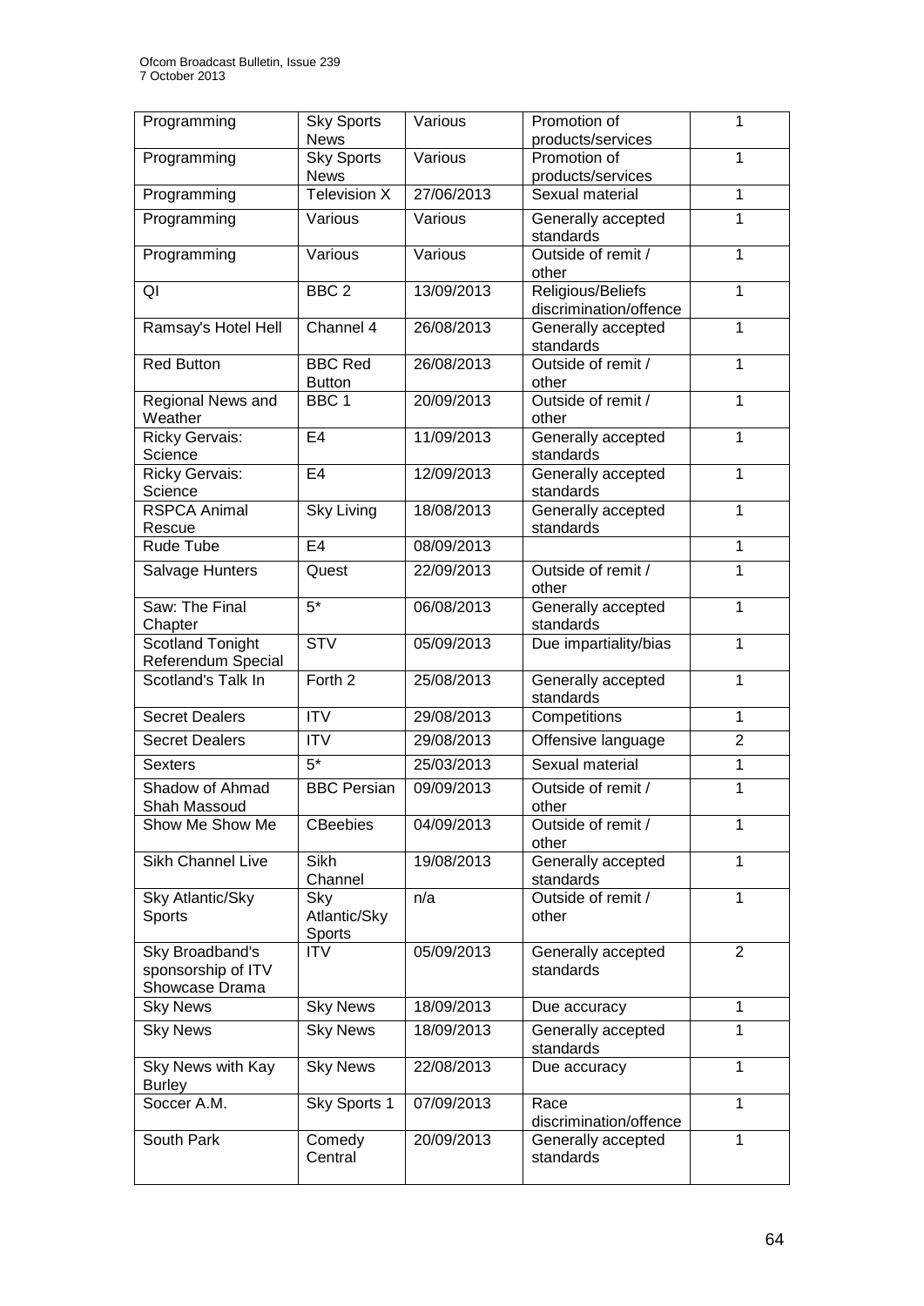| Programming | Sky Sports News | Various | Promotion of products/services | 1 |
|---|---|---|---|---|
| Programming | Sky Sports News | Various | Promotion of products/services | 1 |
| Programming | Television X | 27/06/2013 | Sexual material | 1 |
| Programming | Various | Various | Generally accepted standards | 1 |
| Programming | Various | Various | Outside of remit / other | 1 |
| QI | BBC 2 | 13/09/2013 | Religious/Beliefs discrimination/offence | 1 |
| Ramsay's Hotel Hell | Channel 4 | 26/08/2013 | Generally accepted standards | 1 |
| Red Button | BBC Red Button | 26/08/2013 | Outside of remit / other | 1 |
| Regional News and Weather | BBC 1 | 20/09/2013 | Outside of remit / other | 1 |
| Ricky Gervais: Science | E4 | 11/09/2013 | Generally accepted standards | 1 |
| Ricky Gervais: Science | E4 | 12/09/2013 | Generally accepted standards | 1 |
| RSPCA Animal Rescue | Sky Living | 18/08/2013 | Generally accepted standards | 1 |
| Rude Tube | E4 | 08/09/2013 | | 1 |
| Salvage Hunters | Quest | 22/09/2013 | Outside of remit / other | 1 |
| Saw: The Final Chapter | 5* | 06/08/2013 | Generally accepted standards | 1 |
| Scotland Tonight Referendum Special | STV | 05/09/2013 | Due impartiality/bias | 1 |
| Scotland's Talk In | Forth 2 | 25/08/2013 | Generally accepted standards | 1 |
| Secret Dealers | ITV | 29/08/2013 | Competitions | 1 |
| Secret Dealers | ITV | 29/08/2013 | Offensive language | 2 |
| Sexters | 5* | 25/03/2013 | Sexual material | 1 |
| Shadow of Ahmad Shah Massoud | BBC Persian | 09/09/2013 | Outside of remit / other | 1 |
| Show Me Show Me | CBeebies | 04/09/2013 | Outside of remit / other | 1 |
| Sikh Channel Live | Sikh Channel | 19/08/2013 | Generally accepted standards | 1 |
| Sky Atlantic/Sky Sports | Sky Atlantic/Sky Sports | n/a | Outside of remit / other | 1 |
| Sky Broadband's sponsorship of ITV Showcase Drama | ITV | 05/09/2013 | Generally accepted standards | 2 |
| Sky News | Sky News | 18/09/2013 | Due accuracy | 1 |
| Sky News | Sky News | 18/09/2013 | Generally accepted standards | 1 |
| Sky News with Kay Burley | Sky News | 22/08/2013 | Due accuracy | 1 |
| Soccer A.M. | Sky Sports 1 | 07/09/2013 | Race discrimination/offence | 1 |
| South Park | Comedy Central | 20/09/2013 | Generally accepted standards | 1 |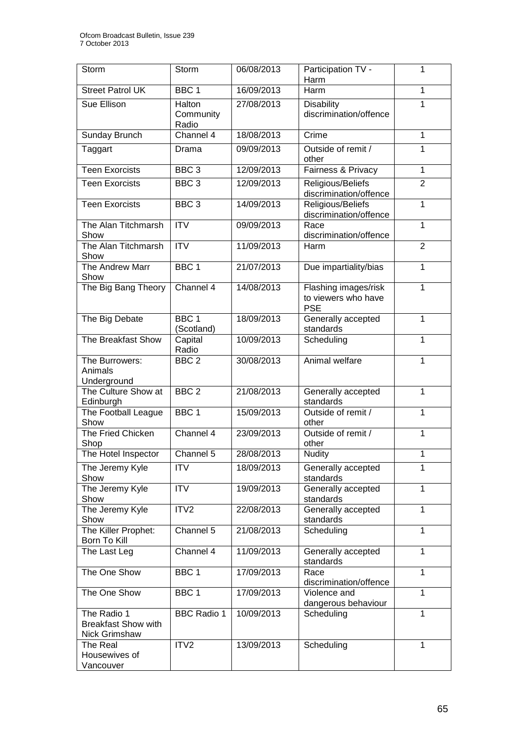| Storm | Storm | 06/08/2013 | Participation TV - Harm | 1 |
|---|---|---|---|---|
| Street Patrol UK | BBC 1 | 16/09/2013 | Harm | 1 |
| Sue Ellison | Halton Community Radio | 27/08/2013 | Disability discrimination/offence | 1 |
| Sunday Brunch | Channel 4 | 18/08/2013 | Crime | 1 |
| Taggart | Drama | 09/09/2013 | Outside of remit / other | 1 |
| Teen Exorcists | BBC 3 | 12/09/2013 | Fairness & Privacy | 1 |
| Teen Exorcists | BBC 3 | 12/09/2013 | Religious/Beliefs discrimination/offence | 2 |
| Teen Exorcists | BBC 3 | 14/09/2013 | Religious/Beliefs discrimination/offence | 1 |
| The Alan Titchmarsh Show | ITV | 09/09/2013 | Race discrimination/offence | 1 |
| The Alan Titchmarsh Show | ITV | 11/09/2013 | Harm | 2 |
| The Andrew Marr Show | BBC 1 | 21/07/2013 | Due impartiality/bias | 1 |
| The Big Bang Theory | Channel 4 | 14/08/2013 | Flashing images/risk to viewers who have PSE | 1 |
| The Big Debate | BBC 1 (Scotland) | 18/09/2013 | Generally accepted standards | 1 |
| The Breakfast Show | Capital Radio | 10/09/2013 | Scheduling | 1 |
| The Burrowers: Animals Underground | BBC 2 | 30/08/2013 | Animal welfare | 1 |
| The Culture Show at Edinburgh | BBC 2 | 21/08/2013 | Generally accepted standards | 1 |
| The Football League Show | BBC 1 | 15/09/2013 | Outside of remit / other | 1 |
| The Fried Chicken Shop | Channel 4 | 23/09/2013 | Outside of remit / other | 1 |
| The Hotel Inspector | Channel 5 | 28/08/2013 | Nudity | 1 |
| The Jeremy Kyle Show | ITV | 18/09/2013 | Generally accepted standards | 1 |
| The Jeremy Kyle Show | ITV | 19/09/2013 | Generally accepted standards | 1 |
| The Jeremy Kyle Show | ITV2 | 22/08/2013 | Generally accepted standards | 1 |
| The Killer Prophet: Born To Kill | Channel 5 | 21/08/2013 | Scheduling | 1 |
| The Last Leg | Channel 4 | 11/09/2013 | Generally accepted standards | 1 |
| The One Show | BBC 1 | 17/09/2013 | Race discrimination/offence | 1 |
| The One Show | BBC 1 | 17/09/2013 | Violence and dangerous behaviour | 1 |
| The Radio 1 Breakfast Show with Nick Grimshaw | BBC Radio 1 | 10/09/2013 | Scheduling | 1 |
| The Real Housewives of Vancouver | ITV2 | 13/09/2013 | Scheduling | 1 |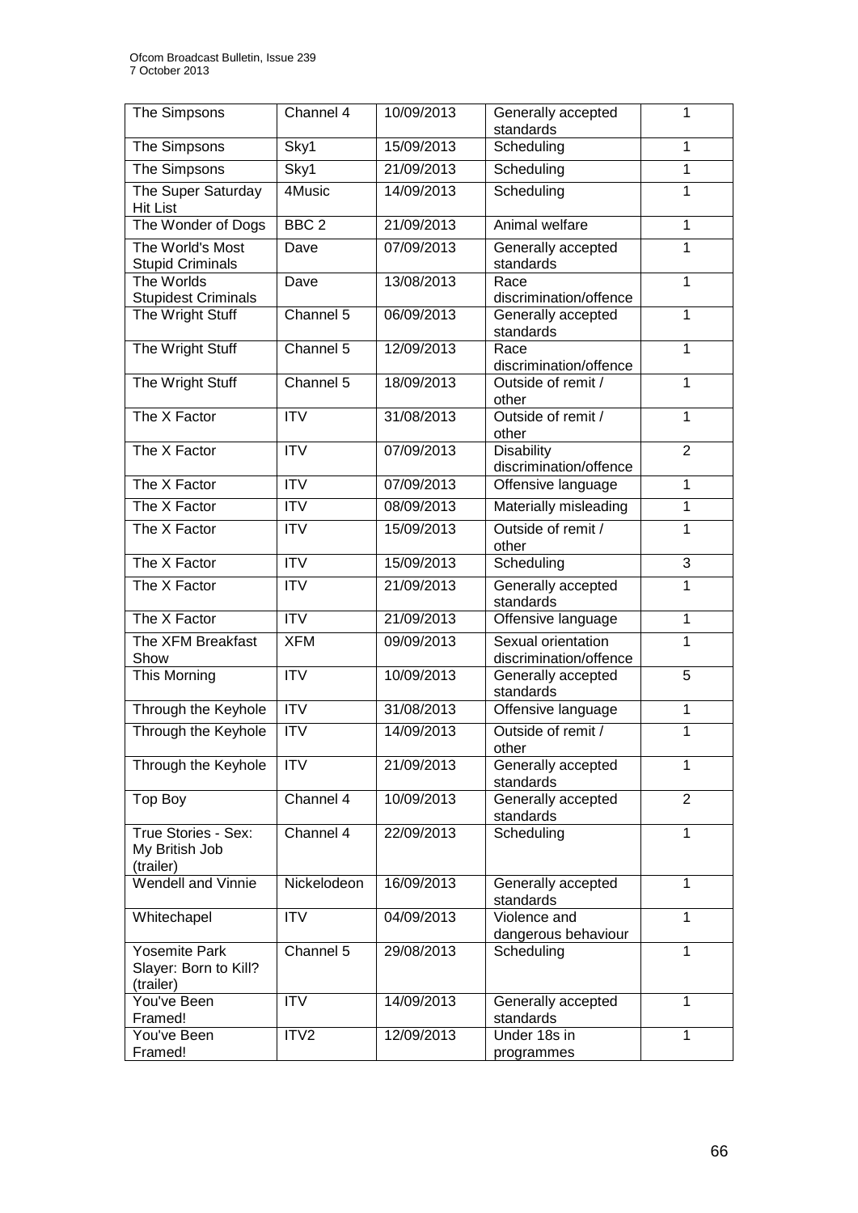| The Simpsons | Channel 4 | 10/09/2013 | Generally accepted standards | 1 |
|---|---|---|---|---|
| The Simpsons | Sky1 | 15/09/2013 | Scheduling | 1 |
| The Simpsons | Sky1 | 21/09/2013 | Scheduling | 1 |
| The Super Saturday Hit List | 4Music | 14/09/2013 | Scheduling | 1 |
| The Wonder of Dogs | BBC 2 | 21/09/2013 | Animal welfare | 1 |
| The World's Most Stupid Criminals | Dave | 07/09/2013 | Generally accepted standards | 1 |
| The Worlds Stupidest Criminals | Dave | 13/08/2013 | Race discrimination/offence | 1 |
| The Wright Stuff | Channel 5 | 06/09/2013 | Generally accepted standards | 1 |
| The Wright Stuff | Channel 5 | 12/09/2013 | Race discrimination/offence | 1 |
| The Wright Stuff | Channel 5 | 18/09/2013 | Outside of remit / other | 1 |
| The X Factor | ITV | 31/08/2013 | Outside of remit / other | 1 |
| The X Factor | ITV | 07/09/2013 | Disability discrimination/offence | 2 |
| The X Factor | ITV | 07/09/2013 | Offensive language | 1 |
| The X Factor | ITV | 08/09/2013 | Materially misleading | 1 |
| The X Factor | ITV | 15/09/2013 | Outside of remit / other | 1 |
| The X Factor | ITV | 15/09/2013 | Scheduling | 3 |
| The X Factor | ITV | 21/09/2013 | Generally accepted standards | 1 |
| The X Factor | ITV | 21/09/2013 | Offensive language | 1 |
| The XFM Breakfast Show | XFM | 09/09/2013 | Sexual orientation discrimination/offence | 1 |
| This Morning | ITV | 10/09/2013 | Generally accepted standards | 5 |
| Through the Keyhole | ITV | 31/08/2013 | Offensive language | 1 |
| Through the Keyhole | ITV | 14/09/2013 | Outside of remit / other | 1 |
| Through the Keyhole | ITV | 21/09/2013 | Generally accepted standards | 1 |
| Top Boy | Channel 4 | 10/09/2013 | Generally accepted standards | 2 |
| True Stories - Sex: My British Job (trailer) | Channel 4 | 22/09/2013 | Scheduling | 1 |
| Wendell and Vinnie | Nickelodeon | 16/09/2013 | Generally accepted standards | 1 |
| Whitechapel | ITV | 04/09/2013 | Violence and dangerous behaviour | 1 |
| Yosemite Park Slayer: Born to Kill? (trailer) | Channel 5 | 29/08/2013 | Scheduling | 1 |
| You've Been Framed! | ITV | 14/09/2013 | Generally accepted standards | 1 |
| You've Been Framed! | ITV2 | 12/09/2013 | Under 18s in programmes | 1 |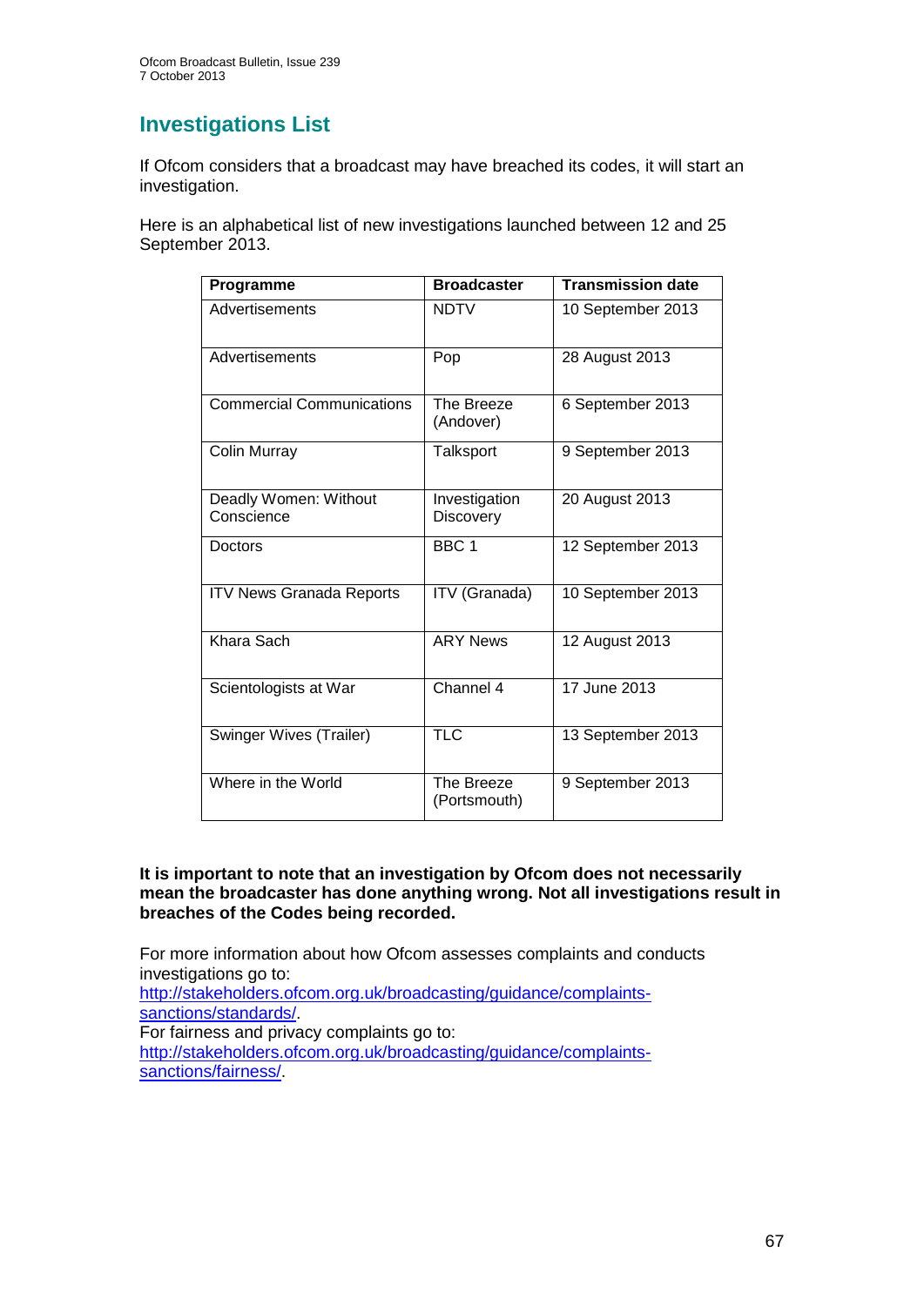## Investigations List

If Ofcom considers that a broadcast may have breached its codes, it will start an investigation.

Here is an alphabetical list of new investigations launched between 12 and 25 September 2013.

| Programme | Broadcaster | Transmission date |
|---|---|---|
| Advertisements | NDTV | 10 September 2013 |
| Advertisements | Pop | 28 August 2013 |
| Commercial Communications | The Breeze (Andover) | 6 September 2013 |
| Colin Murray | Talksport | 9 September 2013 |
| Deadly Women: Without Conscience | Investigation Discovery | 20 August 2013 |
| Doctors | BBC 1 | 12 September 2013 |
| ITV News Granada Reports | ITV (Granada) | 10 September 2013 |
| Khara Sach | ARY News | 12 August 2013 |
| Scientologists at War | Channel 4 | 17 June 2013 |
| Swinger Wives (Trailer) | TLC | 13 September 2013 |
| Where in the World | The Breeze (Portsmouth) | 9 September 2013 |

**It is important to note that an investigation by Ofcom does not necessarily mean the broadcaster has done anything wrong. Not all investigations result in breaches of the Codes being recorded.**

For more information about how Ofcom assesses complaints and conducts investigations go to:
http://stakeholders.ofcom.org.uk/broadcasting/guidance/complaints-sanctions/standards/.
For fairness and privacy complaints go to:
http://stakeholders.ofcom.org.uk/broadcasting/guidance/complaints-sanctions/fairness/.